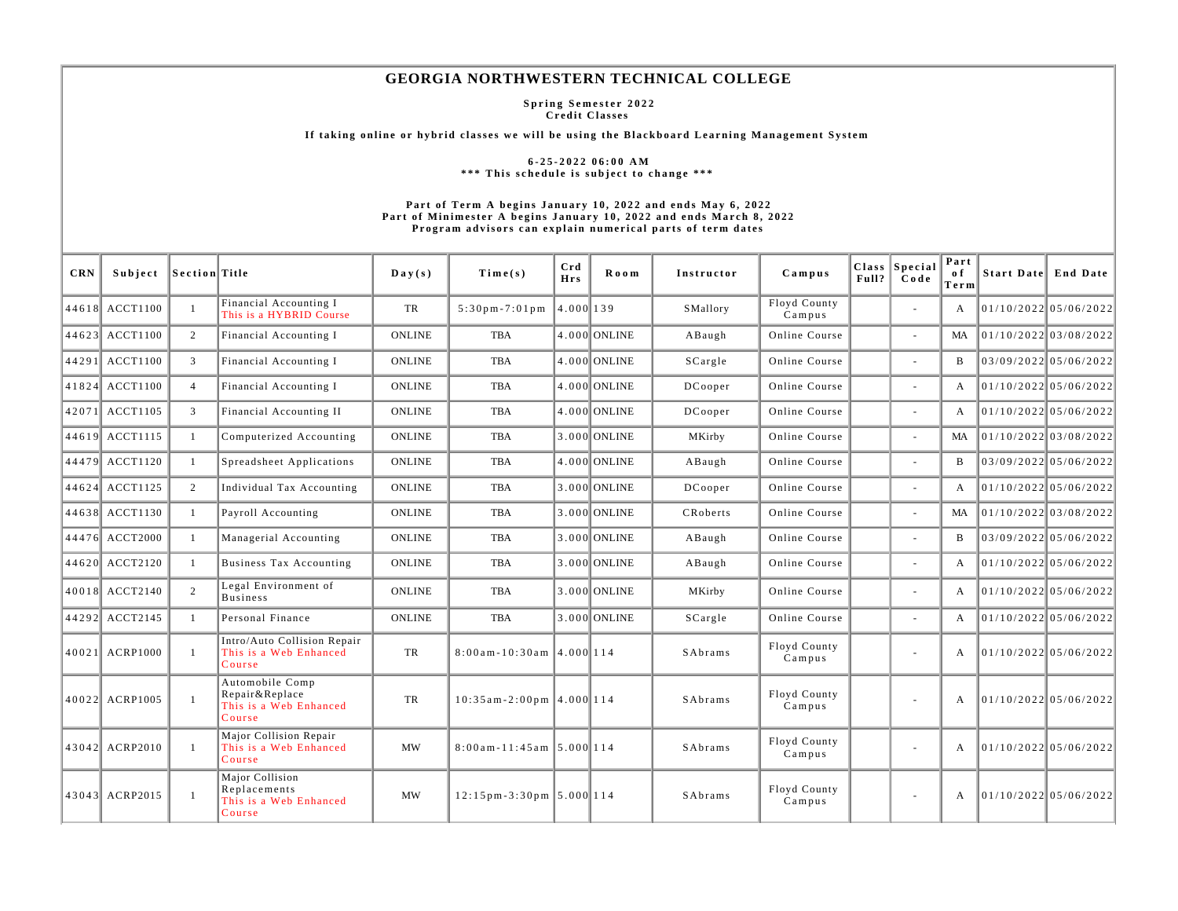# GEORGIA NORTHWESTERN TECHNICAL COLLEGE

**Spring Semester 2022**
**Credit Classes**

**If taking online or hybrid classes we will be using the Blackboard Learning Management System**

**6-25-2022 06:00 AM**
**\*\*\* This schedule is subject to change \*\*\***

**Part of Term A begins January 10, 2022 and ends May 6, 2022**
**Part of Minimester A begins January 10, 2022 and ends March 8, 2022**
**Program advisors can explain numerical parts of term dates**

| CRN | Subject | Section | Title | Day(s) | Time(s) | Crd Hrs | Room | Instructor | Campus | Class Full? | Special Code | Part of Term | Start Date | End Date |
|---|---|---|---|---|---|---|---|---|---|---|---|---|---|---|
| 44618 | ACCT1100 | 1 | Financial Accounting I This is a HYBRID Course | TR | 5:30pm-7:01pm | 4.000 | 139 | SMallory | Floyd County Campus | | - | A | 01/10/2022 | 05/06/2022 |
| 44623 | ACCT1100 | 2 | Financial Accounting I | ONLINE | TBA | 4.000 | ONLINE | ABaugh | Online Course | | - | MA | 01/10/2022 | 03/08/2022 |
| 44291 | ACCT1100 | 3 | Financial Accounting I | ONLINE | TBA | 4.000 | ONLINE | SCargle | Online Course | | - | B | 03/09/2022 | 05/06/2022 |
| 41824 | ACCT1100 | 4 | Financial Accounting I | ONLINE | TBA | 4.000 | ONLINE | DCooper | Online Course | | - | A | 01/10/2022 | 05/06/2022 |
| 42071 | ACCT1105 | 3 | Financial Accounting II | ONLINE | TBA | 4.000 | ONLINE | DCooper | Online Course | | - | A | 01/10/2022 | 05/06/2022 |
| 44619 | ACCT1115 | 1 | Computerized Accounting | ONLINE | TBA | 3.000 | ONLINE | MKirby | Online Course | | - | MA | 01/10/2022 | 03/08/2022 |
| 44479 | ACCT1120 | 1 | Spreadsheet Applications | ONLINE | TBA | 4.000 | ONLINE | ABaugh | Online Course | | - | B | 03/09/2022 | 05/06/2022 |
| 44624 | ACCT1125 | 2 | Individual Tax Accounting | ONLINE | TBA | 3.000 | ONLINE | DCooper | Online Course | | - | A | 01/10/2022 | 05/06/2022 |
| 44638 | ACCT1130 | 1 | Payroll Accounting | ONLINE | TBA | 3.000 | ONLINE | CRoberts | Online Course | | - | MA | 01/10/2022 | 03/08/2022 |
| 44476 | ACCT2000 | 1 | Managerial Accounting | ONLINE | TBA | 3.000 | ONLINE | ABaugh | Online Course | | - | B | 03/09/2022 | 05/06/2022 |
| 44620 | ACCT2120 | 1 | Business Tax Accounting | ONLINE | TBA | 3.000 | ONLINE | ABaugh | Online Course | | - | A | 01/10/2022 | 05/06/2022 |
| 40018 | ACCT2140 | 2 | Legal Environment of Business | ONLINE | TBA | 3.000 | ONLINE | MKirby | Online Course | | - | A | 01/10/2022 | 05/06/2022 |
| 44292 | ACCT2145 | 1 | Personal Finance | ONLINE | TBA | 3.000 | ONLINE | SCargle | Online Course | | - | A | 01/10/2022 | 05/06/2022 |
| 40021 | ACRP1000 | 1 | Intro/Auto Collision Repair This is a Web Enhanced Course | TR | 8:00am-10:30am | 4.000 | 114 | SAbrams | Floyd County Campus | | - | A | 01/10/2022 | 05/06/2022 |
| 40022 | ACRP1005 | 1 | Automobile Comp Repair&Replace This is a Web Enhanced Course | TR | 10:35am-2:00pm | 4.000 | 114 | SAbrams | Floyd County Campus | | - | A | 01/10/2022 | 05/06/2022 |
| 43042 | ACRP2010 | 1 | Major Collision Repair This is a Web Enhanced Course | MW | 8:00am-11:45am | 5.000 | 114 | SAbrams | Floyd County Campus | | - | A | 01/10/2022 | 05/06/2022 |
| 43043 | ACRP2015 | 1 | Major Collision Replacements This is a Web Enhanced Course | MW | 12:15pm-3:30pm | 5.000 | 114 | SAbrams | Floyd County Campus | | - | A | 01/10/2022 | 05/06/2022 |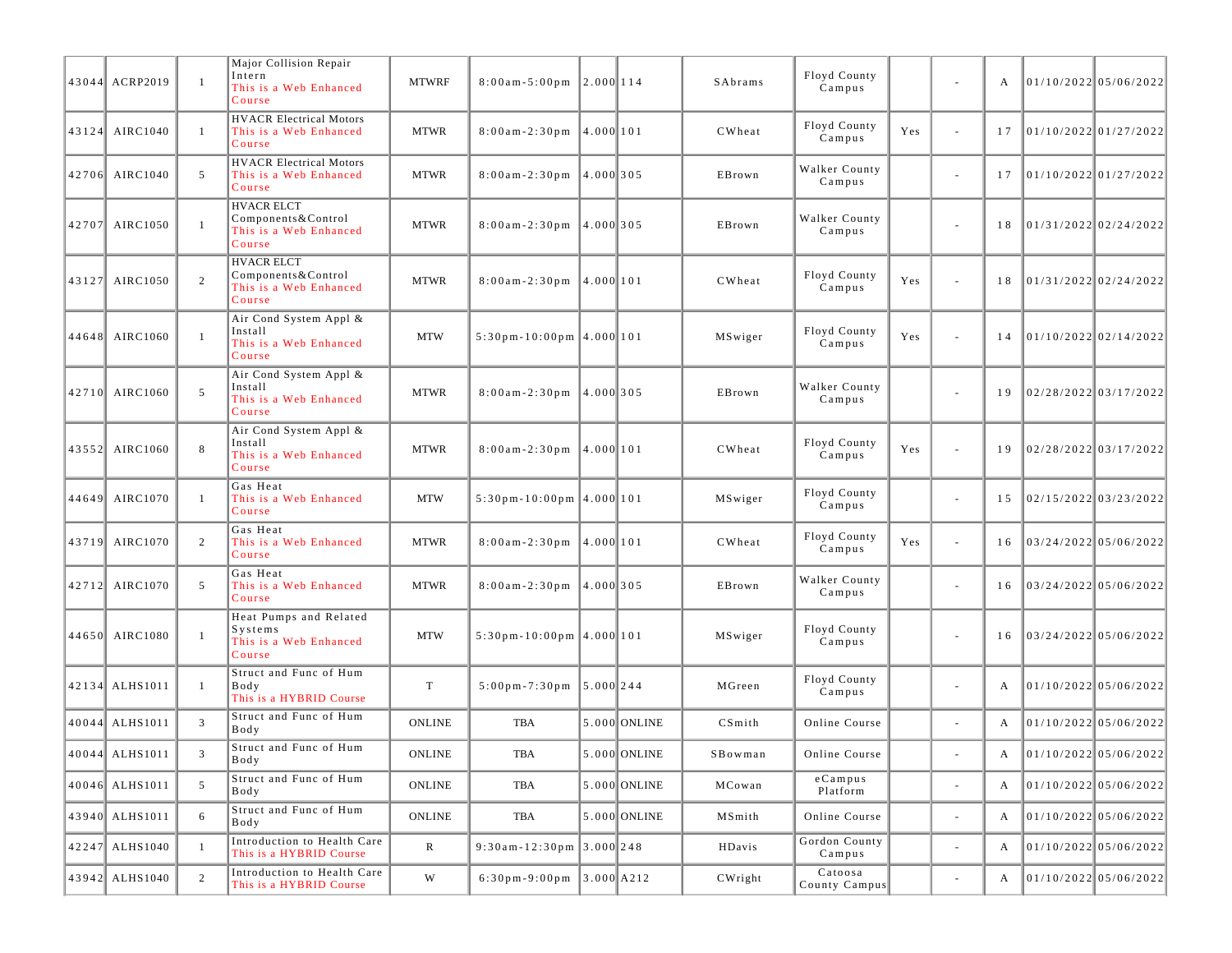| | | | | | | | | | | | | | | |
|---|---|---|---|---|---|---|---|---|---|---|---|---|---|---|
| 43044 | ACRP2019 | 1 | Major Collision Repair Intern This is a Web Enhanced Course | MTWRF | 8:00am-5:00pm | 2.000 | 114 | SAbrams | Floyd County Campus | | - | A | 01/10/2022 | 05/06/2022 |
| 43124 | AIRC1040 | 1 | HVACR Electrical Motors This is a Web Enhanced Course | MTWR | 8:00am-2:30pm | 4.000 | 101 | CWheat | Floyd County Campus | Yes | - | 17 | 01/10/2022 | 01/27/2022 |
| 42706 | AIRC1040 | 5 | HVACR Electrical Motors This is a Web Enhanced Course | MTWR | 8:00am-2:30pm | 4.000 | 305 | EBrown | Walker County Campus | | - | 17 | 01/10/2022 | 01/27/2022 |
| 42707 | AIRC1050 | 1 | HVACR ELCT Components&Control This is a Web Enhanced Course | MTWR | 8:00am-2:30pm | 4.000 | 305 | EBrown | Walker County Campus | | - | 18 | 01/31/2022 | 02/24/2022 |
| 43127 | AIRC1050 | 2 | HVACR ELCT Components&Control This is a Web Enhanced Course | MTWR | 8:00am-2:30pm | 4.000 | 101 | CWheat | Floyd County Campus | Yes | - | 18 | 01/31/2022 | 02/24/2022 |
| 44648 | AIRC1060 | 1 | Air Cond System Appl & Install This is a Web Enhanced Course | MTW | 5:30pm-10:00pm | 4.000 | 101 | MSwiger | Floyd County Campus | Yes | - | 14 | 01/10/2022 | 02/14/2022 |
| 42710 | AIRC1060 | 5 | Air Cond System Appl & Install This is a Web Enhanced Course | MTWR | 8:00am-2:30pm | 4.000 | 305 | EBrown | Walker County Campus | | - | 19 | 02/28/2022 | 03/17/2022 |
| 43552 | AIRC1060 | 8 | Air Cond System Appl & Install This is a Web Enhanced Course | MTWR | 8:00am-2:30pm | 4.000 | 101 | CWheat | Floyd County Campus | Yes | - | 19 | 02/28/2022 | 03/17/2022 |
| 44649 | AIRC1070 | 1 | Gas Heat This is a Web Enhanced Course | MTW | 5:30pm-10:00pm | 4.000 | 101 | MSwiger | Floyd County Campus | | - | 15 | 02/15/2022 | 03/23/2022 |
| 43719 | AIRC1070 | 2 | Gas Heat This is a Web Enhanced Course | MTWR | 8:00am-2:30pm | 4.000 | 101 | CWheat | Floyd County Campus | Yes | - | 16 | 03/24/2022 | 05/06/2022 |
| 42712 | AIRC1070 | 5 | Gas Heat This is a Web Enhanced Course | MTWR | 8:00am-2:30pm | 4.000 | 305 | EBrown | Walker County Campus | | - | 16 | 03/24/2022 | 05/06/2022 |
| 44650 | AIRC1080 | 1 | Heat Pumps and Related Systems This is a Web Enhanced Course | MTW | 5:30pm-10:00pm | 4.000 | 101 | MSwiger | Floyd County Campus | | - | 16 | 03/24/2022 | 05/06/2022 |
| 42134 | ALHS1011 | 1 | Struct and Func of Hum Body This is a HYBRID Course | T | 5:00pm-7:30pm | 5.000 | 244 | MGreen | Floyd County Campus | | - | A | 01/10/2022 | 05/06/2022 |
| 40044 | ALHS1011 | 3 | Struct and Func of Hum Body | ONLINE | TBA | 5.000 | ONLINE | CSmith | Online Course | | - | A | 01/10/2022 | 05/06/2022 |
| 40044 | ALHS1011 | 3 | Struct and Func of Hum Body | ONLINE | TBA | 5.000 | ONLINE | SBowman | Online Course | | - | A | 01/10/2022 | 05/06/2022 |
| 40046 | ALHS1011 | 5 | Struct and Func of Hum Body | ONLINE | TBA | 5.000 | ONLINE | MCowan | eCampus Platform | | - | A | 01/10/2022 | 05/06/2022 |
| 43940 | ALHS1011 | 6 | Struct and Func of Hum Body | ONLINE | TBA | 5.000 | ONLINE | MSmith | Online Course | | - | A | 01/10/2022 | 05/06/2022 |
| 42247 | ALHS1040 | 1 | Introduction to Health Care This is a HYBRID Course | R | 9:30am-12:30pm | 3.000 | 248 | HDavis | Gordon County Campus | | - | A | 01/10/2022 | 05/06/2022 |
| 43942 | ALHS1040 | 2 | Introduction to Health Care This is a HYBRID Course | W | 6:30pm-9:00pm | 3.000 | A212 | CWright | Catoosa County Campus | | - | A | 01/10/2022 | 05/06/2022 |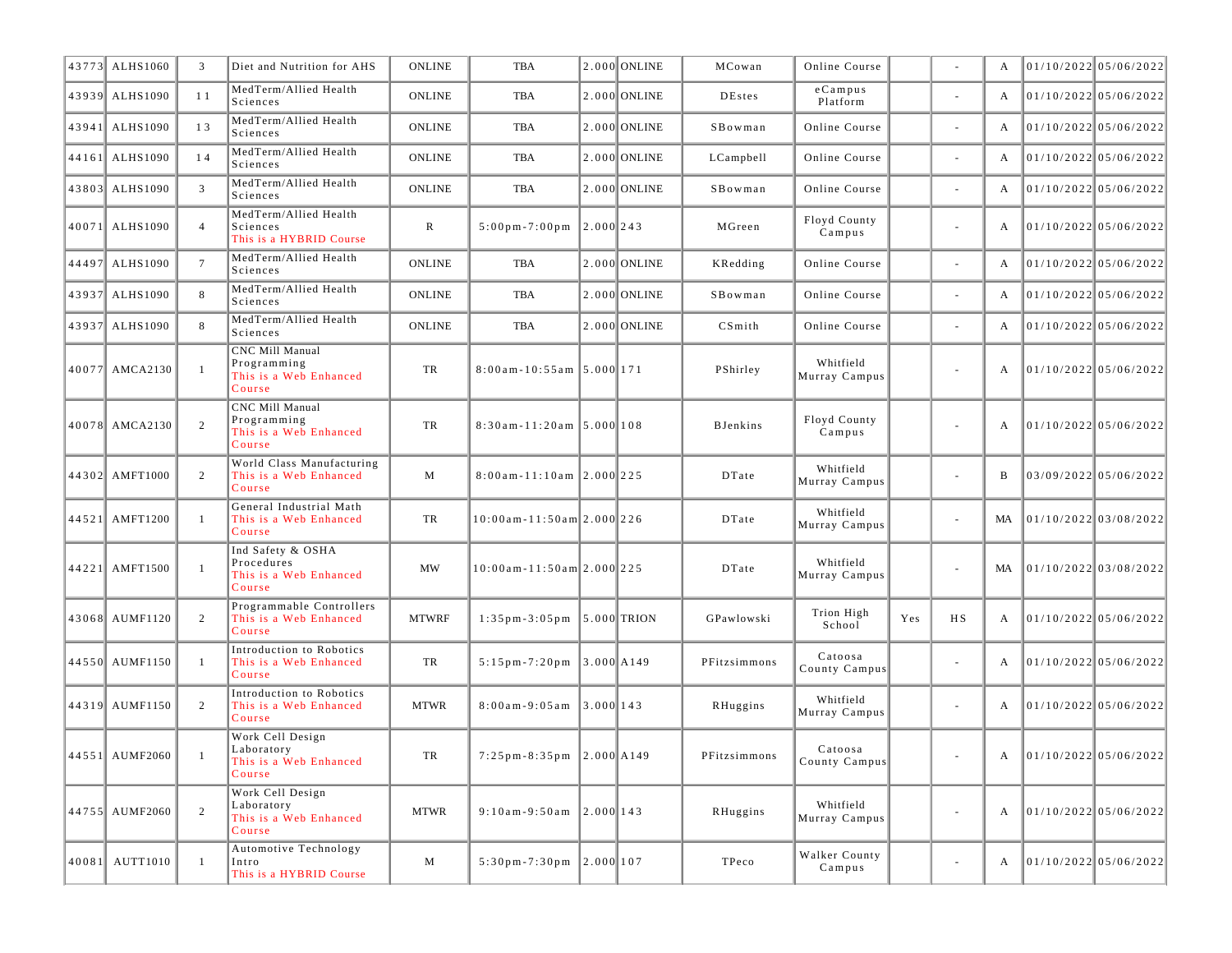| | | | | | | | | | | | | | | | |
|---|---|---|---|---|---|---|---|---|---|---|---|---|---|---|---|
| 43773 | ALHS1060 | 3 | Diet and Nutrition for AHS | ONLINE | TBA | 2.000 | ONLINE | MCowan | Online Course | | - | A | 01/10/2022 | 05/06/2022 |
| 43939 | ALHS1090 | 11 | MedTerm/Allied Health Sciences | ONLINE | TBA | 2.000 | ONLINE | DEstes | eCampus Platform | | - | A | 01/10/2022 | 05/06/2022 |
| 43941 | ALHS1090 | 13 | MedTerm/Allied Health Sciences | ONLINE | TBA | 2.000 | ONLINE | SBowman | Online Course | | - | A | 01/10/2022 | 05/06/2022 |
| 44161 | ALHS1090 | 14 | MedTerm/Allied Health Sciences | ONLINE | TBA | 2.000 | ONLINE | LCampbell | Online Course | | - | A | 01/10/2022 | 05/06/2022 |
| 43803 | ALHS1090 | 3 | MedTerm/Allied Health Sciences | ONLINE | TBA | 2.000 | ONLINE | SBowman | Online Course | | - | A | 01/10/2022 | 05/06/2022 |
| 40071 | ALHS1090 | 4 | MedTerm/Allied Health Sciences This is a HYBRID Course | R | 5:00pm-7:00pm | 2.000 | 243 | MGreen | Floyd County Campus | | - | A | 01/10/2022 | 05/06/2022 |
| 44497 | ALHS1090 | 7 | MedTerm/Allied Health Sciences | ONLINE | TBA | 2.000 | ONLINE | KRedding | Online Course | | - | A | 01/10/2022 | 05/06/2022 |
| 43937 | ALHS1090 | 8 | MedTerm/Allied Health Sciences | ONLINE | TBA | 2.000 | ONLINE | SBowman | Online Course | | - | A | 01/10/2022 | 05/06/2022 |
| 43937 | ALHS1090 | 8 | MedTerm/Allied Health Sciences | ONLINE | TBA | 2.000 | ONLINE | CSmith | Online Course | | - | A | 01/10/2022 | 05/06/2022 |
| 40077 | AMCA2130 | 1 | CNC Mill Manual Programming This is a Web Enhanced Course | TR | 8:00am-10:55am | 5.000 | 171 | PShirley | Whitfield Murray Campus | | - | A | 01/10/2022 | 05/06/2022 |
| 40078 | AMCA2130 | 2 | CNC Mill Manual Programming This is a Web Enhanced Course | TR | 8:30am-11:20am | 5.000 | 108 | BJenkins | Floyd County Campus | | - | A | 01/10/2022 | 05/06/2022 |
| 44302 | AMFT1000 | 2 | World Class Manufacturing This is a Web Enhanced Course | M | 8:00am-11:10am | 2.000 | 225 | DTate | Whitfield Murray Campus | | - | B | 03/09/2022 | 05/06/2022 |
| 44521 | AMFT1200 | 1 | General Industrial Math This is a Web Enhanced Course | TR | 10:00am-11:50am | 2.000 | 226 | DTate | Whitfield Murray Campus | | - | MA | 01/10/2022 | 03/08/2022 |
| 44221 | AMFT1500 | 1 | Ind Safety & OSHA Procedures This is a Web Enhanced Course | MW | 10:00am-11:50am | 2.000 | 225 | DTate | Whitfield Murray Campus | | - | MA | 01/10/2022 | 03/08/2022 |
| 43068 | AUMF1120 | 2 | Programmable Controllers This is a Web Enhanced Course | MTWRF | 1:35pm-3:05pm | 5.000 | TRION | GPawlowski | Trion High School | Yes | HS | A | 01/10/2022 | 05/06/2022 |
| 44550 | AUMF1150 | 1 | Introduction to Robotics This is a Web Enhanced Course | TR | 5:15pm-7:20pm | 3.000 | A149 | PFitzsimmons | Catoosa County Campus | | - | A | 01/10/2022 | 05/06/2022 |
| 44319 | AUMF1150 | 2 | Introduction to Robotics This is a Web Enhanced Course | MTWR | 8:00am-9:05am | 3.000 | 143 | RHuggins | Whitfield Murray Campus | | - | A | 01/10/2022 | 05/06/2022 |
| 44551 | AUMF2060 | 1 | Work Cell Design Laboratory This is a Web Enhanced Course | TR | 7:25pm-8:35pm | 2.000 | A149 | PFitzsimmons | Catoosa County Campus | | - | A | 01/10/2022 | 05/06/2022 |
| 44755 | AUMF2060 | 2 | Work Cell Design Laboratory This is a Web Enhanced Course | MTWR | 9:10am-9:50am | 2.000 | 143 | RHuggins | Whitfield Murray Campus | | - | A | 01/10/2022 | 05/06/2022 |
| 40081 | AUTT1010 | 1 | Automotive Technology Intro This is a HYBRID Course | M | 5:30pm-7:30pm | 2.000 | 107 | TPeco | Walker County Campus | | - | A | 01/10/2022 | 05/06/2022 |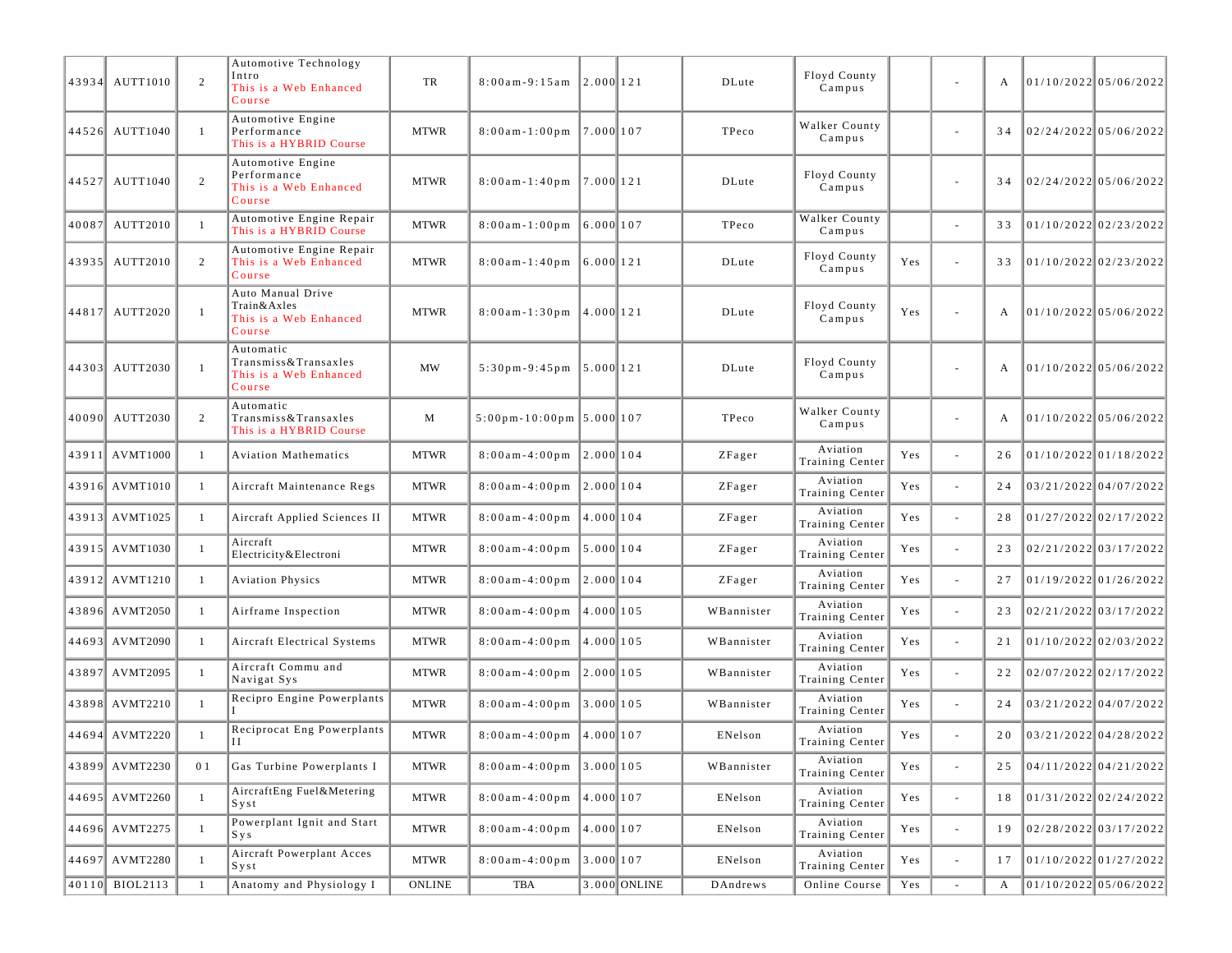| | | | | | | | | | | | | | | |
|---|---|---|---|---|---|---|---|---|---|---|---|---|---|---|
| 43934 | AUTT1010 | 2 | Automotive Technology Intro This is a Web Enhanced Course | TR | 8:00am-9:15am | 2.000 | 121 | DLute | Floyd County Campus | | - | A | 01/10/2022 | 05/06/2022 |
| 44526 | AUTT1040 | 1 | Automotive Engine Performance This is a HYBRID Course | MTWR | 8:00am-1:00pm | 7.000 | 107 | TPeco | Walker County Campus | | - | 34 | 02/24/2022 | 05/06/2022 |
| 44527 | AUTT1040 | 2 | Automotive Engine Performance This is a Web Enhanced Course | MTWR | 8:00am-1:40pm | 7.000 | 121 | DLute | Floyd County Campus | | - | 34 | 02/24/2022 | 05/06/2022 |
| 40087 | AUTT2010 | 1 | Automotive Engine Repair This is a HYBRID Course | MTWR | 8:00am-1:00pm | 6.000 | 107 | TPeco | Walker County Campus | | - | 33 | 01/10/2022 | 02/23/2022 |
| 43935 | AUTT2010 | 2 | Automotive Engine Repair This is a Web Enhanced Course | MTWR | 8:00am-1:40pm | 6.000 | 121 | DLute | Floyd County Campus | Yes | - | 33 | 01/10/2022 | 02/23/2022 |
| 44817 | AUTT2020 | 1 | Auto Manual Drive Train&Axles This is a Web Enhanced Course | MTWR | 8:00am-1:30pm | 4.000 | 121 | DLute | Floyd County Campus | Yes | - | A | 01/10/2022 | 05/06/2022 |
| 44303 | AUTT2030 | 1 | Automatic Transmiss&Transaxles This is a Web Enhanced Course | MW | 5:30pm-9:45pm | 5.000 | 121 | DLute | Floyd County Campus | | - | A | 01/10/2022 | 05/06/2022 |
| 40090 | AUTT2030 | 2 | Automatic Transmiss&Transaxles This is a HYBRID Course | M | 5:00pm-10:00pm | 5.000 | 107 | TPeco | Walker County Campus | | - | A | 01/10/2022 | 05/06/2022 |
| 43911 | AVMT1000 | 1 | Aviation Mathematics | MTWR | 8:00am-4:00pm | 2.000 | 104 | ZFager | Aviation Training Center | Yes | - | 26 | 01/10/2022 | 01/18/2022 |
| 43916 | AVMT1010 | 1 | Aircraft Maintenance Regs | MTWR | 8:00am-4:00pm | 2.000 | 104 | ZFager | Aviation Training Center | Yes | - | 24 | 03/21/2022 | 04/07/2022 |
| 43913 | AVMT1025 | 1 | Aircraft Applied Sciences II | MTWR | 8:00am-4:00pm | 4.000 | 104 | ZFager | Aviation Training Center | Yes | - | 28 | 01/27/2022 | 02/17/2022 |
| 43915 | AVMT1030 | 1 | Aircraft Electricity&Electroni | MTWR | 8:00am-4:00pm | 5.000 | 104 | ZFager | Aviation Training Center | Yes | - | 23 | 02/21/2022 | 03/17/2022 |
| 43912 | AVMT1210 | 1 | Aviation Physics | MTWR | 8:00am-4:00pm | 2.000 | 104 | ZFager | Aviation Training Center | Yes | - | 27 | 01/19/2022 | 01/26/2022 |
| 43896 | AVMT2050 | 1 | Airframe Inspection | MTWR | 8:00am-4:00pm | 4.000 | 105 | WBannister | Aviation Training Center | Yes | - | 23 | 02/21/2022 | 03/17/2022 |
| 44693 | AVMT2090 | 1 | Aircraft Electrical Systems | MTWR | 8:00am-4:00pm | 4.000 | 105 | WBannister | Aviation Training Center | Yes | - | 21 | 01/10/2022 | 02/03/2022 |
| 43897 | AVMT2095 | 1 | Aircraft Commu and Navigat Sys | MTWR | 8:00am-4:00pm | 2.000 | 105 | WBannister | Aviation Training Center | Yes | - | 22 | 02/07/2022 | 02/17/2022 |
| 43898 | AVMT2210 | 1 | Recipro Engine Powerplants I | MTWR | 8:00am-4:00pm | 3.000 | 105 | WBannister | Aviation Training Center | Yes | - | 24 | 03/21/2022 | 04/07/2022 |
| 44694 | AVMT2220 | 1 | Reciprocat Eng Powerplants II | MTWR | 8:00am-4:00pm | 4.000 | 107 | ENelson | Aviation Training Center | Yes | - | 20 | 03/21/2022 | 04/28/2022 |
| 43899 | AVMT2230 | 01 | Gas Turbine Powerplants I | MTWR | 8:00am-4:00pm | 3.000 | 105 | WBannister | Aviation Training Center | Yes | - | 25 | 04/11/2022 | 04/21/2022 |
| 44695 | AVMT2260 | 1 | AircraftEng Fuel&Metering Syst | MTWR | 8:00am-4:00pm | 4.000 | 107 | ENelson | Aviation Training Center | Yes | - | 18 | 01/31/2022 | 02/24/2022 |
| 44696 | AVMT2275 | 1 | Powerplant Ignit and Start Sys | MTWR | 8:00am-4:00pm | 4.000 | 107 | ENelson | Aviation Training Center | Yes | - | 19 | 02/28/2022 | 03/17/2022 |
| 44697 | AVMT2280 | 1 | Aircraft Powerplant Acces Syst | MTWR | 8:00am-4:00pm | 3.000 | 107 | ENelson | Aviation Training Center | Yes | - | 17 | 01/10/2022 | 01/27/2022 |
| 40110 | BIOL2113 | 1 | Anatomy and Physiology I | ONLINE | TBA | 3.000 | ONLINE | DAndrews | Online Course | Yes | - | A | 01/10/2022 | 05/06/2022 |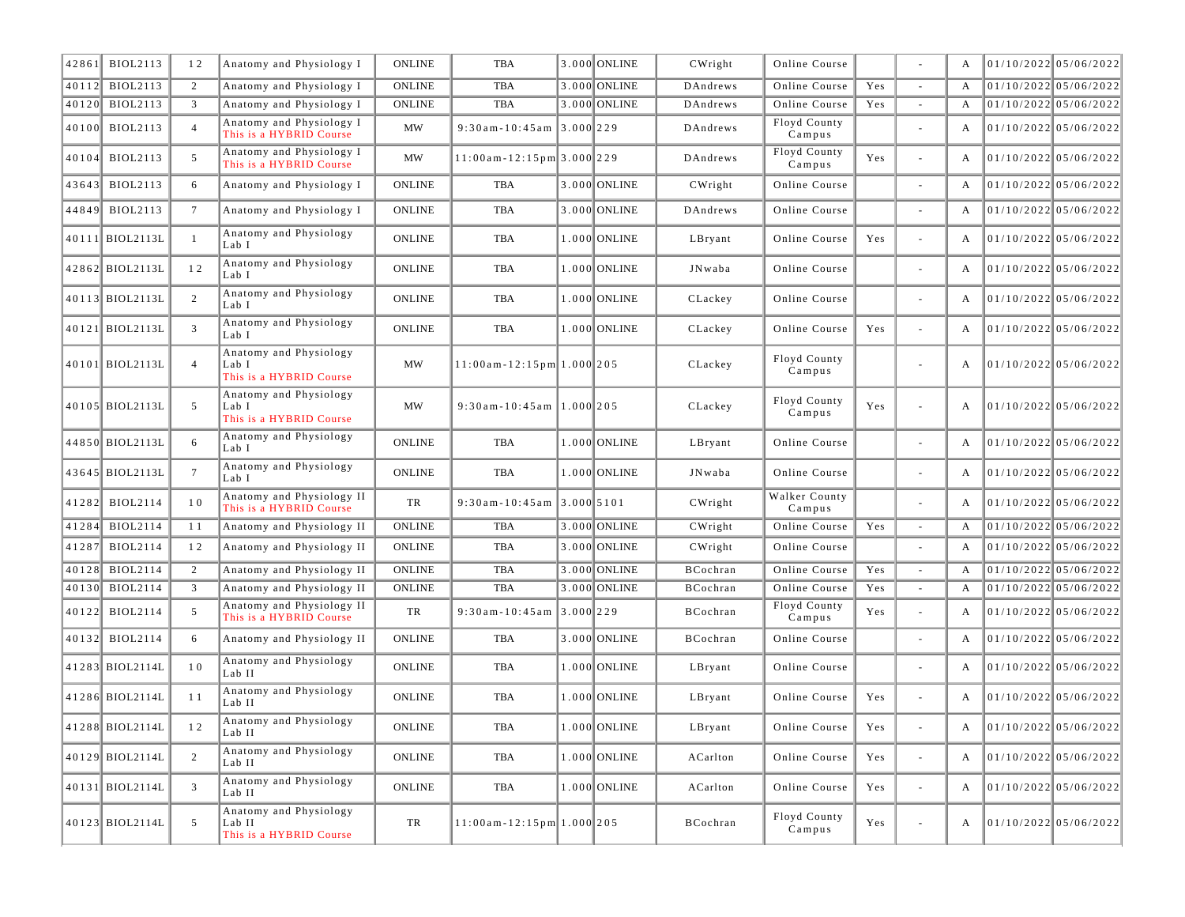| | | | | | | | | | | | | | | |
|---|---|---|---|---|---|---|---|---|---|---|---|---|---|---|
| 42861 | BIOL2113 | 12 | Anatomy and Physiology I | ONLINE | TBA | 3.000 | ONLINE | CWright | Online Course | | - | A | 01/10/2022 | 05/06/2022 |
| 40112 | BIOL2113 | 2 | Anatomy and Physiology I | ONLINE | TBA | 3.000 | ONLINE | DAndrews | Online Course | Yes | - | A | 01/10/2022 | 05/06/2022 |
| 40120 | BIOL2113 | 3 | Anatomy and Physiology I | ONLINE | TBA | 3.000 | ONLINE | DAndrews | Online Course | Yes | - | A | 01/10/2022 | 05/06/2022 |
| 40100 | BIOL2113 | 4 | Anatomy and Physiology I This is a HYBRID Course | MW | 9:30am-10:45am | 3.000 | 229 | DAndrews | Floyd County Campus | | - | A | 01/10/2022 | 05/06/2022 |
| 40104 | BIOL2113 | 5 | Anatomy and Physiology I This is a HYBRID Course | MW | 11:00am-12:15pm | 3.000 | 229 | DAndrews | Floyd County Campus | Yes | - | A | 01/10/2022 | 05/06/2022 |
| 43643 | BIOL2113 | 6 | Anatomy and Physiology I | ONLINE | TBA | 3.000 | ONLINE | CWright | Online Course | | - | A | 01/10/2022 | 05/06/2022 |
| 44849 | BIOL2113 | 7 | Anatomy and Physiology I | ONLINE | TBA | 3.000 | ONLINE | DAndrews | Online Course | | - | A | 01/10/2022 | 05/06/2022 |
| 40111 | BIOL2113L | 1 | Anatomy and Physiology Lab I | ONLINE | TBA | 1.000 | ONLINE | LBryant | Online Course | Yes | - | A | 01/10/2022 | 05/06/2022 |
| 42862 | BIOL2113L | 12 | Anatomy and Physiology Lab I | ONLINE | TBA | 1.000 | ONLINE | JNwaba | Online Course | | - | A | 01/10/2022 | 05/06/2022 |
| 40113 | BIOL2113L | 2 | Anatomy and Physiology Lab I | ONLINE | TBA | 1.000 | ONLINE | CLackey | Online Course | | - | A | 01/10/2022 | 05/06/2022 |
| 40121 | BIOL2113L | 3 | Anatomy and Physiology Lab I | ONLINE | TBA | 1.000 | ONLINE | CLackey | Online Course | Yes | - | A | 01/10/2022 | 05/06/2022 |
| 40101 | BIOL2113L | 4 | Anatomy and Physiology Lab I This is a HYBRID Course | MW | 11:00am-12:15pm | 1.000 | 205 | CLackey | Floyd County Campus | | - | A | 01/10/2022 | 05/06/2022 |
| 40105 | BIOL2113L | 5 | Anatomy and Physiology Lab I This is a HYBRID Course | MW | 9:30am-10:45am | 1.000 | 205 | CLackey | Floyd County Campus | Yes | - | A | 01/10/2022 | 05/06/2022 |
| 44850 | BIOL2113L | 6 | Anatomy and Physiology Lab I | ONLINE | TBA | 1.000 | ONLINE | LBryant | Online Course | | - | A | 01/10/2022 | 05/06/2022 |
| 43645 | BIOL2113L | 7 | Anatomy and Physiology Lab I | ONLINE | TBA | 1.000 | ONLINE | JNwaba | Online Course | | - | A | 01/10/2022 | 05/06/2022 |
| 41282 | BIOL2114 | 10 | Anatomy and Physiology II This is a HYBRID Course | TR | 9:30am-10:45am | 3.000 | 5101 | CWright | Walker County Campus | | - | A | 01/10/2022 | 05/06/2022 |
| 41284 | BIOL2114 | 11 | Anatomy and Physiology II | ONLINE | TBA | 3.000 | ONLINE | CWright | Online Course | Yes | - | A | 01/10/2022 | 05/06/2022 |
| 41287 | BIOL2114 | 12 | Anatomy and Physiology II | ONLINE | TBA | 3.000 | ONLINE | CWright | Online Course | | - | A | 01/10/2022 | 05/06/2022 |
| 40128 | BIOL2114 | 2 | Anatomy and Physiology II | ONLINE | TBA | 3.000 | ONLINE | BCochran | Online Course | Yes | - | A | 01/10/2022 | 05/06/2022 |
| 40130 | BIOL2114 | 3 | Anatomy and Physiology II | ONLINE | TBA | 3.000 | ONLINE | BCochran | Online Course | Yes | - | A | 01/10/2022 | 05/06/2022 |
| 40122 | BIOL2114 | 5 | Anatomy and Physiology II This is a HYBRID Course | TR | 9:30am-10:45am | 3.000 | 229 | BCochran | Floyd County Campus | Yes | - | A | 01/10/2022 | 05/06/2022 |
| 40132 | BIOL2114 | 6 | Anatomy and Physiology II | ONLINE | TBA | 3.000 | ONLINE | BCochran | Online Course | | - | A | 01/10/2022 | 05/06/2022 |
| 41283 | BIOL2114L | 10 | Anatomy and Physiology Lab II | ONLINE | TBA | 1.000 | ONLINE | LBryant | Online Course | | - | A | 01/10/2022 | 05/06/2022 |
| 41286 | BIOL2114L | 11 | Anatomy and Physiology Lab II | ONLINE | TBA | 1.000 | ONLINE | LBryant | Online Course | Yes | - | A | 01/10/2022 | 05/06/2022 |
| 41288 | BIOL2114L | 12 | Anatomy and Physiology Lab II | ONLINE | TBA | 1.000 | ONLINE | LBryant | Online Course | Yes | - | A | 01/10/2022 | 05/06/2022 |
| 40129 | BIOL2114L | 2 | Anatomy and Physiology Lab II | ONLINE | TBA | 1.000 | ONLINE | ACarlton | Online Course | Yes | - | A | 01/10/2022 | 05/06/2022 |
| 40131 | BIOL2114L | 3 | Anatomy and Physiology Lab II | ONLINE | TBA | 1.000 | ONLINE | ACarlton | Online Course | Yes | - | A | 01/10/2022 | 05/06/2022 |
| 40123 | BIOL2114L | 5 | Anatomy and Physiology Lab II This is a HYBRID Course | TR | 11:00am-12:15pm | 1.000 | 205 | BCochran | Floyd County Campus | Yes | - | A | 01/10/2022 | 05/06/2022 |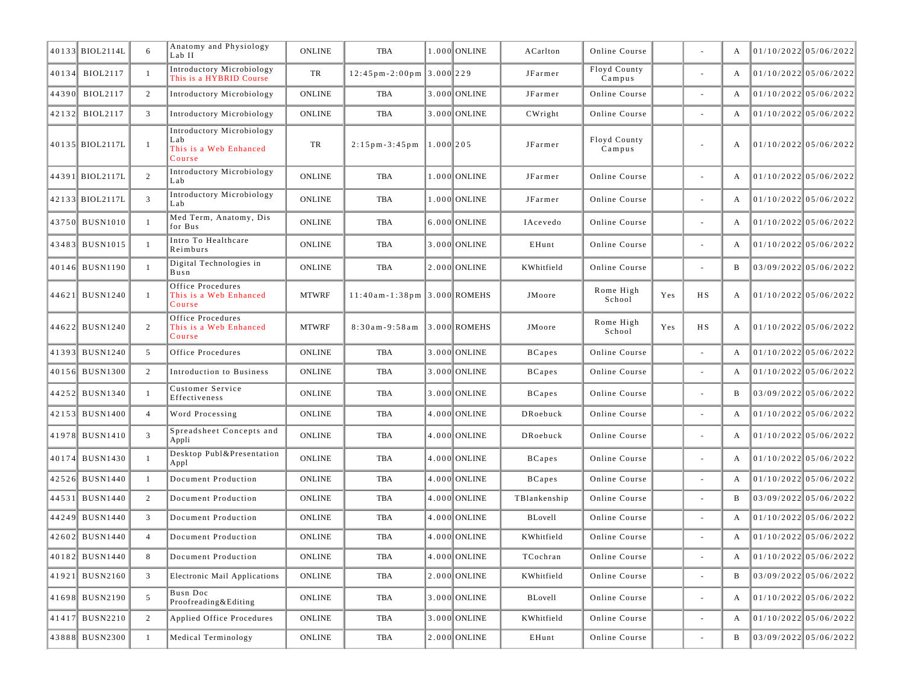| | | | | | | | | | | | | | | |
|---|---|---|---|---|---|---|---|---|---|---|---|---|---|---|
| 40133 | BIOL2114L | 6 | Anatomy and Physiology Lab II | ONLINE | TBA | 1.000 | ONLINE | ACarlton | Online Course | | - | A | 01/10/2022 | 05/06/2022 |
| 40134 | BIOL2117 | 1 | Introductory Microbiology This is a HYBRID Course | TR | 12:45pm-2:00pm | 3.000 | 229 | JFarmer | Floyd County Campus | | - | A | 01/10/2022 | 05/06/2022 |
| 44390 | BIOL2117 | 2 | Introductory Microbiology | ONLINE | TBA | 3.000 | ONLINE | JFarmer | Online Course | | - | A | 01/10/2022 | 05/06/2022 |
| 42132 | BIOL2117 | 3 | Introductory Microbiology | ONLINE | TBA | 3.000 | ONLINE | CWright | Online Course | | - | A | 01/10/2022 | 05/06/2022 |
| 40135 | BIOL2117L | 1 | Introductory Microbiology Lab This is a Web Enhanced Course | TR | 2:15pm-3:45pm | 1.000 | 205 | JFarmer | Floyd County Campus | | - | A | 01/10/2022 | 05/06/2022 |
| 44391 | BIOL2117L | 2 | Introductory Microbiology Lab | ONLINE | TBA | 1.000 | ONLINE | JFarmer | Online Course | | - | A | 01/10/2022 | 05/06/2022 |
| 42133 | BIOL2117L | 3 | Introductory Microbiology Lab | ONLINE | TBA | 1.000 | ONLINE | JFarmer | Online Course | | - | A | 01/10/2022 | 05/06/2022 |
| 43750 | BUSN1010 | 1 | Med Term, Anatomy, Dis for Bus | ONLINE | TBA | 6.000 | ONLINE | IAcevedo | Online Course | | - | A | 01/10/2022 | 05/06/2022 |
| 43483 | BUSN1015 | 1 | Intro To Healthcare Reimburs | ONLINE | TBA | 3.000 | ONLINE | EHunt | Online Course | | - | A | 01/10/2022 | 05/06/2022 |
| 40146 | BUSN1190 | 1 | Digital Technologies in Busn | ONLINE | TBA | 2.000 | ONLINE | KWhitfield | Online Course | | - | B | 03/09/2022 | 05/06/2022 |
| 44621 | BUSN1240 | 1 | Office Procedures This is a Web Enhanced Course | MTWRF | 11:40am-1:38pm | 3.000 | ROMEHS | JMoore | Rome High School | Yes | HS | A | 01/10/2022 | 05/06/2022 |
| 44622 | BUSN1240 | 2 | Office Procedures This is a Web Enhanced Course | MTWRF | 8:30am-9:58am | 3.000 | ROMEHS | JMoore | Rome High School | Yes | HS | A | 01/10/2022 | 05/06/2022 |
| 41393 | BUSN1240 | 5 | Office Procedures | ONLINE | TBA | 3.000 | ONLINE | BCapes | Online Course | | - | A | 01/10/2022 | 05/06/2022 |
| 40156 | BUSN1300 | 2 | Introduction to Business | ONLINE | TBA | 3.000 | ONLINE | BCapes | Online Course | | - | A | 01/10/2022 | 05/06/2022 |
| 44252 | BUSN1340 | 1 | Customer Service Effectiveness | ONLINE | TBA | 3.000 | ONLINE | BCapes | Online Course | | - | B | 03/09/2022 | 05/06/2022 |
| 42153 | BUSN1400 | 4 | Word Processing | ONLINE | TBA | 4.000 | ONLINE | DRoebuck | Online Course | | - | A | 01/10/2022 | 05/06/2022 |
| 41978 | BUSN1410 | 3 | Spreadsheet Concepts and Appli | ONLINE | TBA | 4.000 | ONLINE | DRoebuck | Online Course | | - | A | 01/10/2022 | 05/06/2022 |
| 40174 | BUSN1430 | 1 | Desktop Publ&Presentation Appl | ONLINE | TBA | 4.000 | ONLINE | BCapes | Online Course | | - | A | 01/10/2022 | 05/06/2022 |
| 42526 | BUSN1440 | 1 | Document Production | ONLINE | TBA | 4.000 | ONLINE | BCapes | Online Course | | - | A | 01/10/2022 | 05/06/2022 |
| 44531 | BUSN1440 | 2 | Document Production | ONLINE | TBA | 4.000 | ONLINE | TBlankenship | Online Course | | - | B | 03/09/2022 | 05/06/2022 |
| 44249 | BUSN1440 | 3 | Document Production | ONLINE | TBA | 4.000 | ONLINE | BLovell | Online Course | | - | A | 01/10/2022 | 05/06/2022 |
| 42602 | BUSN1440 | 4 | Document Production | ONLINE | TBA | 4.000 | ONLINE | KWhitfield | Online Course | | - | A | 01/10/2022 | 05/06/2022 |
| 40182 | BUSN1440 | 8 | Document Production | ONLINE | TBA | 4.000 | ONLINE | TCochran | Online Course | | - | A | 01/10/2022 | 05/06/2022 |
| 41921 | BUSN2160 | 3 | Electronic Mail Applications | ONLINE | TBA | 2.000 | ONLINE | KWhitfield | Online Course | | - | B | 03/09/2022 | 05/06/2022 |
| 41698 | BUSN2190 | 5 | Busn Doc Proofreading&Editing | ONLINE | TBA | 3.000 | ONLINE | BLovell | Online Course | | - | A | 01/10/2022 | 05/06/2022 |
| 41417 | BUSN2210 | 2 | Applied Office Procedures | ONLINE | TBA | 3.000 | ONLINE | KWhitfield | Online Course | | - | A | 01/10/2022 | 05/06/2022 |
| 43888 | BUSN2300 | 1 | Medical Terminology | ONLINE | TBA | 2.000 | ONLINE | EHunt | Online Course | | - | B | 03/09/2022 | 05/06/2022 |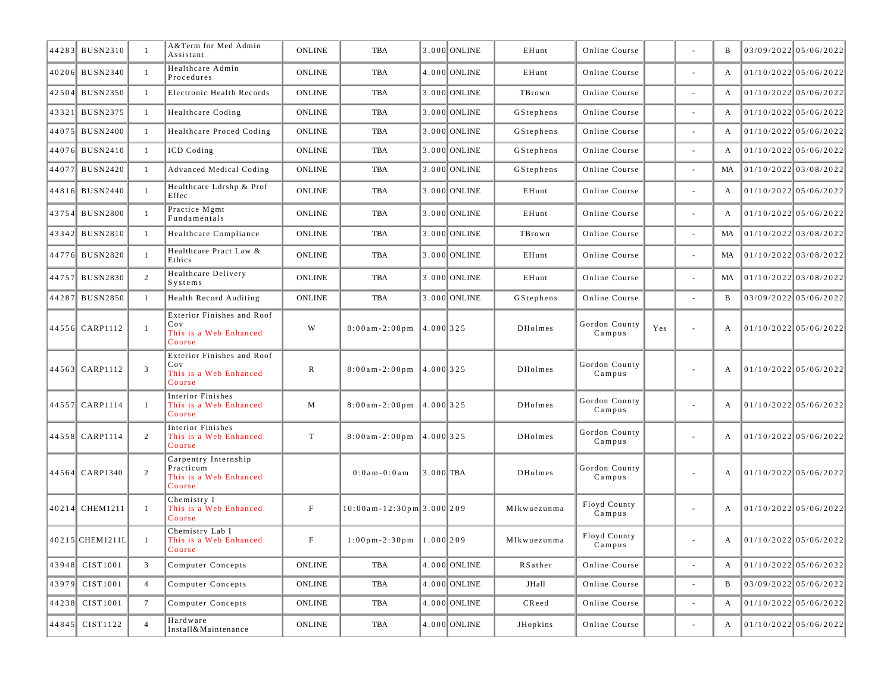| | | | | | | | | | | | | | | |
|---|---|---|---|---|---|---|---|---|---|---|---|---|---|---|
| 44283 | BUSN2310 | 1 | A&Term for Med Admin Assistant | ONLINE | TBA | 3.000 | ONLINE | EHunt | Online Course | | - | B | 03/09/2022 | 05/06/2022 |
| 40206 | BUSN2340 | 1 | Healthcare Admin Procedures | ONLINE | TBA | 4.000 | ONLINE | EHunt | Online Course | | - | A | 01/10/2022 | 05/06/2022 |
| 42504 | BUSN2350 | 1 | Electronic Health Records | ONLINE | TBA | 3.000 | ONLINE | TBrown | Online Course | | - | A | 01/10/2022 | 05/06/2022 |
| 43321 | BUSN2375 | 1 | Healthcare Coding | ONLINE | TBA | 3.000 | ONLINE | GStephens | Online Course | | - | A | 01/10/2022 | 05/06/2022 |
| 44075 | BUSN2400 | 1 | Healthcare Proced Coding | ONLINE | TBA | 3.000 | ONLINE | GStephens | Online Course | | - | A | 01/10/2022 | 05/06/2022 |
| 44076 | BUSN2410 | 1 | ICD Coding | ONLINE | TBA | 3.000 | ONLINE | GStephens | Online Course | | - | A | 01/10/2022 | 05/06/2022 |
| 44077 | BUSN2420 | 1 | Advanced Medical Coding | ONLINE | TBA | 3.000 | ONLINE | GStephens | Online Course | | - | MA | 01/10/2022 | 03/08/2022 |
| 44816 | BUSN2440 | 1 | Healthcare Ldrshp & Prof Effec | ONLINE | TBA | 3.000 | ONLINE | EHunt | Online Course | | - | A | 01/10/2022 | 05/06/2022 |
| 43754 | BUSN2800 | 1 | Practice Mgmt Fundamentals | ONLINE | TBA | 3.000 | ONLINE | EHunt | Online Course | | - | A | 01/10/2022 | 05/06/2022 |
| 43342 | BUSN2810 | 1 | Healthcare Compliance | ONLINE | TBA | 3.000 | ONLINE | TBrown | Online Course | | - | MA | 01/10/2022 | 03/08/2022 |
| 44776 | BUSN2820 | 1 | Healthcare Pract Law & Ethics | ONLINE | TBA | 3.000 | ONLINE | EHunt | Online Course | | - | MA | 01/10/2022 | 03/08/2022 |
| 44757 | BUSN2830 | 2 | Healthcare Delivery Systems | ONLINE | TBA | 3.000 | ONLINE | EHunt | Online Course | | - | MA | 01/10/2022 | 03/08/2022 |
| 44287 | BUSN2850 | 1 | Health Record Auditing | ONLINE | TBA | 3.000 | ONLINE | GStephens | Online Course | | - | B | 03/09/2022 | 05/06/2022 |
| 44556 | CARP1112 | 1 | Exterior Finishes and Roof Cov This is a Web Enhanced Course | W | 8:00am-2:00pm | 4.000 | 325 | DHolmes | Gordon County Campus | Yes | - | A | 01/10/2022 | 05/06/2022 |
| 44563 | CARP1112 | 3 | Exterior Finishes and Roof Cov This is a Web Enhanced Course | R | 8:00am-2:00pm | 4.000 | 325 | DHolmes | Gordon County Campus | | - | A | 01/10/2022 | 05/06/2022 |
| 44557 | CARP1114 | 1 | Interior Finishes This is a Web Enhanced Course | M | 8:00am-2:00pm | 4.000 | 325 | DHolmes | Gordon County Campus | | - | A | 01/10/2022 | 05/06/2022 |
| 44558 | CARP1114 | 2 | Interior Finishes This is a Web Enhanced Course | T | 8:00am-2:00pm | 4.000 | 325 | DHolmes | Gordon County Campus | | - | A | 01/10/2022 | 05/06/2022 |
| 44564 | CARP1340 | 2 | Carpentry Internship Practicum This is a Web Enhanced Course | | 0:0am-0:0am | 3.000 | TBA | DHolmes | Gordon County Campus | | - | A | 01/10/2022 | 05/06/2022 |
| 40214 | CHEM1211 | 1 | Chemistry I This is a Web Enhanced Course | F | 10:00am-12:30pm | 3.000 | 209 | MIkwuezunma | Floyd County Campus | | - | A | 01/10/2022 | 05/06/2022 |
| 40215 | CHEM1211L | 1 | Chemistry Lab I This is a Web Enhanced Course | F | 1:00pm-2:30pm | 1.000 | 209 | MIkwuezunma | Floyd County Campus | | - | A | 01/10/2022 | 05/06/2022 |
| 43948 | CIST1001 | 3 | Computer Concepts | ONLINE | TBA | 4.000 | ONLINE | RSather | Online Course | | - | A | 01/10/2022 | 05/06/2022 |
| 43979 | CIST1001 | 4 | Computer Concepts | ONLINE | TBA | 4.000 | ONLINE | JHall | Online Course | | - | B | 03/09/2022 | 05/06/2022 |
| 44238 | CIST1001 | 7 | Computer Concepts | ONLINE | TBA | 4.000 | ONLINE | CReed | Online Course | | - | A | 01/10/2022 | 05/06/2022 |
| 44845 | CIST1122 | 4 | Hardware Install&Maintenance | ONLINE | TBA | 4.000 | ONLINE | JHopkins | Online Course | | - | A | 01/10/2022 | 05/06/2022 |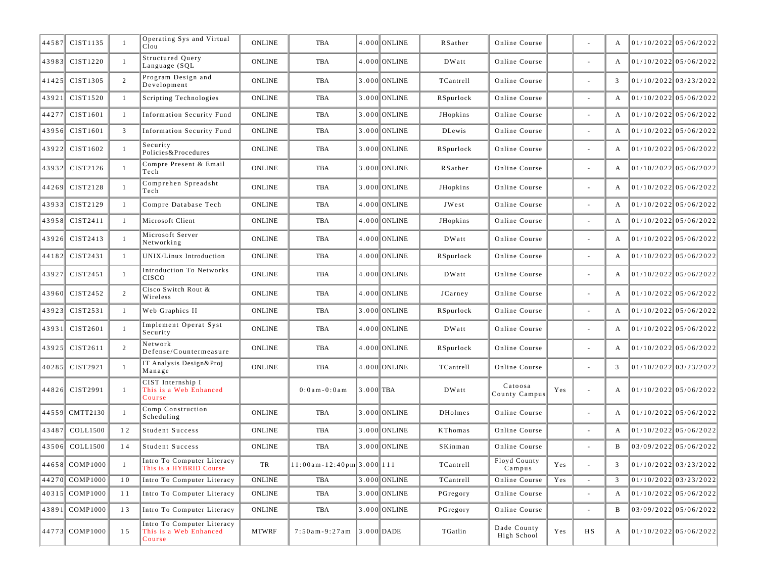| | | | | | | | | | | | | | | |
|---|---|---|---|---|---|---|---|---|---|---|---|---|---|---|
| 44587 | CIST1135 | 1 | Operating Sys and Virtual Clou | ONLINE | TBA | 4.000 | ONLINE | RSather | Online Course | | - | A | 01/10/2022 | 05/06/2022 |
| 43983 | CIST1220 | 1 | Structured Query Language (SQL | ONLINE | TBA | 4.000 | ONLINE | DWatt | Online Course | | - | A | 01/10/2022 | 05/06/2022 |
| 41425 | CIST1305 | 2 | Program Design and Development | ONLINE | TBA | 3.000 | ONLINE | TCantrell | Online Course | | - | 3 | 01/10/2022 | 03/23/2022 |
| 43921 | CIST1520 | 1 | Scripting Technologies | ONLINE | TBA | 3.000 | ONLINE | RSpurlock | Online Course | | - | A | 01/10/2022 | 05/06/2022 |
| 44277 | CIST1601 | 1 | Information Security Fund | ONLINE | TBA | 3.000 | ONLINE | JHopkins | Online Course | | - | A | 01/10/2022 | 05/06/2022 |
| 43956 | CIST1601 | 3 | Information Security Fund | ONLINE | TBA | 3.000 | ONLINE | DLewis | Online Course | | - | A | 01/10/2022 | 05/06/2022 |
| 43922 | CIST1602 | 1 | Security Policies&Procedures | ONLINE | TBA | 3.000 | ONLINE | RSpurlock | Online Course | | - | A | 01/10/2022 | 05/06/2022 |
| 43932 | CIST2126 | 1 | Compre Present & Email Tech | ONLINE | TBA | 3.000 | ONLINE | RSather | Online Course | | - | A | 01/10/2022 | 05/06/2022 |
| 44269 | CIST2128 | 1 | Comprehen Spreadsht Tech | ONLINE | TBA | 3.000 | ONLINE | JHopkins | Online Course | | - | A | 01/10/2022 | 05/06/2022 |
| 43933 | CIST2129 | 1 | Compre Database Tech | ONLINE | TBA | 4.000 | ONLINE | JWest | Online Course | | - | A | 01/10/2022 | 05/06/2022 |
| 43958 | CIST2411 | 1 | Microsoft Client | ONLINE | TBA | 4.000 | ONLINE | JHopkins | Online Course | | - | A | 01/10/2022 | 05/06/2022 |
| 43926 | CIST2413 | 1 | Microsoft Server Networking | ONLINE | TBA | 4.000 | ONLINE | DWatt | Online Course | | - | A | 01/10/2022 | 05/06/2022 |
| 44182 | CIST2431 | 1 | UNIX/Linux Introduction | ONLINE | TBA | 4.000 | ONLINE | RSpurlock | Online Course | | - | A | 01/10/2022 | 05/06/2022 |
| 43927 | CIST2451 | 1 | Introduction To Networks CISCO | ONLINE | TBA | 4.000 | ONLINE | DWatt | Online Course | | - | A | 01/10/2022 | 05/06/2022 |
| 43960 | CIST2452 | 2 | Cisco Switch Rout & Wireless | ONLINE | TBA | 4.000 | ONLINE | JCarney | Online Course | | - | A | 01/10/2022 | 05/06/2022 |
| 43923 | CIST2531 | 1 | Web Graphics II | ONLINE | TBA | 3.000 | ONLINE | RSpurlock | Online Course | | - | A | 01/10/2022 | 05/06/2022 |
| 43931 | CIST2601 | 1 | Implement Operat Syst Security | ONLINE | TBA | 4.000 | ONLINE | DWatt | Online Course | | - | A | 01/10/2022 | 05/06/2022 |
| 43925 | CIST2611 | 2 | Network Defense/Countermeasure | ONLINE | TBA | 4.000 | ONLINE | RSpurlock | Online Course | | - | A | 01/10/2022 | 05/06/2022 |
| 40285 | CIST2921 | 1 | IT Analysis Design&Proj Manage | ONLINE | TBA | 4.000 | ONLINE | TCantrell | Online Course | | - | 3 | 01/10/2022 | 03/23/2022 |
| 44826 | CIST2991 | 1 | CIST Internship I This is a Web Enhanced Course | | 0:0am-0:0am | 3.000 | TBA | DWatt | Catoosa County Campus | Yes | - | A | 01/10/2022 | 05/06/2022 |
| 44559 | CMTT2130 | 1 | Comp Construction Scheduling | ONLINE | TBA | 3.000 | ONLINE | DHolmes | Online Course | | - | A | 01/10/2022 | 05/06/2022 |
| 43487 | COLL1500 | 12 | Student Success | ONLINE | TBA | 3.000 | ONLINE | KThomas | Online Course | | - | A | 01/10/2022 | 05/06/2022 |
| 43506 | COLL1500 | 14 | Student Success | ONLINE | TBA | 3.000 | ONLINE | SKinman | Online Course | | - | B | 03/09/2022 | 05/06/2022 |
| 44658 | COMP1000 | 1 | Intro To Computer Literacy This is a HYBRID Course | TR | 11:00am-12:40pm | 3.000 | 111 | TCantrell | Floyd County Campus | Yes | - | 3 | 01/10/2022 | 03/23/2022 |
| 44270 | COMP1000 | 10 | Intro To Computer Literacy | ONLINE | TBA | 3.000 | ONLINE | TCantrell | Online Course | Yes | - | 3 | 01/10/2022 | 03/23/2022 |
| 40315 | COMP1000 | 11 | Intro To Computer Literacy | ONLINE | TBA | 3.000 | ONLINE | PGregory | Online Course | | - | A | 01/10/2022 | 05/06/2022 |
| 43891 | COMP1000 | 13 | Intro To Computer Literacy | ONLINE | TBA | 3.000 | ONLINE | PGregory | Online Course | | - | B | 03/09/2022 | 05/06/2022 |
| 44773 | COMP1000 | 15 | Intro To Computer Literacy This is a Web Enhanced Course | MTWRF | 7:50am-9:27am | 3.000 | DADE | TGatlin | Dade County High School | Yes | HS | A | 01/10/2022 | 05/06/2022 |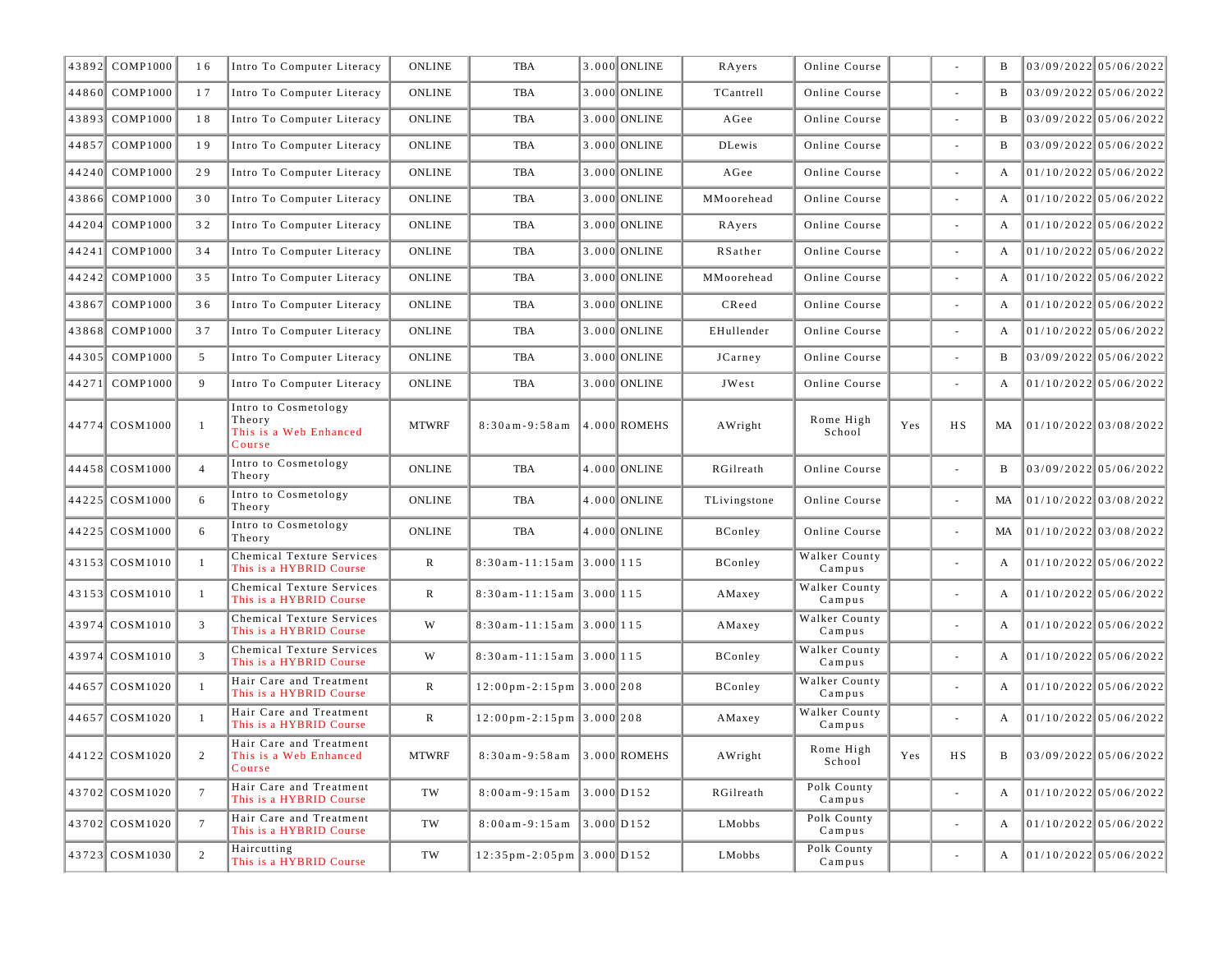| | | | | | | | | | | | | | | |
|---|---|---|---|---|---|---|---|---|---|---|---|---|---|---|
| 43892 | COMP1000 | 16 | Intro To Computer Literacy | ONLINE | TBA | 3.000 | ONLINE | RAyers | Online Course | | - | B | 03/09/2022 | 05/06/2022 |
| 44860 | COMP1000 | 17 | Intro To Computer Literacy | ONLINE | TBA | 3.000 | ONLINE | TCantrell | Online Course | | - | B | 03/09/2022 | 05/06/2022 |
| 43893 | COMP1000 | 18 | Intro To Computer Literacy | ONLINE | TBA | 3.000 | ONLINE | AGee | Online Course | | - | B | 03/09/2022 | 05/06/2022 |
| 44857 | COMP1000 | 19 | Intro To Computer Literacy | ONLINE | TBA | 3.000 | ONLINE | DLewis | Online Course | | - | B | 03/09/2022 | 05/06/2022 |
| 44240 | COMP1000 | 29 | Intro To Computer Literacy | ONLINE | TBA | 3.000 | ONLINE | AGee | Online Course | | - | A | 01/10/2022 | 05/06/2022 |
| 43866 | COMP1000 | 30 | Intro To Computer Literacy | ONLINE | TBA | 3.000 | ONLINE | MMoorehead | Online Course | | - | A | 01/10/2022 | 05/06/2022 |
| 44204 | COMP1000 | 32 | Intro To Computer Literacy | ONLINE | TBA | 3.000 | ONLINE | RAyers | Online Course | | - | A | 01/10/2022 | 05/06/2022 |
| 44241 | COMP1000 | 34 | Intro To Computer Literacy | ONLINE | TBA | 3.000 | ONLINE | RSather | Online Course | | - | A | 01/10/2022 | 05/06/2022 |
| 44242 | COMP1000 | 35 | Intro To Computer Literacy | ONLINE | TBA | 3.000 | ONLINE | MMoorehead | Online Course | | - | A | 01/10/2022 | 05/06/2022 |
| 43867 | COMP1000 | 36 | Intro To Computer Literacy | ONLINE | TBA | 3.000 | ONLINE | CReed | Online Course | | - | A | 01/10/2022 | 05/06/2022 |
| 43868 | COMP1000 | 37 | Intro To Computer Literacy | ONLINE | TBA | 3.000 | ONLINE | EHullender | Online Course | | - | A | 01/10/2022 | 05/06/2022 |
| 44305 | COMP1000 | 5 | Intro To Computer Literacy | ONLINE | TBA | 3.000 | ONLINE | JCarney | Online Course | | - | B | 03/09/2022 | 05/06/2022 |
| 44271 | COMP1000 | 9 | Intro To Computer Literacy | ONLINE | TBA | 3.000 | ONLINE | JWest | Online Course | | - | A | 01/10/2022 | 05/06/2022 |
| 44774 | COSM1000 | 1 | Intro to Cosmetology Theory This is a Web Enhanced Course | MTWRF | 8:30am-9:58am | 4.000 | ROMEHS | AWright | Rome High School | Yes | HS | MA | 01/10/2022 | 03/08/2022 |
| 44458 | COSM1000 | 4 | Intro to Cosmetology Theory | ONLINE | TBA | 4.000 | ONLINE | RGilreath | Online Course | | - | B | 03/09/2022 | 05/06/2022 |
| 44225 | COSM1000 | 6 | Intro to Cosmetology Theory | ONLINE | TBA | 4.000 | ONLINE | TLivingstone | Online Course | | - | MA | 01/10/2022 | 03/08/2022 |
| 44225 | COSM1000 | 6 | Intro to Cosmetology Theory | ONLINE | TBA | 4.000 | ONLINE | BConley | Online Course | | - | MA | 01/10/2022 | 03/08/2022 |
| 43153 | COSM1010 | 1 | Chemical Texture Services This is a HYBRID Course | R | 8:30am-11:15am | 3.000 | 115 | BConley | Walker County Campus | | - | A | 01/10/2022 | 05/06/2022 |
| 43153 | COSM1010 | 1 | Chemical Texture Services This is a HYBRID Course | R | 8:30am-11:15am | 3.000 | 115 | AMaxey | Walker County Campus | | - | A | 01/10/2022 | 05/06/2022 |
| 43974 | COSM1010 | 3 | Chemical Texture Services This is a HYBRID Course | W | 8:30am-11:15am | 3.000 | 115 | AMaxey | Walker County Campus | | - | A | 01/10/2022 | 05/06/2022 |
| 43974 | COSM1010 | 3 | Chemical Texture Services This is a HYBRID Course | W | 8:30am-11:15am | 3.000 | 115 | BConley | Walker County Campus | | - | A | 01/10/2022 | 05/06/2022 |
| 44657 | COSM1020 | 1 | Hair Care and Treatment This is a HYBRID Course | R | 12:00pm-2:15pm | 3.000 | 208 | BConley | Walker County Campus | | - | A | 01/10/2022 | 05/06/2022 |
| 44657 | COSM1020 | 1 | Hair Care and Treatment This is a HYBRID Course | R | 12:00pm-2:15pm | 3.000 | 208 | AMaxey | Walker County Campus | | - | A | 01/10/2022 | 05/06/2022 |
| 44122 | COSM1020 | 2 | Hair Care and Treatment This is a Web Enhanced Course | MTWRF | 8:30am-9:58am | 3.000 | ROMEHS | AWright | Rome High School | Yes | HS | B | 03/09/2022 | 05/06/2022 |
| 43702 | COSM1020 | 7 | Hair Care and Treatment This is a HYBRID Course | TW | 8:00am-9:15am | 3.000 | D152 | RGilreath | Polk County Campus | | - | A | 01/10/2022 | 05/06/2022 |
| 43702 | COSM1020 | 7 | Hair Care and Treatment This is a HYBRID Course | TW | 8:00am-9:15am | 3.000 | D152 | LMobbs | Polk County Campus | | - | A | 01/10/2022 | 05/06/2022 |
| 43723 | COSM1030 | 2 | Haircutting This is a HYBRID Course | TW | 12:35pm-2:05pm | 3.000 | D152 | LMobbs | Polk County Campus | | - | A | 01/10/2022 | 05/06/2022 |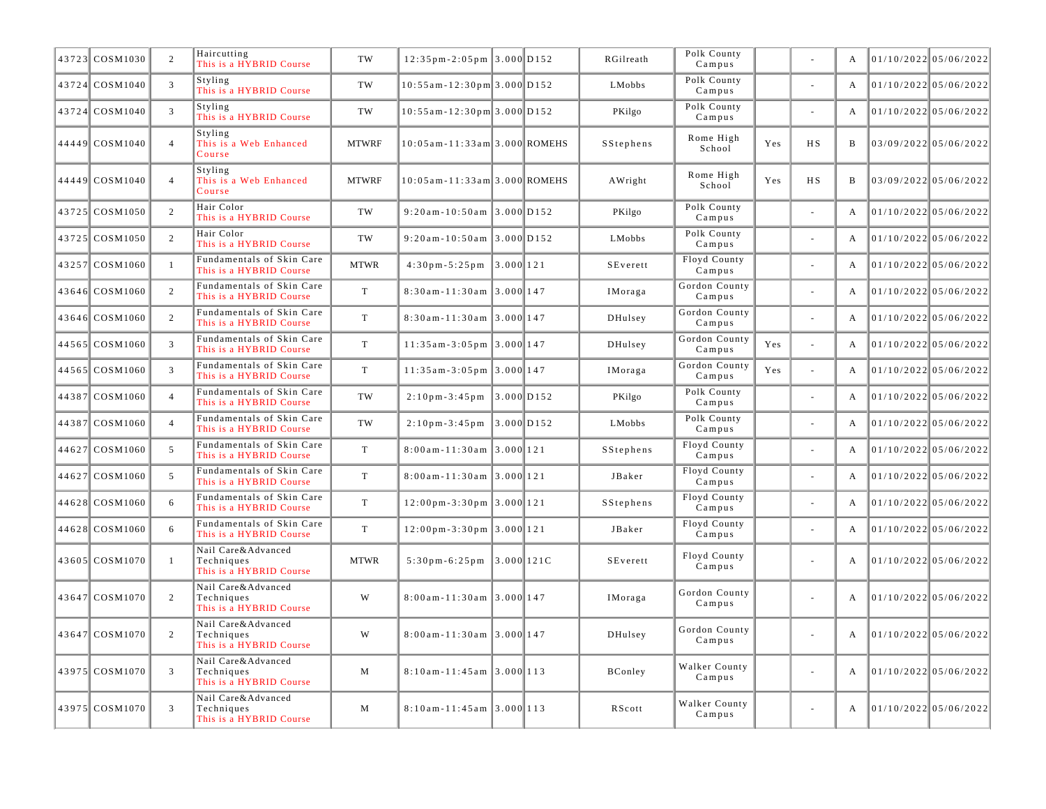| | | | | | | | | | | | | | | |
|---|---|---|---|---|---|---|---|---|---|---|---|---|---|---|
| 43723 | COSM1030 | 2 | Haircutting This is a HYBRID Course | TW | 12:35pm-2:05pm | 3.000 | D152 | RGilreath | Polk County Campus | | - | A | 01/10/2022 | 05/06/2022 |
| 43724 | COSM1040 | 3 | Styling This is a HYBRID Course | TW | 10:55am-12:30pm | 3.000 | D152 | LMobbs | Polk County Campus | | - | A | 01/10/2022 | 05/06/2022 |
| 43724 | COSM1040 | 3 | Styling This is a HYBRID Course | TW | 10:55am-12:30pm | 3.000 | D152 | PKilgo | Polk County Campus | | - | A | 01/10/2022 | 05/06/2022 |
| 44449 | COSM1040 | 4 | Styling This is a Web Enhanced Course | MTWRF | 10:05am-11:33am | 3.000 | ROMEHS | SStephens | Rome High School | Yes | HS | B | 03/09/2022 | 05/06/2022 |
| 44449 | COSM1040 | 4 | Styling This is a Web Enhanced Course | MTWRF | 10:05am-11:33am | 3.000 | ROMEHS | AWright | Rome High School | Yes | HS | B | 03/09/2022 | 05/06/2022 |
| 43725 | COSM1050 | 2 | Hair Color This is a HYBRID Course | TW | 9:20am-10:50am | 3.000 | D152 | PKilgo | Polk County Campus | | - | A | 01/10/2022 | 05/06/2022 |
| 43725 | COSM1050 | 2 | Hair Color This is a HYBRID Course | TW | 9:20am-10:50am | 3.000 | D152 | LMobbs | Polk County Campus | | - | A | 01/10/2022 | 05/06/2022 |
| 43257 | COSM1060 | 1 | Fundamentals of Skin Care This is a HYBRID Course | MTWR | 4:30pm-5:25pm | 3.000 | 121 | SEverett | Floyd County Campus | | - | A | 01/10/2022 | 05/06/2022 |
| 43646 | COSM1060 | 2 | Fundamentals of Skin Care This is a HYBRID Course | T | 8:30am-11:30am | 3.000 | 147 | IMoraga | Gordon County Campus | | - | A | 01/10/2022 | 05/06/2022 |
| 43646 | COSM1060 | 2 | Fundamentals of Skin Care This is a HYBRID Course | T | 8:30am-11:30am | 3.000 | 147 | DHulsey | Gordon County Campus | | - | A | 01/10/2022 | 05/06/2022 |
| 44565 | COSM1060 | 3 | Fundamentals of Skin Care This is a HYBRID Course | T | 11:35am-3:05pm | 3.000 | 147 | DHulsey | Gordon County Campus | Yes | - | A | 01/10/2022 | 05/06/2022 |
| 44565 | COSM1060 | 3 | Fundamentals of Skin Care This is a HYBRID Course | T | 11:35am-3:05pm | 3.000 | 147 | IMoraga | Gordon County Campus | Yes | - | A | 01/10/2022 | 05/06/2022 |
| 44387 | COSM1060 | 4 | Fundamentals of Skin Care This is a HYBRID Course | TW | 2:10pm-3:45pm | 3.000 | D152 | PKilgo | Polk County Campus | | - | A | 01/10/2022 | 05/06/2022 |
| 44387 | COSM1060 | 4 | Fundamentals of Skin Care This is a HYBRID Course | TW | 2:10pm-3:45pm | 3.000 | D152 | LMobbs | Polk County Campus | | - | A | 01/10/2022 | 05/06/2022 |
| 44627 | COSM1060 | 5 | Fundamentals of Skin Care This is a HYBRID Course | T | 8:00am-11:30am | 3.000 | 121 | SStephens | Floyd County Campus | | - | A | 01/10/2022 | 05/06/2022 |
| 44627 | COSM1060 | 5 | Fundamentals of Skin Care This is a HYBRID Course | T | 8:00am-11:30am | 3.000 | 121 | JBaker | Floyd County Campus | | - | A | 01/10/2022 | 05/06/2022 |
| 44628 | COSM1060 | 6 | Fundamentals of Skin Care This is a HYBRID Course | T | 12:00pm-3:30pm | 3.000 | 121 | SStephens | Floyd County Campus | | - | A | 01/10/2022 | 05/06/2022 |
| 44628 | COSM1060 | 6 | Fundamentals of Skin Care This is a HYBRID Course | T | 12:00pm-3:30pm | 3.000 | 121 | JBaker | Floyd County Campus | | - | A | 01/10/2022 | 05/06/2022 |
| 43605 | COSM1070 | 1 | Nail Care&Advanced Techniques This is a HYBRID Course | MTWR | 5:30pm-6:25pm | 3.000 | 121C | SEverett | Floyd County Campus | | - | A | 01/10/2022 | 05/06/2022 |
| 43647 | COSM1070 | 2 | Nail Care&Advanced Techniques This is a HYBRID Course | W | 8:00am-11:30am | 3.000 | 147 | IMoraga | Gordon County Campus | | - | A | 01/10/2022 | 05/06/2022 |
| 43647 | COSM1070 | 2 | Nail Care&Advanced Techniques This is a HYBRID Course | W | 8:00am-11:30am | 3.000 | 147 | DHulsey | Gordon County Campus | | - | A | 01/10/2022 | 05/06/2022 |
| 43975 | COSM1070 | 3 | Nail Care&Advanced Techniques This is a HYBRID Course | M | 8:10am-11:45am | 3.000 | 113 | BConley | Walker County Campus | | - | A | 01/10/2022 | 05/06/2022 |
| 43975 | COSM1070 | 3 | Nail Care&Advanced Techniques This is a HYBRID Course | M | 8:10am-11:45am | 3.000 | 113 | RScott | Walker County Campus | | - | A | 01/10/2022 | 05/06/2022 |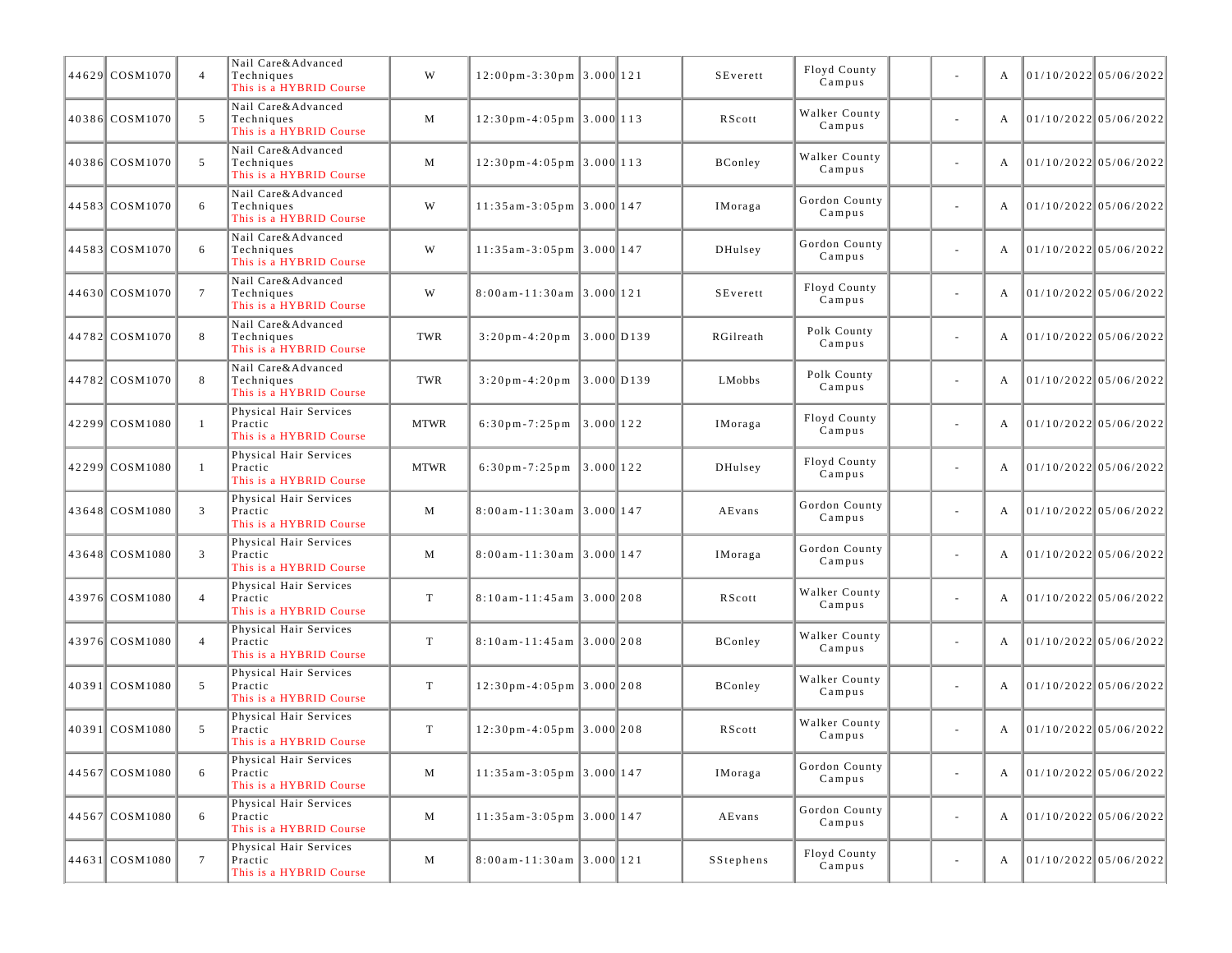| | | | | | | | | | | | | | | |
|---|---|---|---|---|---|---|---|---|---|---|---|---|---|---|
| 44629 | COSM1070 | 4 | Nail Care&Advanced Techniques This is a HYBRID Course | W | 12:00pm-3:30pm | 3.000 | 121 | SEverett | Floyd County Campus | | - | A | 01/10/2022 | 05/06/2022 |
| 40386 | COSM1070 | 5 | Nail Care&Advanced Techniques This is a HYBRID Course | M | 12:30pm-4:05pm | 3.000 | 113 | RScott | Walker County Campus | | - | A | 01/10/2022 | 05/06/2022 |
| 40386 | COSM1070 | 5 | Nail Care&Advanced Techniques This is a HYBRID Course | M | 12:30pm-4:05pm | 3.000 | 113 | BConley | Walker County Campus | | - | A | 01/10/2022 | 05/06/2022 |
| 44583 | COSM1070 | 6 | Nail Care&Advanced Techniques This is a HYBRID Course | W | 11:35am-3:05pm | 3.000 | 147 | IMoraga | Gordon County Campus | | - | A | 01/10/2022 | 05/06/2022 |
| 44583 | COSM1070 | 6 | Nail Care&Advanced Techniques This is a HYBRID Course | W | 11:35am-3:05pm | 3.000 | 147 | DHulsey | Gordon County Campus | | - | A | 01/10/2022 | 05/06/2022 |
| 44630 | COSM1070 | 7 | Nail Care&Advanced Techniques This is a HYBRID Course | W | 8:00am-11:30am | 3.000 | 121 | SEverett | Floyd County Campus | | - | A | 01/10/2022 | 05/06/2022 |
| 44782 | COSM1070 | 8 | Nail Care&Advanced Techniques This is a HYBRID Course | TWR | 3:20pm-4:20pm | 3.000 | D139 | RGilreath | Polk County Campus | | - | A | 01/10/2022 | 05/06/2022 |
| 44782 | COSM1070 | 8 | Nail Care&Advanced Techniques This is a HYBRID Course | TWR | 3:20pm-4:20pm | 3.000 | D139 | LMobbs | Polk County Campus | | - | A | 01/10/2022 | 05/06/2022 |
| 42299 | COSM1080 | 1 | Physical Hair Services Practic This is a HYBRID Course | MTWR | 6:30pm-7:25pm | 3.000 | 122 | IMoraga | Floyd County Campus | | - | A | 01/10/2022 | 05/06/2022 |
| 42299 | COSM1080 | 1 | Physical Hair Services Practic This is a HYBRID Course | MTWR | 6:30pm-7:25pm | 3.000 | 122 | DHulsey | Floyd County Campus | | - | A | 01/10/2022 | 05/06/2022 |
| 43648 | COSM1080 | 3 | Physical Hair Services Practic This is a HYBRID Course | M | 8:00am-11:30am | 3.000 | 147 | AEvans | Gordon County Campus | | - | A | 01/10/2022 | 05/06/2022 |
| 43648 | COSM1080 | 3 | Physical Hair Services Practic This is a HYBRID Course | M | 8:00am-11:30am | 3.000 | 147 | IMoraga | Gordon County Campus | | - | A | 01/10/2022 | 05/06/2022 |
| 43976 | COSM1080 | 4 | Physical Hair Services Practic This is a HYBRID Course | T | 8:10am-11:45am | 3.000 | 208 | RScott | Walker County Campus | | - | A | 01/10/2022 | 05/06/2022 |
| 43976 | COSM1080 | 4 | Physical Hair Services Practic This is a HYBRID Course | T | 8:10am-11:45am | 3.000 | 208 | BConley | Walker County Campus | | - | A | 01/10/2022 | 05/06/2022 |
| 40391 | COSM1080 | 5 | Physical Hair Services Practic This is a HYBRID Course | T | 12:30pm-4:05pm | 3.000 | 208 | BConley | Walker County Campus | | - | A | 01/10/2022 | 05/06/2022 |
| 40391 | COSM1080 | 5 | Physical Hair Services Practic This is a HYBRID Course | T | 12:30pm-4:05pm | 3.000 | 208 | RScott | Walker County Campus | | - | A | 01/10/2022 | 05/06/2022 |
| 44567 | COSM1080 | 6 | Physical Hair Services Practic This is a HYBRID Course | M | 11:35am-3:05pm | 3.000 | 147 | IMoraga | Gordon County Campus | | - | A | 01/10/2022 | 05/06/2022 |
| 44567 | COSM1080 | 6 | Physical Hair Services Practic This is a HYBRID Course | M | 11:35am-3:05pm | 3.000 | 147 | AEvans | Gordon County Campus | | - | A | 01/10/2022 | 05/06/2022 |
| 44631 | COSM1080 | 7 | Physical Hair Services Practic This is a HYBRID Course | M | 8:00am-11:30am | 3.000 | 121 | SStephens | Floyd County Campus | | - | A | 01/10/2022 | 05/06/2022 |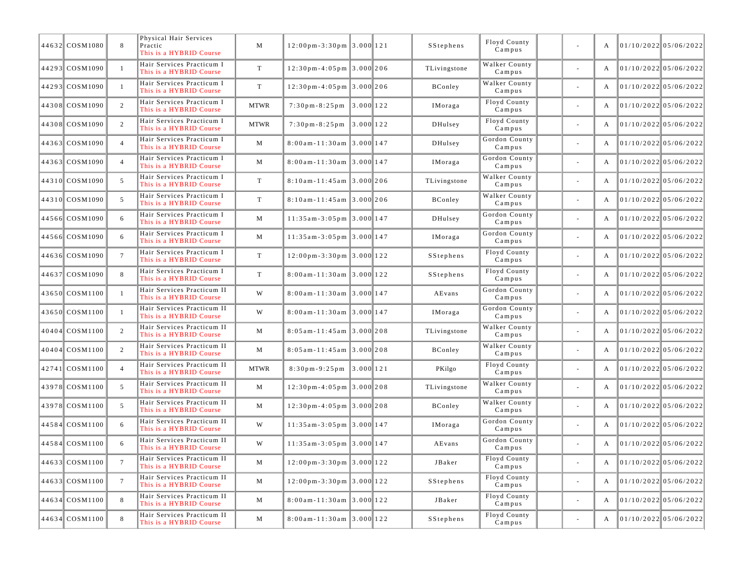| | | | | | | | | | | | | | |
|---|---|---|---|---|---|---|---|---|---|---|---|---|---|
| 44632 | COSM1080 | 8 | Physical Hair Services Practic This is a HYBRID Course | M | 12:00pm-3:30pm | 3.000 | 121 | SStephens | Floyd County Campus | | - | A | 01/10/2022 | 05/06/2022 |
| 44293 | COSM1090 | 1 | Hair Services Practicum I This is a HYBRID Course | T | 12:30pm-4:05pm | 3.000 | 206 | TLivingstone | Walker County Campus | | - | A | 01/10/2022 | 05/06/2022 |
| 44293 | COSM1090 | 1 | Hair Services Practicum I This is a HYBRID Course | T | 12:30pm-4:05pm | 3.000 | 206 | BConley | Walker County Campus | | - | A | 01/10/2022 | 05/06/2022 |
| 44308 | COSM1090 | 2 | Hair Services Practicum I This is a HYBRID Course | MTWR | 7:30pm-8:25pm | 3.000 | 122 | IMoraga | Floyd County Campus | | - | A | 01/10/2022 | 05/06/2022 |
| 44308 | COSM1090 | 2 | Hair Services Practicum I This is a HYBRID Course | MTWR | 7:30pm-8:25pm | 3.000 | 122 | DHulsey | Floyd County Campus | | - | A | 01/10/2022 | 05/06/2022 |
| 44363 | COSM1090 | 4 | Hair Services Practicum I This is a HYBRID Course | M | 8:00am-11:30am | 3.000 | 147 | DHulsey | Gordon County Campus | | - | A | 01/10/2022 | 05/06/2022 |
| 44363 | COSM1090 | 4 | Hair Services Practicum I This is a HYBRID Course | M | 8:00am-11:30am | 3.000 | 147 | IMoraga | Gordon County Campus | | - | A | 01/10/2022 | 05/06/2022 |
| 44310 | COSM1090 | 5 | Hair Services Practicum I This is a HYBRID Course | T | 8:10am-11:45am | 3.000 | 206 | TLivingstone | Walker County Campus | | - | A | 01/10/2022 | 05/06/2022 |
| 44310 | COSM1090 | 5 | Hair Services Practicum I This is a HYBRID Course | T | 8:10am-11:45am | 3.000 | 206 | BConley | Walker County Campus | | - | A | 01/10/2022 | 05/06/2022 |
| 44566 | COSM1090 | 6 | Hair Services Practicum I This is a HYBRID Course | M | 11:35am-3:05pm | 3.000 | 147 | DHulsey | Gordon County Campus | | - | A | 01/10/2022 | 05/06/2022 |
| 44566 | COSM1090 | 6 | Hair Services Practicum I This is a HYBRID Course | M | 11:35am-3:05pm | 3.000 | 147 | IMoraga | Gordon County Campus | | - | A | 01/10/2022 | 05/06/2022 |
| 44636 | COSM1090 | 7 | Hair Services Practicum I This is a HYBRID Course | T | 12:00pm-3:30pm | 3.000 | 122 | SStephens | Floyd County Campus | | - | A | 01/10/2022 | 05/06/2022 |
| 44637 | COSM1090 | 8 | Hair Services Practicum I This is a HYBRID Course | T | 8:00am-11:30am | 3.000 | 122 | SStephens | Floyd County Campus | | - | A | 01/10/2022 | 05/06/2022 |
| 43650 | COSM1100 | 1 | Hair Services Practicum II This is a HYBRID Course | W | 8:00am-11:30am | 3.000 | 147 | AEvans | Gordon County Campus | | - | A | 01/10/2022 | 05/06/2022 |
| 43650 | COSM1100 | 1 | Hair Services Practicum II This is a HYBRID Course | W | 8:00am-11:30am | 3.000 | 147 | IMoraga | Gordon County Campus | | - | A | 01/10/2022 | 05/06/2022 |
| 40404 | COSM1100 | 2 | Hair Services Practicum II This is a HYBRID Course | M | 8:05am-11:45am | 3.000 | 208 | TLivingstone | Walker County Campus | | - | A | 01/10/2022 | 05/06/2022 |
| 40404 | COSM1100 | 2 | Hair Services Practicum II This is a HYBRID Course | M | 8:05am-11:45am | 3.000 | 208 | BConley | Walker County Campus | | - | A | 01/10/2022 | 05/06/2022 |
| 42741 | COSM1100 | 4 | Hair Services Practicum II This is a HYBRID Course | MTWR | 8:30pm-9:25pm | 3.000 | 121 | PKilgo | Floyd County Campus | | - | A | 01/10/2022 | 05/06/2022 |
| 43978 | COSM1100 | 5 | Hair Services Practicum II This is a HYBRID Course | M | 12:30pm-4:05pm | 3.000 | 208 | TLivingstone | Walker County Campus | | - | A | 01/10/2022 | 05/06/2022 |
| 43978 | COSM1100 | 5 | Hair Services Practicum II This is a HYBRID Course | M | 12:30pm-4:05pm | 3.000 | 208 | BConley | Walker County Campus | | - | A | 01/10/2022 | 05/06/2022 |
| 44584 | COSM1100 | 6 | Hair Services Practicum II This is a HYBRID Course | W | 11:35am-3:05pm | 3.000 | 147 | IMoraga | Gordon County Campus | | - | A | 01/10/2022 | 05/06/2022 |
| 44584 | COSM1100 | 6 | Hair Services Practicum II This is a HYBRID Course | W | 11:35am-3:05pm | 3.000 | 147 | AEvans | Gordon County Campus | | - | A | 01/10/2022 | 05/06/2022 |
| 44633 | COSM1100 | 7 | Hair Services Practicum II This is a HYBRID Course | M | 12:00pm-3:30pm | 3.000 | 122 | JBaker | Floyd County Campus | | - | A | 01/10/2022 | 05/06/2022 |
| 44633 | COSM1100 | 7 | Hair Services Practicum II This is a HYBRID Course | M | 12:00pm-3:30pm | 3.000 | 122 | SStephens | Floyd County Campus | | - | A | 01/10/2022 | 05/06/2022 |
| 44634 | COSM1100 | 8 | Hair Services Practicum II This is a HYBRID Course | M | 8:00am-11:30am | 3.000 | 122 | JBaker | Floyd County Campus | | - | A | 01/10/2022 | 05/06/2022 |
| 44634 | COSM1100 | 8 | Hair Services Practicum II This is a HYBRID Course | M | 8:00am-11:30am | 3.000 | 122 | SStephens | Floyd County Campus | | - | A | 01/10/2022 | 05/06/2022 |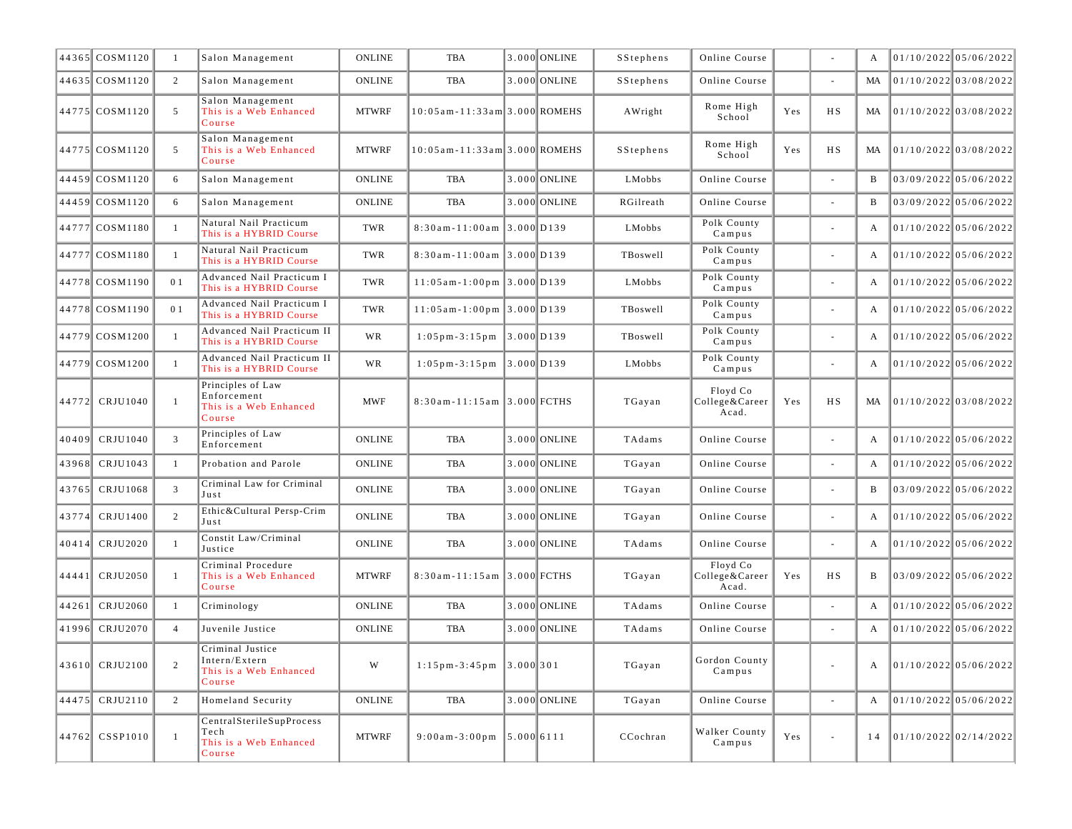| | | | | | | | | | | | | | |
|---|---|---|---|---|---|---|---|---|---|---|---|---|---|
| 44365 | COSM1120 | 1 | Salon Management | ONLINE | TBA | 3.000 | ONLINE | SStephens | Online Course | | - | A | 01/10/2022 | 05/06/2022 |
| 44635 | COSM1120 | 2 | Salon Management | ONLINE | TBA | 3.000 | ONLINE | SStephens | Online Course | | - | MA | 01/10/2022 | 03/08/2022 |
| 44775 | COSM1120 | 5 | Salon Management This is a Web Enhanced Course | MTWRF | 10:05am-11:33am | 3.000 | ROMEHS | AWright | Rome High School | Yes | HS | MA | 01/10/2022 | 03/08/2022 |
| 44775 | COSM1120 | 5 | Salon Management This is a Web Enhanced Course | MTWRF | 10:05am-11:33am | 3.000 | ROMEHS | SStephens | Rome High School | Yes | HS | MA | 01/10/2022 | 03/08/2022 |
| 44459 | COSM1120 | 6 | Salon Management | ONLINE | TBA | 3.000 | ONLINE | LMobbs | Online Course | | - | B | 03/09/2022 | 05/06/2022 |
| 44459 | COSM1120 | 6 | Salon Management | ONLINE | TBA | 3.000 | ONLINE | RGilreath | Online Course | | - | B | 03/09/2022 | 05/06/2022 |
| 44777 | COSM1180 | 1 | Natural Nail Practicum This is a HYBRID Course | TWR | 8:30am-11:00am | 3.000 | D139 | LMobbs | Polk County Campus | | - | A | 01/10/2022 | 05/06/2022 |
| 44777 | COSM1180 | 1 | Natural Nail Practicum This is a HYBRID Course | TWR | 8:30am-11:00am | 3.000 | D139 | TBoswell | Polk County Campus | | - | A | 01/10/2022 | 05/06/2022 |
| 44778 | COSM1190 | 01 | Advanced Nail Practicum I This is a HYBRID Course | TWR | 11:05am-1:00pm | 3.000 | D139 | LMobbs | Polk County Campus | | - | A | 01/10/2022 | 05/06/2022 |
| 44778 | COSM1190 | 01 | Advanced Nail Practicum I This is a HYBRID Course | TWR | 11:05am-1:00pm | 3.000 | D139 | TBoswell | Polk County Campus | | - | A | 01/10/2022 | 05/06/2022 |
| 44779 | COSM1200 | 1 | Advanced Nail Practicum II This is a HYBRID Course | WR | 1:05pm-3:15pm | 3.000 | D139 | TBoswell | Polk County Campus | | - | A | 01/10/2022 | 05/06/2022 |
| 44779 | COSM1200 | 1 | Advanced Nail Practicum II This is a HYBRID Course | WR | 1:05pm-3:15pm | 3.000 | D139 | LMobbs | Polk County Campus | | - | A | 01/10/2022 | 05/06/2022 |
| 44772 | CRJU1040 | 1 | Principles of Law Enforcement This is a Web Enhanced Course | MWF | 8:30am-11:15am | 3.000 | FCTHS | TGayan | Floyd Co College&Career Acad. | Yes | HS | MA | 01/10/2022 | 03/08/2022 |
| 40409 | CRJU1040 | 3 | Principles of Law Enforcement | ONLINE | TBA | 3.000 | ONLINE | TAdams | Online Course | | - | A | 01/10/2022 | 05/06/2022 |
| 43968 | CRJU1043 | 1 | Probation and Parole | ONLINE | TBA | 3.000 | ONLINE | TGayan | Online Course | | - | A | 01/10/2022 | 05/06/2022 |
| 43765 | CRJU1068 | 3 | Criminal Law for Criminal Just | ONLINE | TBA | 3.000 | ONLINE | TGayan | Online Course | | - | B | 03/09/2022 | 05/06/2022 |
| 43774 | CRJU1400 | 2 | Ethic&Cultural Persp-Crim Just | ONLINE | TBA | 3.000 | ONLINE | TGayan | Online Course | | - | A | 01/10/2022 | 05/06/2022 |
| 40414 | CRJU2020 | 1 | Constit Law/Criminal Justice | ONLINE | TBA | 3.000 | ONLINE | TAdams | Online Course | | - | A | 01/10/2022 | 05/06/2022 |
| 44441 | CRJU2050 | 1 | Criminal Procedure This is a Web Enhanced Course | MTWRF | 8:30am-11:15am | 3.000 | FCTHS | TGayan | Floyd Co College&Career Acad. | Yes | HS | B | 03/09/2022 | 05/06/2022 |
| 44261 | CRJU2060 | 1 | Criminology | ONLINE | TBA | 3.000 | ONLINE | TAdams | Online Course | | - | A | 01/10/2022 | 05/06/2022 |
| 41996 | CRJU2070 | 4 | Juvenile Justice | ONLINE | TBA | 3.000 | ONLINE | TAdams | Online Course | | - | A | 01/10/2022 | 05/06/2022 |
| 43610 | CRJU2100 | 2 | Criminal Justice Intern/Extern This is a Web Enhanced Course | W | 1:15pm-3:45pm | 3.000 | 301 | TGayan | Gordon County Campus | | - | A | 01/10/2022 | 05/06/2022 |
| 44475 | CRJU2110 | 2 | Homeland Security | ONLINE | TBA | 3.000 | ONLINE | TGayan | Online Course | | - | A | 01/10/2022 | 05/06/2022 |
| 44762 | CSSP1010 | 1 | CentralSterileSupProcess Tech This is a Web Enhanced Course | MTWRF | 9:00am-3:00pm | 5.000 | 6111 | CCochran | Walker County Campus | Yes | - | 14 | 01/10/2022 | 02/14/2022 |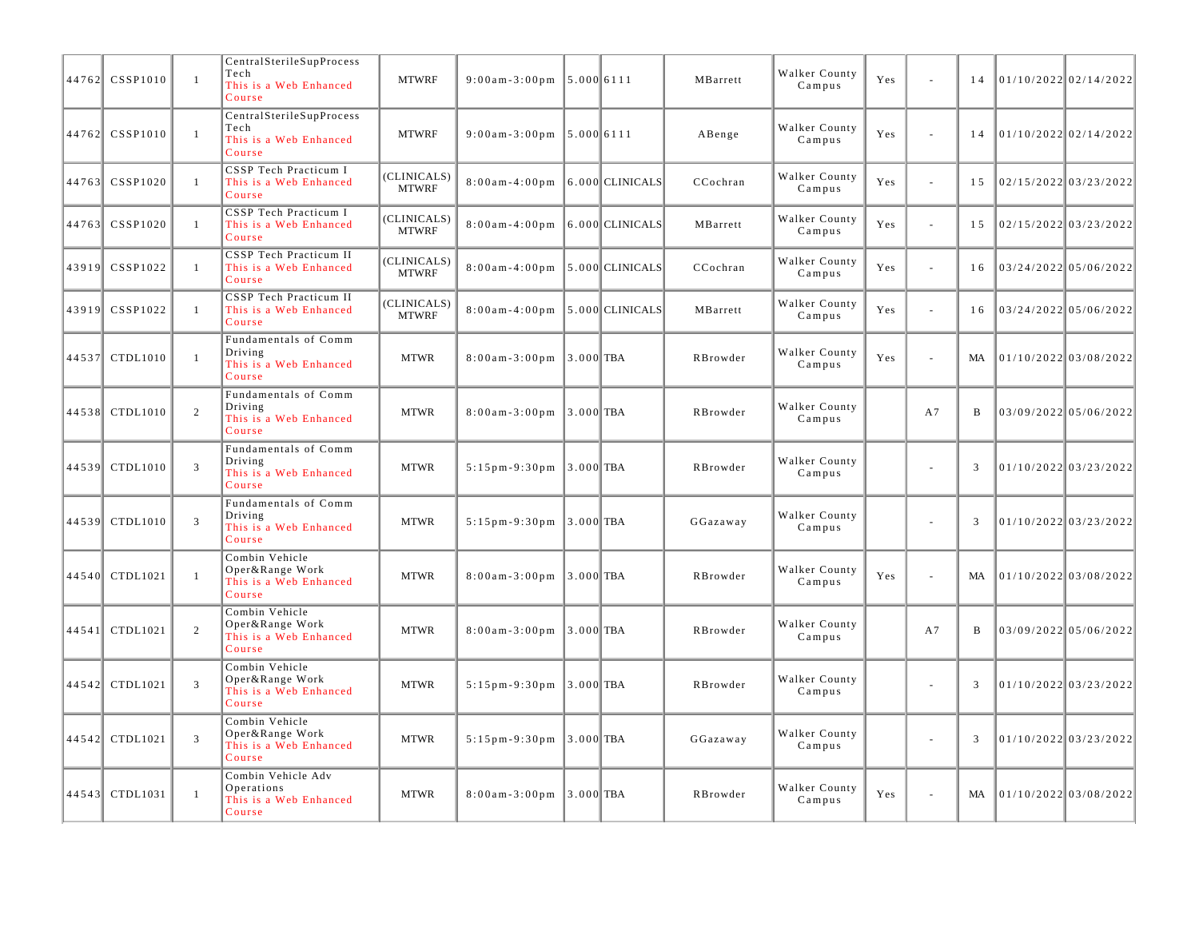| | | | | | | | | | | | | | | |
|---|---|---|---|---|---|---|---|---|---|---|---|---|---|---|
| 44762 | CSSP1010 | 1 | CentralSterileSupProcess Tech This is a Web Enhanced Course | MTWRF | 9:00am-3:00pm | 5.000 | 6111 | MBarrett | Walker County Campus | Yes | - | 14 | 01/10/2022 | 02/14/2022 |
| 44762 | CSSP1010 | 1 | CentralSterileSupProcess Tech This is a Web Enhanced Course | MTWRF | 9:00am-3:00pm | 5.000 | 6111 | ABenge | Walker County Campus | Yes | - | 14 | 01/10/2022 | 02/14/2022 |
| 44763 | CSSP1020 | 1 | CSSP Tech Practicum I This is a Web Enhanced Course | (CLINICALS) MTWRF | 8:00am-4:00pm | 6.000 | CLINICALS | CCochran | Walker County Campus | Yes | - | 15 | 02/15/2022 | 03/23/2022 |
| 44763 | CSSP1020 | 1 | CSSP Tech Practicum I This is a Web Enhanced Course | (CLINICALS) MTWRF | 8:00am-4:00pm | 6.000 | CLINICALS | MBarrett | Walker County Campus | Yes | - | 15 | 02/15/2022 | 03/23/2022 |
| 43919 | CSSP1022 | 1 | CSSP Tech Practicum II This is a Web Enhanced Course | (CLINICALS) MTWRF | 8:00am-4:00pm | 5.000 | CLINICALS | CCochran | Walker County Campus | Yes | - | 16 | 03/24/2022 | 05/06/2022 |
| 43919 | CSSP1022 | 1 | CSSP Tech Practicum II This is a Web Enhanced Course | (CLINICALS) MTWRF | 8:00am-4:00pm | 5.000 | CLINICALS | MBarrett | Walker County Campus | Yes | - | 16 | 03/24/2022 | 05/06/2022 |
| 44537 | CTDL1010 | 1 | Fundamentals of Comm Driving This is a Web Enhanced Course | MTWR | 8:00am-3:00pm | 3.000 | TBA | RBrowder | Walker County Campus | Yes | - | MA | 01/10/2022 | 03/08/2022 |
| 44538 | CTDL1010 | 2 | Fundamentals of Comm Driving This is a Web Enhanced Course | MTWR | 8:00am-3:00pm | 3.000 | TBA | RBrowder | Walker County Campus | | A7 | B | 03/09/2022 | 05/06/2022 |
| 44539 | CTDL1010 | 3 | Fundamentals of Comm Driving This is a Web Enhanced Course | MTWR | 5:15pm-9:30pm | 3.000 | TBA | RBrowder | Walker County Campus | | - | 3 | 01/10/2022 | 03/23/2022 |
| 44539 | CTDL1010 | 3 | Fundamentals of Comm Driving This is a Web Enhanced Course | MTWR | 5:15pm-9:30pm | 3.000 | TBA | GGazaway | Walker County Campus | | - | 3 | 01/10/2022 | 03/23/2022 |
| 44540 | CTDL1021 | 1 | Combin Vehicle Oper&Range Work This is a Web Enhanced Course | MTWR | 8:00am-3:00pm | 3.000 | TBA | RBrowder | Walker County Campus | Yes | - | MA | 01/10/2022 | 03/08/2022 |
| 44541 | CTDL1021 | 2 | Combin Vehicle Oper&Range Work This is a Web Enhanced Course | MTWR | 8:00am-3:00pm | 3.000 | TBA | RBrowder | Walker County Campus | | A7 | B | 03/09/2022 | 05/06/2022 |
| 44542 | CTDL1021 | 3 | Combin Vehicle Oper&Range Work This is a Web Enhanced Course | MTWR | 5:15pm-9:30pm | 3.000 | TBA | RBrowder | Walker County Campus | | - | 3 | 01/10/2022 | 03/23/2022 |
| 44542 | CTDL1021 | 3 | Combin Vehicle Oper&Range Work This is a Web Enhanced Course | MTWR | 5:15pm-9:30pm | 3.000 | TBA | GGazaway | Walker County Campus | | - | 3 | 01/10/2022 | 03/23/2022 |
| 44543 | CTDL1031 | 1 | Combin Vehicle Adv Operations This is a Web Enhanced Course | MTWR | 8:00am-3:00pm | 3.000 | TBA | RBrowder | Walker County Campus | Yes | - | MA | 01/10/2022 | 03/08/2022 |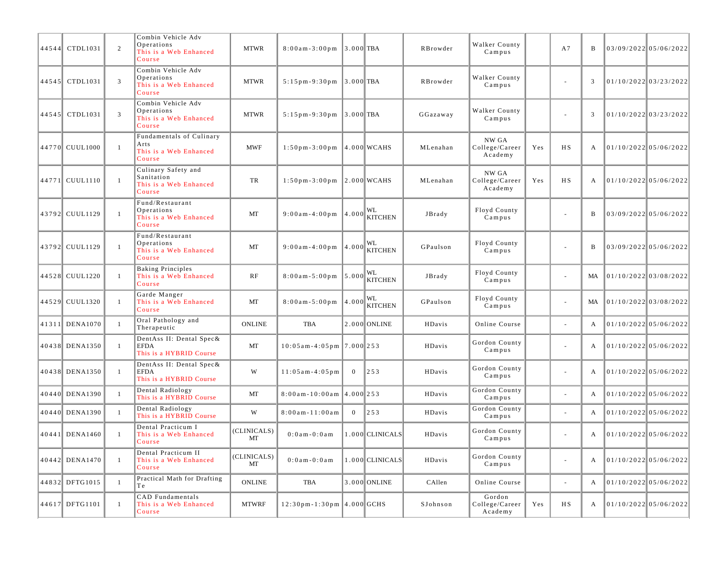| | | | | | | | | | | | | | | |
|---|---|---|---|---|---|---|---|---|---|---|---|---|---|---|
| 44544 | CTDL1031 | 2 | Combin Vehicle Adv Operations This is a Web Enhanced Course | MTWR | 8:00am-3:00pm | 3.000 | TBA | RBrowder | Walker County Campus | | A7 | B | 03/09/2022 | 05/06/2022 |
| 44545 | CTDL1031 | 3 | Combin Vehicle Adv Operations This is a Web Enhanced Course | MTWR | 5:15pm-9:30pm | 3.000 | TBA | RBrowder | Walker County Campus | | - | 3 | 01/10/2022 | 03/23/2022 |
| 44545 | CTDL1031 | 3 | Combin Vehicle Adv Operations This is a Web Enhanced Course | MTWR | 5:15pm-9:30pm | 3.000 | TBA | GGazaway | Walker County Campus | | - | 3 | 01/10/2022 | 03/23/2022 |
| 44770 | CUUL1000 | 1 | Fundamentals of Culinary Arts This is a Web Enhanced Course | MWF | 1:50pm-3:00pm | 4.000 | WCAHS | MLenahan | NW GA College/Career Academy | Yes | HS | A | 01/10/2022 | 05/06/2022 |
| 44771 | CUUL1110 | 1 | Culinary Safety and Sanitation This is a Web Enhanced Course | TR | 1:50pm-3:00pm | 2.000 | WCAHS | MLenahan | NW GA College/Career Academy | Yes | HS | A | 01/10/2022 | 05/06/2022 |
| 43792 | CUUL1129 | 1 | Fund/Restaurant Operations This is a Web Enhanced Course | MT | 9:00am-4:00pm | 4.000 | WL KITCHEN | JBrady | Floyd County Campus | | - | B | 03/09/2022 | 05/06/2022 |
| 43792 | CUUL1129 | 1 | Fund/Restaurant Operations This is a Web Enhanced Course | MT | 9:00am-4:00pm | 4.000 | WL KITCHEN | GPaulson | Floyd County Campus | | - | B | 03/09/2022 | 05/06/2022 |
| 44528 | CUUL1220 | 1 | Baking Principles This is a Web Enhanced Course | RF | 8:00am-5:00pm | 5.000 | WL KITCHEN | JBrady | Floyd County Campus | | - | MA | 01/10/2022 | 03/08/2022 |
| 44529 | CUUL1320 | 1 | Garde Manger This is a Web Enhanced Course | MT | 8:00am-5:00pm | 4.000 | WL KITCHEN | GPaulson | Floyd County Campus | | - | MA | 01/10/2022 | 03/08/2022 |
| 41311 | DENA1070 | 1 | Oral Pathology and Therapeutic | ONLINE | TBA | 2.000 | ONLINE | HDavis | Online Course | | - | A | 01/10/2022 | 05/06/2022 |
| 40438 | DENA1350 | 1 | DentAss II: Dental Spec& EFDA This is a HYBRID Course | MT | 10:05am-4:05pm | 7.000 | 253 | HDavis | Gordon County Campus | | - | A | 01/10/2022 | 05/06/2022 |
| 40438 | DENA1350 | 1 | DentAss II: Dental Spec& EFDA This is a HYBRID Course | W | 11:05am-4:05pm | 0 | 253 | HDavis | Gordon County Campus | | - | A | 01/10/2022 | 05/06/2022 |
| 40440 | DENA1390 | 1 | Dental Radiology This is a HYBRID Course | MT | 8:00am-10:00am | 4.000 | 253 | HDavis | Gordon County Campus | | - | A | 01/10/2022 | 05/06/2022 |
| 40440 | DENA1390 | 1 | Dental Radiology This is a HYBRID Course | W | 8:00am-11:00am | 0 | 253 | HDavis | Gordon County Campus | | - | A | 01/10/2022 | 05/06/2022 |
| 40441 | DENA1460 | 1 | Dental Practicum I This is a Web Enhanced Course | (CLINICALS) MT | 0:0am-0:0am | 1.000 | CLINICALS | HDavis | Gordon County Campus | | - | A | 01/10/2022 | 05/06/2022 |
| 40442 | DENA1470 | 1 | Dental Practicum II This is a Web Enhanced Course | (CLINICALS) MT | 0:0am-0:0am | 1.000 | CLINICALS | HDavis | Gordon County Campus | | - | A | 01/10/2022 | 05/06/2022 |
| 44832 | DFTG1015 | 1 | Practical Math for Drafting Te | ONLINE | TBA | 3.000 | ONLINE | CAllen | Online Course | | - | A | 01/10/2022 | 05/06/2022 |
| 44617 | DFTG1101 | 1 | CAD Fundamentals This is a Web Enhanced Course | MTWRF | 12:30pm-1:30pm | 4.000 | GCHS | SJohnson | Gordon College/Career Academy | Yes | HS | A | 01/10/2022 | 05/06/2022 |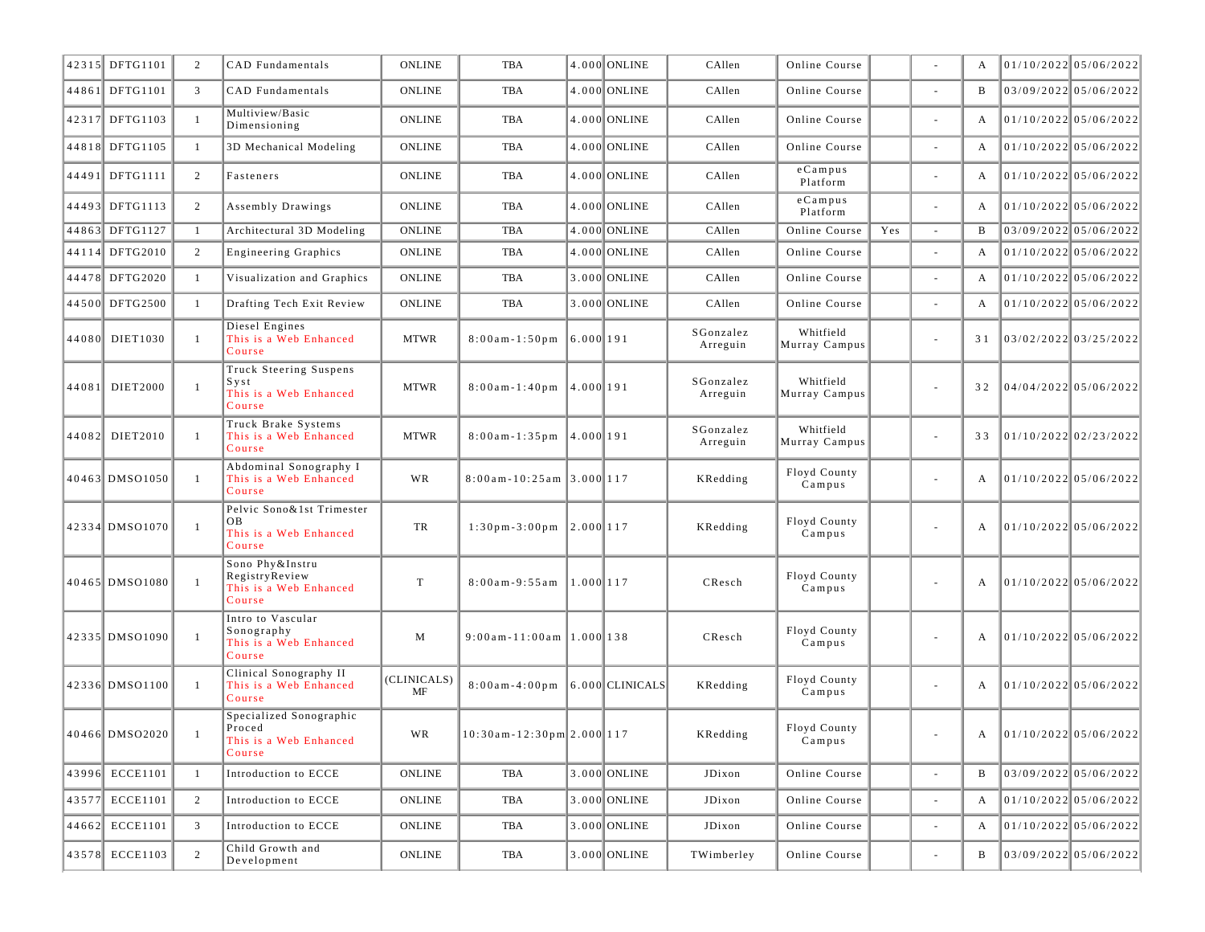| | | | | | | | | | | | | | | |
|---|---|---|---|---|---|---|---|---|---|---|---|---|---|---|
| 42315 | DFTG1101 | 2 | CAD Fundamentals | ONLINE | TBA | 4.000 | ONLINE | CAllen | Online Course | | - | A | 01/10/2022 | 05/06/2022 |
| 44861 | DFTG1101 | 3 | CAD Fundamentals | ONLINE | TBA | 4.000 | ONLINE | CAllen | Online Course | | - | B | 03/09/2022 | 05/06/2022 |
| 42317 | DFTG1103 | 1 | Multiview/Basic Dimensioning | ONLINE | TBA | 4.000 | ONLINE | CAllen | Online Course | | - | A | 01/10/2022 | 05/06/2022 |
| 44818 | DFTG1105 | 1 | 3D Mechanical Modeling | ONLINE | TBA | 4.000 | ONLINE | CAllen | Online Course | | - | A | 01/10/2022 | 05/06/2022 |
| 44491 | DFTG1111 | 2 | Fasteners | ONLINE | TBA | 4.000 | ONLINE | CAllen | eCampus Platform | | - | A | 01/10/2022 | 05/06/2022 |
| 44493 | DFTG1113 | 2 | Assembly Drawings | ONLINE | TBA | 4.000 | ONLINE | CAllen | eCampus Platform | | - | A | 01/10/2022 | 05/06/2022 |
| 44863 | DFTG1127 | 1 | Architectural 3D Modeling | ONLINE | TBA | 4.000 | ONLINE | CAllen | Online Course | Yes | - | B | 03/09/2022 | 05/06/2022 |
| 44114 | DFTG2010 | 2 | Engineering Graphics | ONLINE | TBA | 4.000 | ONLINE | CAllen | Online Course | | - | A | 01/10/2022 | 05/06/2022 |
| 44478 | DFTG2020 | 1 | Visualization and Graphics | ONLINE | TBA | 3.000 | ONLINE | CAllen | Online Course | | - | A | 01/10/2022 | 05/06/2022 |
| 44500 | DFTG2500 | 1 | Drafting Tech Exit Review | ONLINE | TBA | 3.000 | ONLINE | CAllen | Online Course | | - | A | 01/10/2022 | 05/06/2022 |
| 44080 | DIET1030 | 1 | Diesel Engines This is a Web Enhanced Course | MTWR | 8:00am-1:50pm | 6.000 | 191 | SGonzalez Arreguin | Whitfield Murray Campus | | - | 31 | 03/02/2022 | 03/25/2022 |
| 44081 | DIET2000 | 1 | Truck Steering Suspens Syst This is a Web Enhanced Course | MTWR | 8:00am-1:40pm | 4.000 | 191 | SGonzalez Arreguin | Whitfield Murray Campus | | - | 32 | 04/04/2022 | 05/06/2022 |
| 44082 | DIET2010 | 1 | Truck Brake Systems This is a Web Enhanced Course | MTWR | 8:00am-1:35pm | 4.000 | 191 | SGonzalez Arreguin | Whitfield Murray Campus | | - | 33 | 01/10/2022 | 02/23/2022 |
| 40463 | DMSO1050 | 1 | Abdominal Sonography I This is a Web Enhanced Course | WR | 8:00am-10:25am | 3.000 | 117 | KRedding | Floyd County Campus | | - | A | 01/10/2022 | 05/06/2022 |
| 42334 | DMSO1070 | 1 | Pelvic Sono&1st Trimester OB This is a Web Enhanced Course | TR | 1:30pm-3:00pm | 2.000 | 117 | KRedding | Floyd County Campus | | - | A | 01/10/2022 | 05/06/2022 |
| 40465 | DMSO1080 | 1 | Sono Phy&Instru RegistryReview This is a Web Enhanced Course | T | 8:00am-9:55am | 1.000 | 117 | CResch | Floyd County Campus | | - | A | 01/10/2022 | 05/06/2022 |
| 42335 | DMSO1090 | 1 | Intro to Vascular Sonography This is a Web Enhanced Course | M | 9:00am-11:00am | 1.000 | 138 | CResch | Floyd County Campus | | - | A | 01/10/2022 | 05/06/2022 |
| 42336 | DMSO1100 | 1 | Clinical Sonography II This is a Web Enhanced Course | (CLINICALS) MF | 8:00am-4:00pm | 6.000 | CLINICALS | KRedding | Floyd County Campus | | - | A | 01/10/2022 | 05/06/2022 |
| 40466 | DMSO2020 | 1 | Specialized Sonographic Proced This is a Web Enhanced Course | WR | 10:30am-12:30pm | 2.000 | 117 | KRedding | Floyd County Campus | | - | A | 01/10/2022 | 05/06/2022 |
| 43996 | ECCE1101 | 1 | Introduction to ECCE | ONLINE | TBA | 3.000 | ONLINE | JDixon | Online Course | | - | B | 03/09/2022 | 05/06/2022 |
| 43577 | ECCE1101 | 2 | Introduction to ECCE | ONLINE | TBA | 3.000 | ONLINE | JDixon | Online Course | | - | A | 01/10/2022 | 05/06/2022 |
| 44662 | ECCE1101 | 3 | Introduction to ECCE | ONLINE | TBA | 3.000 | ONLINE | JDixon | Online Course | | - | A | 01/10/2022 | 05/06/2022 |
| 43578 | ECCE1103 | 2 | Child Growth and Development | ONLINE | TBA | 3.000 | ONLINE | TWimberley | Online Course | | - | B | 03/09/2022 | 05/06/2022 |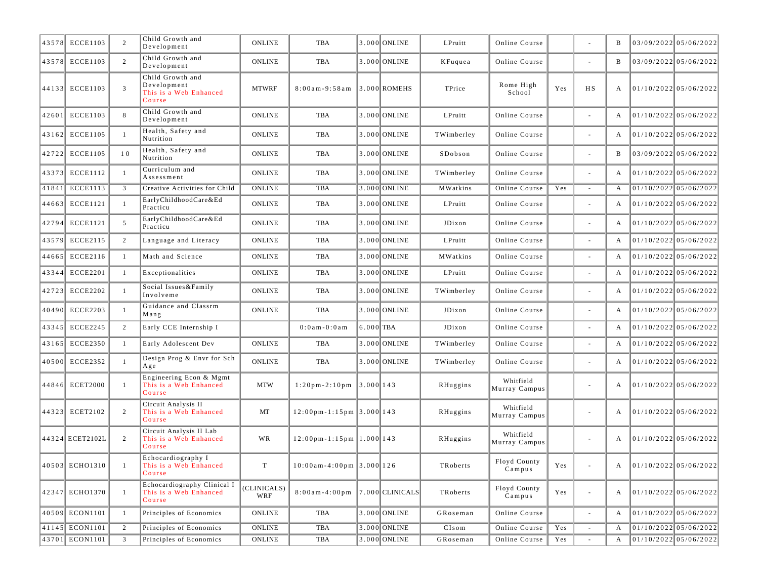| | | | | | | | | | | | | | | |
|---|---|---|---|---|---|---|---|---|---|---|---|---|---|---|
| 43578 | ECCE1103 | 2 | Child Growth and Development | ONLINE | TBA | 3.000 | ONLINE | LPruitt | Online Course | | - | B | 03/09/2022 | 05/06/2022 |
| 43578 | ECCE1103 | 2 | Child Growth and Development | ONLINE | TBA | 3.000 | ONLINE | KFuquea | Online Course | | - | B | 03/09/2022 | 05/06/2022 |
| 44133 | ECCE1103 | 3 | Child Growth and Development This is a Web Enhanced Course | MTWRF | 8:00am-9:58am | 3.000 | ROMEHS | TPrice | Rome High School | Yes | HS | A | 01/10/2022 | 05/06/2022 |
| 42601 | ECCE1103 | 8 | Child Growth and Development | ONLINE | TBA | 3.000 | ONLINE | LPruitt | Online Course | | - | A | 01/10/2022 | 05/06/2022 |
| 43162 | ECCE1105 | 1 | Health, Safety and Nutrition | ONLINE | TBA | 3.000 | ONLINE | TWimberley | Online Course | | - | A | 01/10/2022 | 05/06/2022 |
| 42722 | ECCE1105 | 10 | Health, Safety and Nutrition | ONLINE | TBA | 3.000 | ONLINE | SDobson | Online Course | | - | B | 03/09/2022 | 05/06/2022 |
| 43373 | ECCE1112 | 1 | Curriculum and Assessment | ONLINE | TBA | 3.000 | ONLINE | TWimberley | Online Course | | - | A | 01/10/2022 | 05/06/2022 |
| 41841 | ECCE1113 | 3 | Creative Activities for Child | ONLINE | TBA | 3.000 | ONLINE | MWatkins | Online Course | Yes | - | A | 01/10/2022 | 05/06/2022 |
| 44663 | ECCE1121 | 1 | EarlyChildhoodCare&Ed Practicu | ONLINE | TBA | 3.000 | ONLINE | LPruitt | Online Course | | - | A | 01/10/2022 | 05/06/2022 |
| 42794 | ECCE1121 | 5 | EarlyChildhoodCare&Ed Practicu | ONLINE | TBA | 3.000 | ONLINE | JDixon | Online Course | | - | A | 01/10/2022 | 05/06/2022 |
| 43579 | ECCE2115 | 2 | Language and Literacy | ONLINE | TBA | 3.000 | ONLINE | LPruitt | Online Course | | - | A | 01/10/2022 | 05/06/2022 |
| 44665 | ECCE2116 | 1 | Math and Science | ONLINE | TBA | 3.000 | ONLINE | MWatkins | Online Course | | - | A | 01/10/2022 | 05/06/2022 |
| 43344 | ECCE2201 | 1 | Exceptionalities | ONLINE | TBA | 3.000 | ONLINE | LPruitt | Online Course | | - | A | 01/10/2022 | 05/06/2022 |
| 42723 | ECCE2202 | 1 | Social Issues&Family Involveme | ONLINE | TBA | 3.000 | ONLINE | TWimberley | Online Course | | - | A | 01/10/2022 | 05/06/2022 |
| 40490 | ECCE2203 | 1 | Guidance and Classrm Mang | ONLINE | TBA | 3.000 | ONLINE | JDixon | Online Course | | - | A | 01/10/2022 | 05/06/2022 |
| 43345 | ECCE2245 | 2 | Early CCE Internship I | | 0:0am-0:0am | 6.000 | TBA | JDixon | Online Course | | - | A | 01/10/2022 | 05/06/2022 |
| 43165 | ECCE2350 | 1 | Early Adolescent Dev | ONLINE | TBA | 3.000 | ONLINE | TWimberley | Online Course | | - | A | 01/10/2022 | 05/06/2022 |
| 40500 | ECCE2352 | 1 | Design Prog & Envr for Sch Age | ONLINE | TBA | 3.000 | ONLINE | TWimberley | Online Course | | - | A | 01/10/2022 | 05/06/2022 |
| 44846 | ECET2000 | 1 | Engineering Econ & Mgmt This is a Web Enhanced Course | MTW | 1:20pm-2:10pm | 3.000 | 143 | RHuggins | Whitfield Murray Campus | | - | A | 01/10/2022 | 05/06/2022 |
| 44323 | ECET2102 | 2 | Circuit Analysis II This is a Web Enhanced Course | MT | 12:00pm-1:15pm | 3.000 | 143 | RHuggins | Whitfield Murray Campus | | - | A | 01/10/2022 | 05/06/2022 |
| 44324 | ECET2102L | 2 | Circuit Analysis II Lab This is a Web Enhanced Course | WR | 12:00pm-1:15pm | 1.000 | 143 | RHuggins | Whitfield Murray Campus | | - | A | 01/10/2022 | 05/06/2022 |
| 40503 | ECHO1310 | 1 | Echocardiography I This is a Web Enhanced Course | T | 10:00am-4:00pm | 3.000 | 126 | TRoberts | Floyd County Campus | Yes | - | A | 01/10/2022 | 05/06/2022 |
| 42347 | ECHO1370 | 1 | Echocardiography Clinical I This is a Web Enhanced Course | (CLINICALS) WRF | 8:00am-4:00pm | 7.000 | CLINICALS | TRoberts | Floyd County Campus | Yes | - | A | 01/10/2022 | 05/06/2022 |
| 40509 | ECON1101 | 1 | Principles of Economics | ONLINE | TBA | 3.000 | ONLINE | GRoseman | Online Course | | - | A | 01/10/2022 | 05/06/2022 |
| 41145 | ECON1101 | 2 | Principles of Economics | ONLINE | TBA | 3.000 | ONLINE | CIsom | Online Course | Yes | - | A | 01/10/2022 | 05/06/2022 |
| 43701 | ECON1101 | 3 | Principles of Economics | ONLINE | TBA | 3.000 | ONLINE | GRoseman | Online Course | Yes | - | A | 01/10/2022 | 05/06/2022 |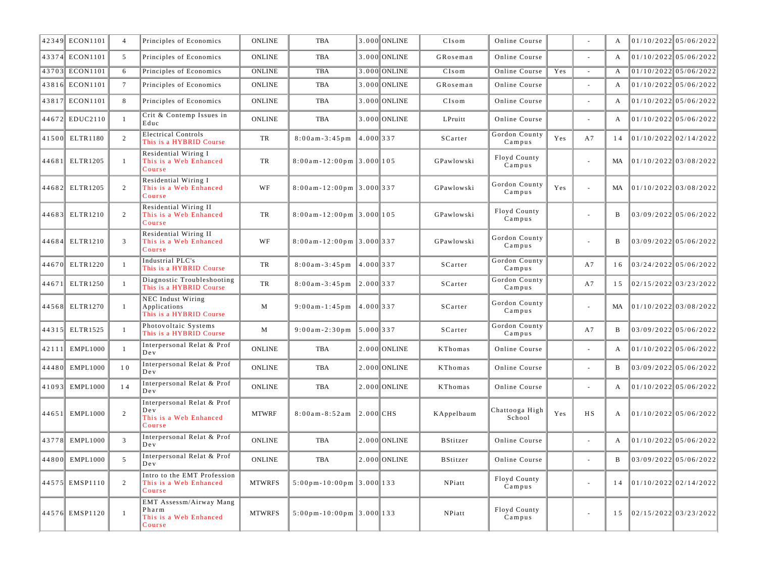| | | | | | | | | | | | | | | |
|---|---|---|---|---|---|---|---|---|---|---|---|---|---|---|
| 42349 | ECON1101 | 4 | Principles of Economics | ONLINE | TBA | 3.000 | ONLINE | CIsom | Online Course | | - | A | 01/10/2022 | 05/06/2022 |
| 43374 | ECON1101 | 5 | Principles of Economics | ONLINE | TBA | 3.000 | ONLINE | GRoseman | Online Course | | - | A | 01/10/2022 | 05/06/2022 |
| 43703 | ECON1101 | 6 | Principles of Economics | ONLINE | TBA | 3.000 | ONLINE | CIsom | Online Course | Yes | - | A | 01/10/2022 | 05/06/2022 |
| 43816 | ECON1101 | 7 | Principles of Economics | ONLINE | TBA | 3.000 | ONLINE | GRoseman | Online Course | | - | A | 01/10/2022 | 05/06/2022 |
| 43817 | ECON1101 | 8 | Principles of Economics | ONLINE | TBA | 3.000 | ONLINE | CIsom | Online Course | | - | A | 01/10/2022 | 05/06/2022 |
| 44672 | EDUC2110 | 1 | Crit & Contemp Issues in Educ | ONLINE | TBA | 3.000 | ONLINE | LPruitt | Online Course | | - | A | 01/10/2022 | 05/06/2022 |
| 41500 | ELTR1180 | 2 | Electrical Controls This is a HYBRID Course | TR | 8:00am-3:45pm | 4.000 | 337 | SCarter | Gordon County Campus | Yes | A7 | 14 | 01/10/2022 | 02/14/2022 |
| 44681 | ELTR1205 | 1 | Residential Wiring I This is a Web Enhanced Course | TR | 8:00am-12:00pm | 3.000 | 105 | GPawlowski | Floyd County Campus | | - | MA | 01/10/2022 | 03/08/2022 |
| 44682 | ELTR1205 | 2 | Residential Wiring I This is a Web Enhanced Course | WF | 8:00am-12:00pm | 3.000 | 337 | GPawlowski | Gordon County Campus | Yes | - | MA | 01/10/2022 | 03/08/2022 |
| 44683 | ELTR1210 | 2 | Residential Wiring II This is a Web Enhanced Course | TR | 8:00am-12:00pm | 3.000 | 105 | GPawlowski | Floyd County Campus | | - | B | 03/09/2022 | 05/06/2022 |
| 44684 | ELTR1210 | 3 | Residential Wiring II This is a Web Enhanced Course | WF | 8:00am-12:00pm | 3.000 | 337 | GPawlowski | Gordon County Campus | | - | B | 03/09/2022 | 05/06/2022 |
| 44670 | ELTR1220 | 1 | Industrial PLC's This is a HYBRID Course | TR | 8:00am-3:45pm | 4.000 | 337 | SCarter | Gordon County Campus | | A7 | 16 | 03/24/2022 | 05/06/2022 |
| 44671 | ELTR1250 | 1 | Diagnostic Troubleshooting This is a HYBRID Course | TR | 8:00am-3:45pm | 2.000 | 337 | SCarter | Gordon County Campus | | A7 | 15 | 02/15/2022 | 03/23/2022 |
| 44568 | ELTR1270 | 1 | NEC Indust Wiring Applications This is a HYBRID Course | M | 9:00am-1:45pm | 4.000 | 337 | SCarter | Gordon County Campus | | - | MA | 01/10/2022 | 03/08/2022 |
| 44315 | ELTR1525 | 1 | Photovoltaic Systems This is a HYBRID Course | M | 9:00am-2:30pm | 5.000 | 337 | SCarter | Gordon County Campus | | A7 | B | 03/09/2022 | 05/06/2022 |
| 42111 | EMPL1000 | 1 | Interpersonal Relat & Prof Dev | ONLINE | TBA | 2.000 | ONLINE | KThomas | Online Course | | - | A | 01/10/2022 | 05/06/2022 |
| 44480 | EMPL1000 | 10 | Interpersonal Relat & Prof Dev | ONLINE | TBA | 2.000 | ONLINE | KThomas | Online Course | | - | B | 03/09/2022 | 05/06/2022 |
| 41093 | EMPL1000 | 14 | Interpersonal Relat & Prof Dev | ONLINE | TBA | 2.000 | ONLINE | KThomas | Online Course | | - | A | 01/10/2022 | 05/06/2022 |
| 44651 | EMPL1000 | 2 | Interpersonal Relat & Prof Dev This is a Web Enhanced Course | MTWRF | 8:00am-8:52am | 2.000 | CHS | KAppelbaum | Chattooga High School | Yes | HS | A | 01/10/2022 | 05/06/2022 |
| 43778 | EMPL1000 | 3 | Interpersonal Relat & Prof Dev | ONLINE | TBA | 2.000 | ONLINE | BStitzer | Online Course | | - | A | 01/10/2022 | 05/06/2022 |
| 44800 | EMPL1000 | 5 | Interpersonal Relat & Prof Dev | ONLINE | TBA | 2.000 | ONLINE | BStitzer | Online Course | | - | B | 03/09/2022 | 05/06/2022 |
| 44575 | EMSP1110 | 2 | Intro to the EMT Profession This is a Web Enhanced Course | MTWRFS | 5:00pm-10:00pm | 3.000 | 133 | NPiatt | Floyd County Campus | | - | 14 | 01/10/2022 | 02/14/2022 |
| 44576 | EMSP1120 | 1 | EMT Assessm/Airway Mang Pharm This is a Web Enhanced Course | MTWRFS | 5:00pm-10:00pm | 3.000 | 133 | NPiatt | Floyd County Campus | | - | 15 | 02/15/2022 | 03/23/2022 |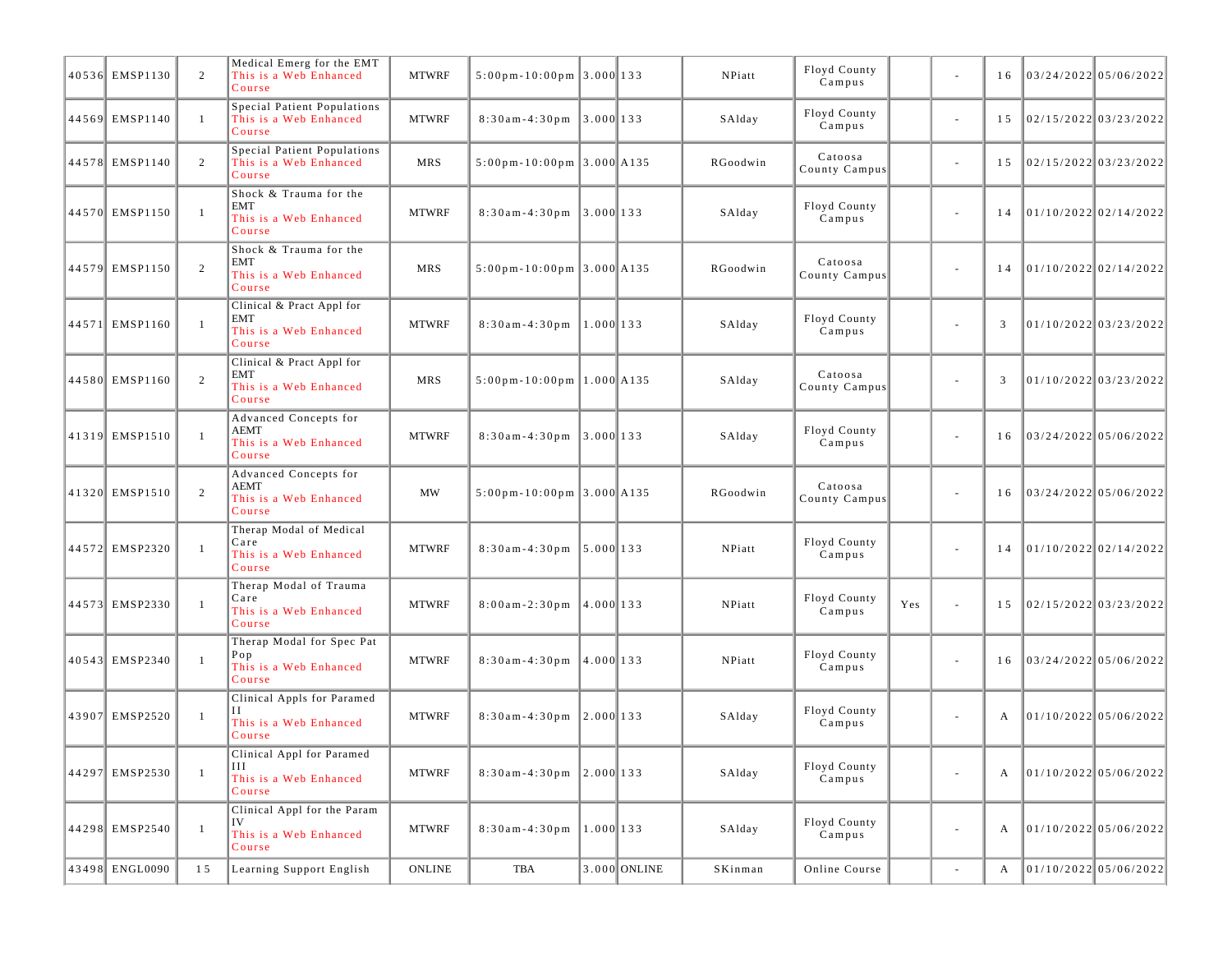| | | | | | | | | | | | | | |
|---|---|---|---|---|---|---|---|---|---|---|---|---|---|
| 40536 | EMSP1130 | 2 | Medical Emerg for the EMT This is a Web Enhanced Course | MTWRF | 5:00pm-10:00pm | 3.000 | 133 | NPiatt | Floyd County Campus | | - | 16 | 03/24/2022 | 05/06/2022 |
| 44569 | EMSP1140 | 1 | Special Patient Populations This is a Web Enhanced Course | MTWRF | 8:30am-4:30pm | 3.000 | 133 | SAlday | Floyd County Campus | | - | 15 | 02/15/2022 | 03/23/2022 |
| 44578 | EMSP1140 | 2 | Special Patient Populations This is a Web Enhanced Course | MRS | 5:00pm-10:00pm | 3.000 | A135 | RGoodwin | Catoosa County Campus | | - | 15 | 02/15/2022 | 03/23/2022 |
| 44570 | EMSP1150 | 1 | Shock & Trauma for the EMT This is a Web Enhanced Course | MTWRF | 8:30am-4:30pm | 3.000 | 133 | SAlday | Floyd County Campus | | - | 14 | 01/10/2022 | 02/14/2022 |
| 44579 | EMSP1150 | 2 | Shock & Trauma for the EMT This is a Web Enhanced Course | MRS | 5:00pm-10:00pm | 3.000 | A135 | RGoodwin | Catoosa County Campus | | - | 14 | 01/10/2022 | 02/14/2022 |
| 44571 | EMSP1160 | 1 | Clinical & Pract Appl for EMT This is a Web Enhanced Course | MTWRF | 8:30am-4:30pm | 1.000 | 133 | SAlday | Floyd County Campus | | - | 3 | 01/10/2022 | 03/23/2022 |
| 44580 | EMSP1160 | 2 | Clinical & Pract Appl for EMT This is a Web Enhanced Course | MRS | 5:00pm-10:00pm | 1.000 | A135 | SAlday | Catoosa County Campus | | - | 3 | 01/10/2022 | 03/23/2022 |
| 41319 | EMSP1510 | 1 | Advanced Concepts for AEMT This is a Web Enhanced Course | MTWRF | 8:30am-4:30pm | 3.000 | 133 | SAlday | Floyd County Campus | | - | 16 | 03/24/2022 | 05/06/2022 |
| 41320 | EMSP1510 | 2 | Advanced Concepts for AEMT This is a Web Enhanced Course | MW | 5:00pm-10:00pm | 3.000 | A135 | RGoodwin | Catoosa County Campus | | - | 16 | 03/24/2022 | 05/06/2022 |
| 44572 | EMSP2320 | 1 | Therap Modal of Medical Care This is a Web Enhanced Course | MTWRF | 8:30am-4:30pm | 5.000 | 133 | NPiatt | Floyd County Campus | | - | 14 | 01/10/2022 | 02/14/2022 |
| 44573 | EMSP2330 | 1 | Therap Modal of Trauma Care This is a Web Enhanced Course | MTWRF | 8:00am-2:30pm | 4.000 | 133 | NPiatt | Floyd County Campus | Yes | - | 15 | 02/15/2022 | 03/23/2022 |
| 40543 | EMSP2340 | 1 | Therap Modal for Spec Pat Pop This is a Web Enhanced Course | MTWRF | 8:30am-4:30pm | 4.000 | 133 | NPiatt | Floyd County Campus | | - | 16 | 03/24/2022 | 05/06/2022 |
| 43907 | EMSP2520 | 1 | Clinical Appls for Paramed II This is a Web Enhanced Course | MTWRF | 8:30am-4:30pm | 2.000 | 133 | SAlday | Floyd County Campus | | - | A | 01/10/2022 | 05/06/2022 |
| 44297 | EMSP2530 | 1 | Clinical Appl for Paramed III This is a Web Enhanced Course | MTWRF | 8:30am-4:30pm | 2.000 | 133 | SAlday | Floyd County Campus | | - | A | 01/10/2022 | 05/06/2022 |
| 44298 | EMSP2540 | 1 | Clinical Appl for the Param IV This is a Web Enhanced Course | MTWRF | 8:30am-4:30pm | 1.000 | 133 | SAlday | Floyd County Campus | | - | A | 01/10/2022 | 05/06/2022 |
| 43498 | ENGL0090 | 15 | Learning Support English | ONLINE | TBA | 3.000 | ONLINE | SKinman | Online Course | | - | A | 01/10/2022 | 05/06/2022 |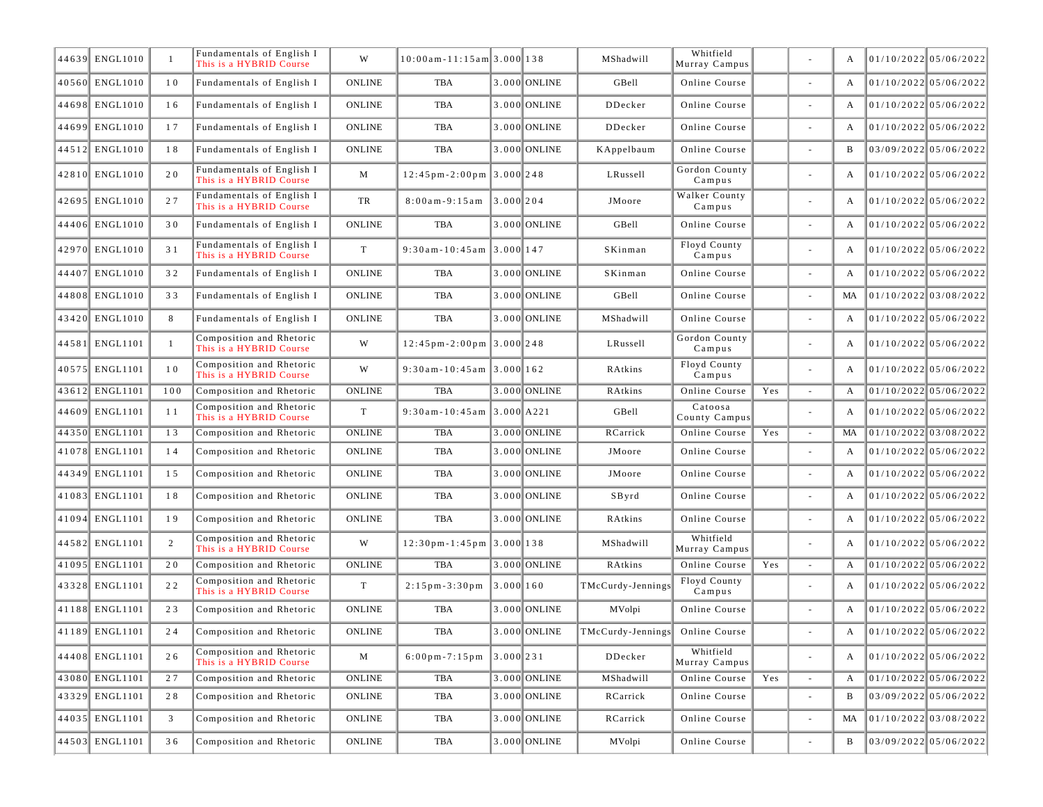| | | | | | | | | | | | | | | |
|---|---|---|---|---|---|---|---|---|---|---|---|---|---|---|
| 44639 | ENGL1010 | 1 | Fundamentals of English I This is a HYBRID Course | W | 10:00am-11:15am | 3.000 | 138 | MShadwill | Whitfield Murray Campus | | - | A | 01/10/2022 | 05/06/2022 |
| 40560 | ENGL1010 | 10 | Fundamentals of English I | ONLINE | TBA | 3.000 | ONLINE | GBell | Online Course | | - | A | 01/10/2022 | 05/06/2022 |
| 44698 | ENGL1010 | 16 | Fundamentals of English I | ONLINE | TBA | 3.000 | ONLINE | DDecker | Online Course | | - | A | 01/10/2022 | 05/06/2022 |
| 44699 | ENGL1010 | 17 | Fundamentals of English I | ONLINE | TBA | 3.000 | ONLINE | DDecker | Online Course | | - | A | 01/10/2022 | 05/06/2022 |
| 44512 | ENGL1010 | 18 | Fundamentals of English I | ONLINE | TBA | 3.000 | ONLINE | KAppelbaum | Online Course | | - | B | 03/09/2022 | 05/06/2022 |
| 42810 | ENGL1010 | 20 | Fundamentals of English I This is a HYBRID Course | M | 12:45pm-2:00pm | 3.000 | 248 | LRussell | Gordon County Campus | | - | A | 01/10/2022 | 05/06/2022 |
| 42695 | ENGL1010 | 27 | Fundamentals of English I This is a HYBRID Course | TR | 8:00am-9:15am | 3.000 | 204 | JMoore | Walker County Campus | | - | A | 01/10/2022 | 05/06/2022 |
| 44406 | ENGL1010 | 30 | Fundamentals of English I | ONLINE | TBA | 3.000 | ONLINE | GBell | Online Course | | - | A | 01/10/2022 | 05/06/2022 |
| 42970 | ENGL1010 | 31 | Fundamentals of English I This is a HYBRID Course | T | 9:30am-10:45am | 3.000 | 147 | SKinman | Floyd County Campus | | - | A | 01/10/2022 | 05/06/2022 |
| 44407 | ENGL1010 | 32 | Fundamentals of English I | ONLINE | TBA | 3.000 | ONLINE | SKinman | Online Course | | - | A | 01/10/2022 | 05/06/2022 |
| 44808 | ENGL1010 | 33 | Fundamentals of English I | ONLINE | TBA | 3.000 | ONLINE | GBell | Online Course | | - | MA | 01/10/2022 | 03/08/2022 |
| 43420 | ENGL1010 | 8 | Fundamentals of English I | ONLINE | TBA | 3.000 | ONLINE | MShadwill | Online Course | | - | A | 01/10/2022 | 05/06/2022 |
| 44581 | ENGL1101 | 1 | Composition and Rhetoric This is a HYBRID Course | W | 12:45pm-2:00pm | 3.000 | 248 | LRussell | Gordon County Campus | | - | A | 01/10/2022 | 05/06/2022 |
| 40575 | ENGL1101 | 10 | Composition and Rhetoric This is a HYBRID Course | W | 9:30am-10:45am | 3.000 | 162 | RAtkins | Floyd County Campus | | - | A | 01/10/2022 | 05/06/2022 |
| 43612 | ENGL1101 | 100 | Composition and Rhetoric | ONLINE | TBA | 3.000 | ONLINE | RAtkins | Online Course | Yes | - | A | 01/10/2022 | 05/06/2022 |
| 44609 | ENGL1101 | 11 | Composition and Rhetoric This is a HYBRID Course | T | 9:30am-10:45am | 3.000 | A221 | GBell | Catoosa County Campus | | - | A | 01/10/2022 | 05/06/2022 |
| 44350 | ENGL1101 | 13 | Composition and Rhetoric | ONLINE | TBA | 3.000 | ONLINE | RCarrick | Online Course | Yes | - | MA | 01/10/2022 | 03/08/2022 |
| 41078 | ENGL1101 | 14 | Composition and Rhetoric | ONLINE | TBA | 3.000 | ONLINE | JMoore | Online Course | | - | A | 01/10/2022 | 05/06/2022 |
| 44349 | ENGL1101 | 15 | Composition and Rhetoric | ONLINE | TBA | 3.000 | ONLINE | JMoore | Online Course | | - | A | 01/10/2022 | 05/06/2022 |
| 41083 | ENGL1101 | 18 | Composition and Rhetoric | ONLINE | TBA | 3.000 | ONLINE | SByrd | Online Course | | - | A | 01/10/2022 | 05/06/2022 |
| 41094 | ENGL1101 | 19 | Composition and Rhetoric | ONLINE | TBA | 3.000 | ONLINE | RAtkins | Online Course | | - | A | 01/10/2022 | 05/06/2022 |
| 44582 | ENGL1101 | 2 | Composition and Rhetoric This is a HYBRID Course | W | 12:30pm-1:45pm | 3.000 | 138 | MShadwill | Whitfield Murray Campus | | - | A | 01/10/2022 | 05/06/2022 |
| 41095 | ENGL1101 | 20 | Composition and Rhetoric | ONLINE | TBA | 3.000 | ONLINE | RAtkins | Online Course | Yes | - | A | 01/10/2022 | 05/06/2022 |
| 43328 | ENGL1101 | 22 | Composition and Rhetoric This is a HYBRID Course | T | 2:15pm-3:30pm | 3.000 | 160 | TMcCurdy-Jennings | Floyd County Campus | | - | A | 01/10/2022 | 05/06/2022 |
| 41188 | ENGL1101 | 23 | Composition and Rhetoric | ONLINE | TBA | 3.000 | ONLINE | MVolpi | Online Course | | - | A | 01/10/2022 | 05/06/2022 |
| 41189 | ENGL1101 | 24 | Composition and Rhetoric | ONLINE | TBA | 3.000 | ONLINE | TMcCurdy-Jennings | Online Course | | - | A | 01/10/2022 | 05/06/2022 |
| 44408 | ENGL1101 | 26 | Composition and Rhetoric This is a HYBRID Course | M | 6:00pm-7:15pm | 3.000 | 231 | DDecker | Whitfield Murray Campus | | - | A | 01/10/2022 | 05/06/2022 |
| 43080 | ENGL1101 | 27 | Composition and Rhetoric | ONLINE | TBA | 3.000 | ONLINE | MShadwill | Online Course | Yes | - | A | 01/10/2022 | 05/06/2022 |
| 43329 | ENGL1101 | 28 | Composition and Rhetoric | ONLINE | TBA | 3.000 | ONLINE | RCarrick | Online Course | | - | B | 03/09/2022 | 05/06/2022 |
| 44035 | ENGL1101 | 3 | Composition and Rhetoric | ONLINE | TBA | 3.000 | ONLINE | RCarrick | Online Course | | - | MA | 01/10/2022 | 03/08/2022 |
| 44503 | ENGL1101 | 36 | Composition and Rhetoric | ONLINE | TBA | 3.000 | ONLINE | MVolpi | Online Course | | - | B | 03/09/2022 | 05/06/2022 |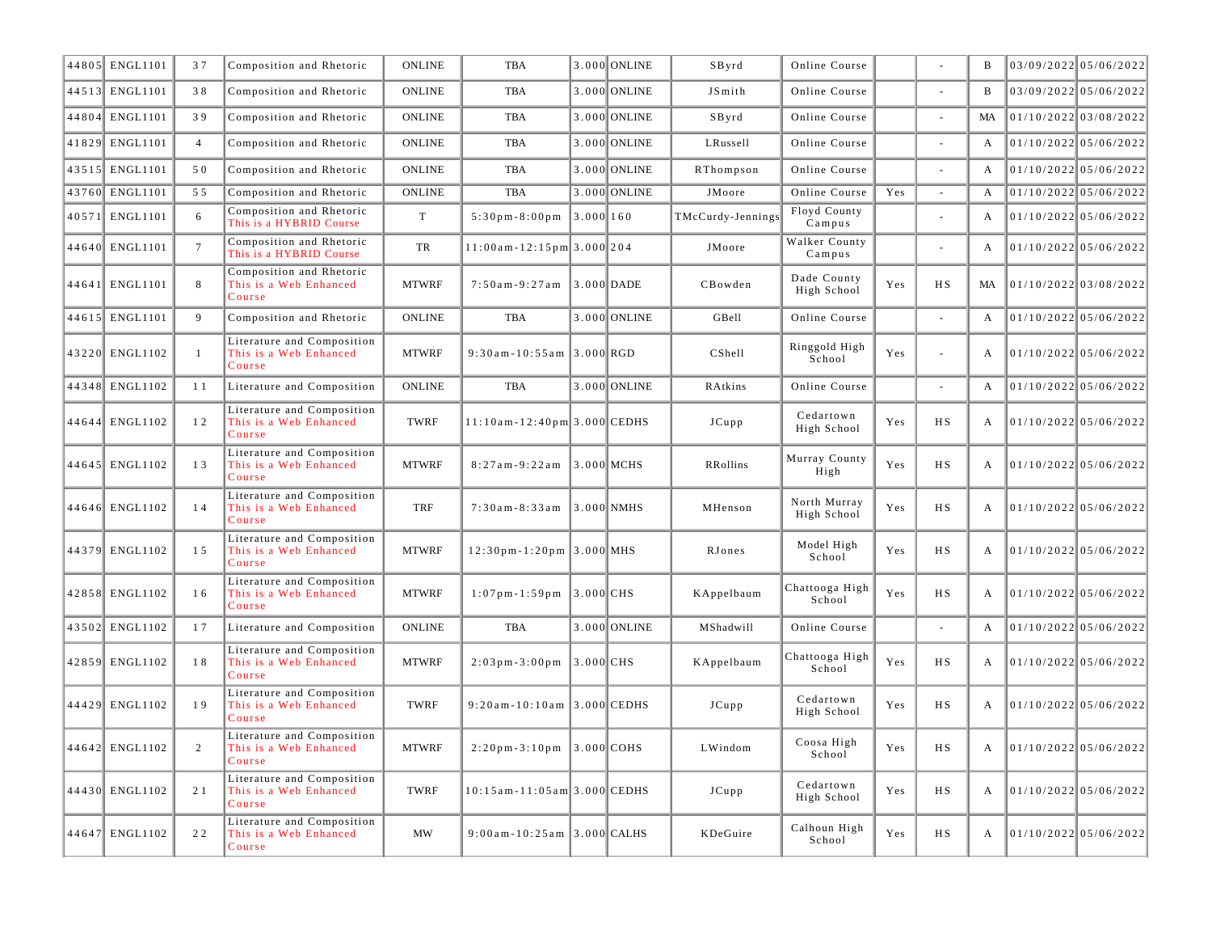| | | | | | | | | | | | | | | |
|---|---|---|---|---|---|---|---|---|---|---|---|---|---|---|
| 44805 | ENGL1101 | 37 | Composition and Rhetoric | ONLINE | TBA | 3.000 | ONLINE | SByrd | Online Course | | - | B | 03/09/2022 | 05/06/2022 |
| 44513 | ENGL1101 | 38 | Composition and Rhetoric | ONLINE | TBA | 3.000 | ONLINE | JSmith | Online Course | | - | B | 03/09/2022 | 05/06/2022 |
| 44804 | ENGL1101 | 39 | Composition and Rhetoric | ONLINE | TBA | 3.000 | ONLINE | SByrd | Online Course | | - | MA | 01/10/2022 | 03/08/2022 |
| 41829 | ENGL1101 | 4 | Composition and Rhetoric | ONLINE | TBA | 3.000 | ONLINE | LRussell | Online Course | | - | A | 01/10/2022 | 05/06/2022 |
| 43515 | ENGL1101 | 50 | Composition and Rhetoric | ONLINE | TBA | 3.000 | ONLINE | RThompson | Online Course | | - | A | 01/10/2022 | 05/06/2022 |
| 43760 | ENGL1101 | 55 | Composition and Rhetoric | ONLINE | TBA | 3.000 | ONLINE | JMoore | Online Course | Yes | - | A | 01/10/2022 | 05/06/2022 |
| 40571 | ENGL1101 | 6 | Composition and Rhetoric This is a HYBRID Course | T | 5:30pm-8:00pm | 3.000 | 160 | TMcCurdy-Jennings | Floyd County Campus | | - | A | 01/10/2022 | 05/06/2022 |
| 44640 | ENGL1101 | 7 | Composition and Rhetoric This is a HYBRID Course | TR | 11:00am-12:15pm | 3.000 | 204 | JMoore | Walker County Campus | | - | A | 01/10/2022 | 05/06/2022 |
| 44641 | ENGL1101 | 8 | Composition and Rhetoric This is a Web Enhanced Course | MTWRF | 7:50am-9:27am | 3.000 | DADE | CBowden | Dade County High School | Yes | HS | MA | 01/10/2022 | 03/08/2022 |
| 44615 | ENGL1101 | 9 | Composition and Rhetoric | ONLINE | TBA | 3.000 | ONLINE | GBell | Online Course | | - | A | 01/10/2022 | 05/06/2022 |
| 43220 | ENGL1102 | 1 | Literature and Composition This is a Web Enhanced Course | MTWRF | 9:30am-10:55am | 3.000 | RGD | CShell | Ringgold High School | Yes | - | A | 01/10/2022 | 05/06/2022 |
| 44348 | ENGL1102 | 11 | Literature and Composition | ONLINE | TBA | 3.000 | ONLINE | RAtkins | Online Course | | - | A | 01/10/2022 | 05/06/2022 |
| 44644 | ENGL1102 | 12 | Literature and Composition This is a Web Enhanced Course | TWRF | 11:10am-12:40pm | 3.000 | CEDHS | JCupp | Cedartown High School | Yes | HS | A | 01/10/2022 | 05/06/2022 |
| 44645 | ENGL1102 | 13 | Literature and Composition This is a Web Enhanced Course | MTWRF | 8:27am-9:22am | 3.000 | MCHS | RRollins | Murray County High | Yes | HS | A | 01/10/2022 | 05/06/2022 |
| 44646 | ENGL1102 | 14 | Literature and Composition This is a Web Enhanced Course | TRF | 7:30am-8:33am | 3.000 | NMHS | MHenson | North Murray High School | Yes | HS | A | 01/10/2022 | 05/06/2022 |
| 44379 | ENGL1102 | 15 | Literature and Composition This is a Web Enhanced Course | MTWRF | 12:30pm-1:20pm | 3.000 | MHS | RJones | Model High School | Yes | HS | A | 01/10/2022 | 05/06/2022 |
| 42858 | ENGL1102 | 16 | Literature and Composition This is a Web Enhanced Course | MTWRF | 1:07pm-1:59pm | 3.000 | CHS | KAppelbaum | Chattooga High School | Yes | HS | A | 01/10/2022 | 05/06/2022 |
| 43502 | ENGL1102 | 17 | Literature and Composition | ONLINE | TBA | 3.000 | ONLINE | MShadwill | Online Course | | - | A | 01/10/2022 | 05/06/2022 |
| 42859 | ENGL1102 | 18 | Literature and Composition This is a Web Enhanced Course | MTWRF | 2:03pm-3:00pm | 3.000 | CHS | KAppelbaum | Chattooga High School | Yes | HS | A | 01/10/2022 | 05/06/2022 |
| 44429 | ENGL1102 | 19 | Literature and Composition This is a Web Enhanced Course | TWRF | 9:20am-10:10am | 3.000 | CEDHS | JCupp | Cedartown High School | Yes | HS | A | 01/10/2022 | 05/06/2022 |
| 44642 | ENGL1102 | 2 | Literature and Composition This is a Web Enhanced Course | MTWRF | 2:20pm-3:10pm | 3.000 | COHS | LWindom | Coosa High School | Yes | HS | A | 01/10/2022 | 05/06/2022 |
| 44430 | ENGL1102 | 21 | Literature and Composition This is a Web Enhanced Course | TWRF | 10:15am-11:05am | 3.000 | CEDHS | JCupp | Cedartown High School | Yes | HS | A | 01/10/2022 | 05/06/2022 |
| 44647 | ENGL1102 | 22 | Literature and Composition This is a Web Enhanced Course | MW | 9:00am-10:25am | 3.000 | CALHS | KDeGuire | Calhoun High School | Yes | HS | A | 01/10/2022 | 05/06/2022 |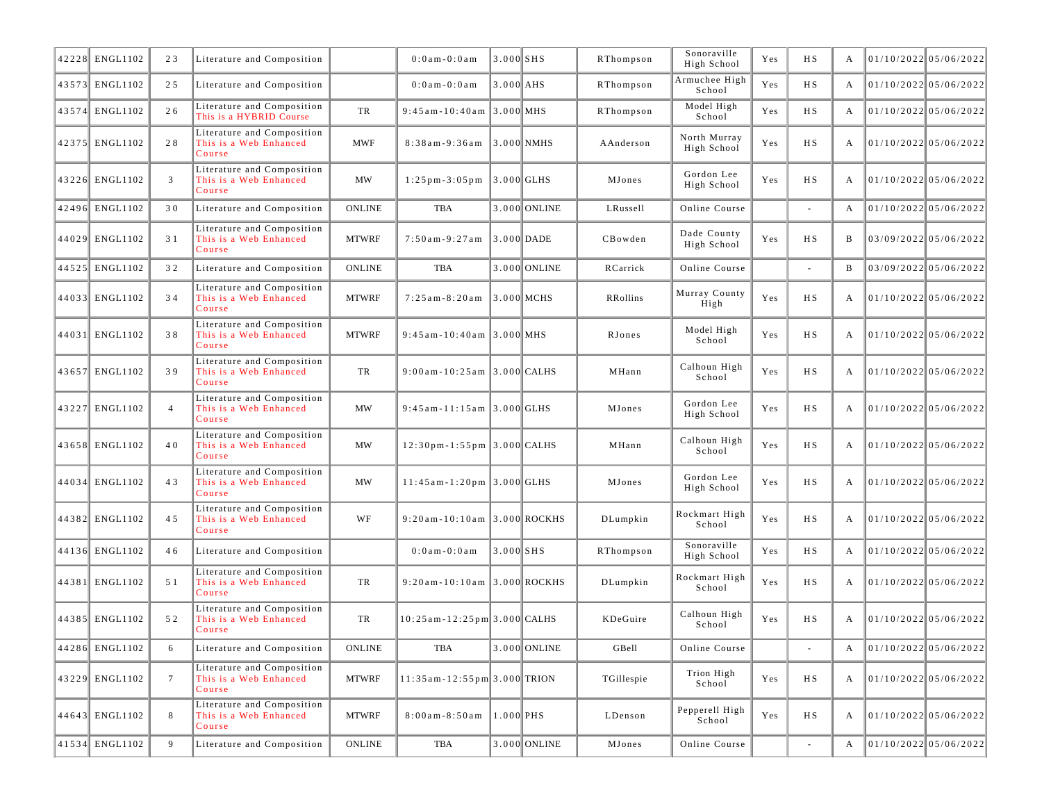| | | | | | | | | | | | | | | |
|---|---|---|---|---|---|---|---|---|---|---|---|---|---|---|
| 42228 | ENGL1102 | 23 | Literature and Composition | | 0:0am-0:0am | 3.000 | SHS | RThompson | Sonoraville High School | Yes | HS | A | 01/10/2022 | 05/06/2022 |
| 43573 | ENGL1102 | 25 | Literature and Composition | | 0:0am-0:0am | 3.000 | AHS | RThompson | Armuchee High School | Yes | HS | A | 01/10/2022 | 05/06/2022 |
| 43574 | ENGL1102 | 26 | Literature and Composition This is a HYBRID Course | TR | 9:45am-10:40am | 3.000 | MHS | RThompson | Model High School | Yes | HS | A | 01/10/2022 | 05/06/2022 |
| 42375 | ENGL1102 | 28 | Literature and Composition This is a Web Enhanced Course | MWF | 8:38am-9:36am | 3.000 | NMHS | AAnderson | North Murray High School | Yes | HS | A | 01/10/2022 | 05/06/2022 |
| 43226 | ENGL1102 | 3 | Literature and Composition This is a Web Enhanced Course | MW | 1:25pm-3:05pm | 3.000 | GLHS | MJones | Gordon Lee High School | Yes | HS | A | 01/10/2022 | 05/06/2022 |
| 42496 | ENGL1102 | 30 | Literature and Composition | ONLINE | TBA | 3.000 | ONLINE | LRussell | Online Course | | - | A | 01/10/2022 | 05/06/2022 |
| 44029 | ENGL1102 | 31 | Literature and Composition This is a Web Enhanced Course | MTWRF | 7:50am-9:27am | 3.000 | DADE | CBowden | Dade County High School | Yes | HS | B | 03/09/2022 | 05/06/2022 |
| 44525 | ENGL1102 | 32 | Literature and Composition | ONLINE | TBA | 3.000 | ONLINE | RCarrick | Online Course | | - | B | 03/09/2022 | 05/06/2022 |
| 44033 | ENGL1102 | 34 | Literature and Composition This is a Web Enhanced Course | MTWRF | 7:25am-8:20am | 3.000 | MCHS | RRollins | Murray County High | Yes | HS | A | 01/10/2022 | 05/06/2022 |
| 44031 | ENGL1102 | 38 | Literature and Composition This is a Web Enhanced Course | MTWRF | 9:45am-10:40am | 3.000 | MHS | RJones | Model High School | Yes | HS | A | 01/10/2022 | 05/06/2022 |
| 43657 | ENGL1102 | 39 | Literature and Composition This is a Web Enhanced Course | TR | 9:00am-10:25am | 3.000 | CALHS | MHann | Calhoun High School | Yes | HS | A | 01/10/2022 | 05/06/2022 |
| 43227 | ENGL1102 | 4 | Literature and Composition This is a Web Enhanced Course | MW | 9:45am-11:15am | 3.000 | GLHS | MJones | Gordon Lee High School | Yes | HS | A | 01/10/2022 | 05/06/2022 |
| 43658 | ENGL1102 | 40 | Literature and Composition This is a Web Enhanced Course | MW | 12:30pm-1:55pm | 3.000 | CALHS | MHann | Calhoun High School | Yes | HS | A | 01/10/2022 | 05/06/2022 |
| 44034 | ENGL1102 | 43 | Literature and Composition This is a Web Enhanced Course | MW | 11:45am-1:20pm | 3.000 | GLHS | MJones | Gordon Lee High School | Yes | HS | A | 01/10/2022 | 05/06/2022 |
| 44382 | ENGL1102 | 45 | Literature and Composition This is a Web Enhanced Course | WF | 9:20am-10:10am | 3.000 | ROCKHS | DLumpkin | Rockmart High School | Yes | HS | A | 01/10/2022 | 05/06/2022 |
| 44136 | ENGL1102 | 46 | Literature and Composition | | 0:0am-0:0am | 3.000 | SHS | RThompson | Sonoraville High School | Yes | HS | A | 01/10/2022 | 05/06/2022 |
| 44381 | ENGL1102 | 51 | Literature and Composition This is a Web Enhanced Course | TR | 9:20am-10:10am | 3.000 | ROCKHS | DLumpkin | Rockmart High School | Yes | HS | A | 01/10/2022 | 05/06/2022 |
| 44385 | ENGL1102 | 52 | Literature and Composition This is a Web Enhanced Course | TR | 10:25am-12:25pm | 3.000 | CALHS | KDeGuire | Calhoun High School | Yes | HS | A | 01/10/2022 | 05/06/2022 |
| 44286 | ENGL1102 | 6 | Literature and Composition | ONLINE | TBA | 3.000 | ONLINE | GBell | Online Course | | - | A | 01/10/2022 | 05/06/2022 |
| 43229 | ENGL1102 | 7 | Literature and Composition This is a Web Enhanced Course | MTWRF | 11:35am-12:55pm | 3.000 | TRION | TGillespie | Trion High School | Yes | HS | A | 01/10/2022 | 05/06/2022 |
| 44643 | ENGL1102 | 8 | Literature and Composition This is a Web Enhanced Course | MTWRF | 8:00am-8:50am | 1.000 | PHS | LDenson | Pepperell High School | Yes | HS | A | 01/10/2022 | 05/06/2022 |
| 41534 | ENGL1102 | 9 | Literature and Composition | ONLINE | TBA | 3.000 | ONLINE | MJones | Online Course | | - | A | 01/10/2022 | 05/06/2022 |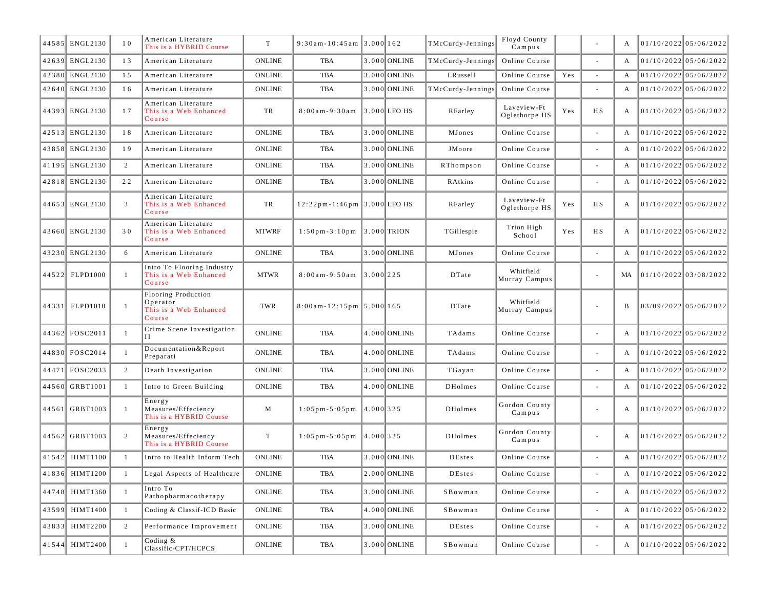| | | | | | | | | | | | | | | |
|---|---|---|---|---|---|---|---|---|---|---|---|---|---|---|
| 44585 | ENGL2130 | 10 | American Literature This is a HYBRID Course | T | 9:30am-10:45am | 3.000 | 162 | TMcCurdy-Jennings | Floyd County Campus | | - | A | 01/10/2022 | 05/06/2022 |
| 42639 | ENGL2130 | 13 | American Literature | ONLINE | TBA | 3.000 | ONLINE | TMcCurdy-Jennings | Online Course | | - | A | 01/10/2022 | 05/06/2022 |
| 42380 | ENGL2130 | 15 | American Literature | ONLINE | TBA | 3.000 | ONLINE | LRussell | Online Course | Yes | - | A | 01/10/2022 | 05/06/2022 |
| 42640 | ENGL2130 | 16 | American Literature | ONLINE | TBA | 3.000 | ONLINE | TMcCurdy-Jennings | Online Course | | - | A | 01/10/2022 | 05/06/2022 |
| 44393 | ENGL2130 | 17 | American Literature This is a Web Enhanced Course | TR | 8:00am-9:30am | 3.000 | LFO HS | RFarley | Laveview-Ft Oglethorpe HS | Yes | HS | A | 01/10/2022 | 05/06/2022 |
| 42513 | ENGL2130 | 18 | American Literature | ONLINE | TBA | 3.000 | ONLINE | MJones | Online Course | | - | A | 01/10/2022 | 05/06/2022 |
| 43858 | ENGL2130 | 19 | American Literature | ONLINE | TBA | 3.000 | ONLINE | JMoore | Online Course | | - | A | 01/10/2022 | 05/06/2022 |
| 41195 | ENGL2130 | 2 | American Literature | ONLINE | TBA | 3.000 | ONLINE | RThompson | Online Course | | - | A | 01/10/2022 | 05/06/2022 |
| 42818 | ENGL2130 | 22 | American Literature | ONLINE | TBA | 3.000 | ONLINE | RAtkins | Online Course | | - | A | 01/10/2022 | 05/06/2022 |
| 44653 | ENGL2130 | 3 | American Literature This is a Web Enhanced Course | TR | 12:22pm-1:46pm | 3.000 | LFO HS | RFarley | Laveview-Ft Oglethorpe HS | Yes | HS | A | 01/10/2022 | 05/06/2022 |
| 43660 | ENGL2130 | 30 | American Literature This is a Web Enhanced Course | MTWRF | 1:50pm-3:10pm | 3.000 | TRION | TGillespie | Trion High School | Yes | HS | A | 01/10/2022 | 05/06/2022 |
| 43230 | ENGL2130 | 6 | American Literature | ONLINE | TBA | 3.000 | ONLINE | MJones | Online Course | | - | A | 01/10/2022 | 05/06/2022 |
| 44522 | FLPD1000 | 1 | Intro To Flooring Industry This is a Web Enhanced Course | MTWR | 8:00am-9:50am | 3.000 | 225 | DTate | Whitfield Murray Campus | | - | MA | 01/10/2022 | 03/08/2022 |
| 44331 | FLPD1010 | 1 | Flooring Production Operator This is a Web Enhanced Course | TWR | 8:00am-12:15pm | 5.000 | 165 | DTate | Whitfield Murray Campus | | - | B | 03/09/2022 | 05/06/2022 |
| 44362 | FOSC2011 | 1 | Crime Scene Investigation II | ONLINE | TBA | 4.000 | ONLINE | TAdams | Online Course | | - | A | 01/10/2022 | 05/06/2022 |
| 44830 | FOSC2014 | 1 | Documentation&Report Preparati | ONLINE | TBA | 4.000 | ONLINE | TAdams | Online Course | | - | A | 01/10/2022 | 05/06/2022 |
| 44471 | FOSC2033 | 2 | Death Investigation | ONLINE | TBA | 3.000 | ONLINE | TGayan | Online Course | | - | A | 01/10/2022 | 05/06/2022 |
| 44560 | GRBT1001 | 1 | Intro to Green Building | ONLINE | TBA | 4.000 | ONLINE | DHolmes | Online Course | | - | A | 01/10/2022 | 05/06/2022 |
| 44561 | GRBT1003 | 1 | Energy Measures/Effeciency This is a HYBRID Course | M | 1:05pm-5:05pm | 4.000 | 325 | DHolmes | Gordon County Campus | | - | A | 01/10/2022 | 05/06/2022 |
| 44562 | GRBT1003 | 2 | Energy Measures/Effeciency This is a HYBRID Course | T | 1:05pm-5:05pm | 4.000 | 325 | DHolmes | Gordon County Campus | | - | A | 01/10/2022 | 05/06/2022 |
| 41542 | HIMT1100 | 1 | Intro to Health Inform Tech | ONLINE | TBA | 3.000 | ONLINE | DEstes | Online Course | | - | A | 01/10/2022 | 05/06/2022 |
| 41836 | HIMT1200 | 1 | Legal Aspects of Healthcare | ONLINE | TBA | 2.000 | ONLINE | DEstes | Online Course | | - | A | 01/10/2022 | 05/06/2022 |
| 44748 | HIMT1360 | 1 | Intro To Pathopharmacotherapy | ONLINE | TBA | 3.000 | ONLINE | SBowman | Online Course | | - | A | 01/10/2022 | 05/06/2022 |
| 43599 | HIMT1400 | 1 | Coding & Classif-ICD Basic | ONLINE | TBA | 4.000 | ONLINE | SBowman | Online Course | | - | A | 01/10/2022 | 05/06/2022 |
| 43833 | HIMT2200 | 2 | Performance Improvement | ONLINE | TBA | 3.000 | ONLINE | DEstes | Online Course | | - | A | 01/10/2022 | 05/06/2022 |
| 41544 | HIMT2400 | 1 | Coding & Classific-CPT/HCPCS | ONLINE | TBA | 3.000 | ONLINE | SBowman | Online Course | | - | A | 01/10/2022 | 05/06/2022 |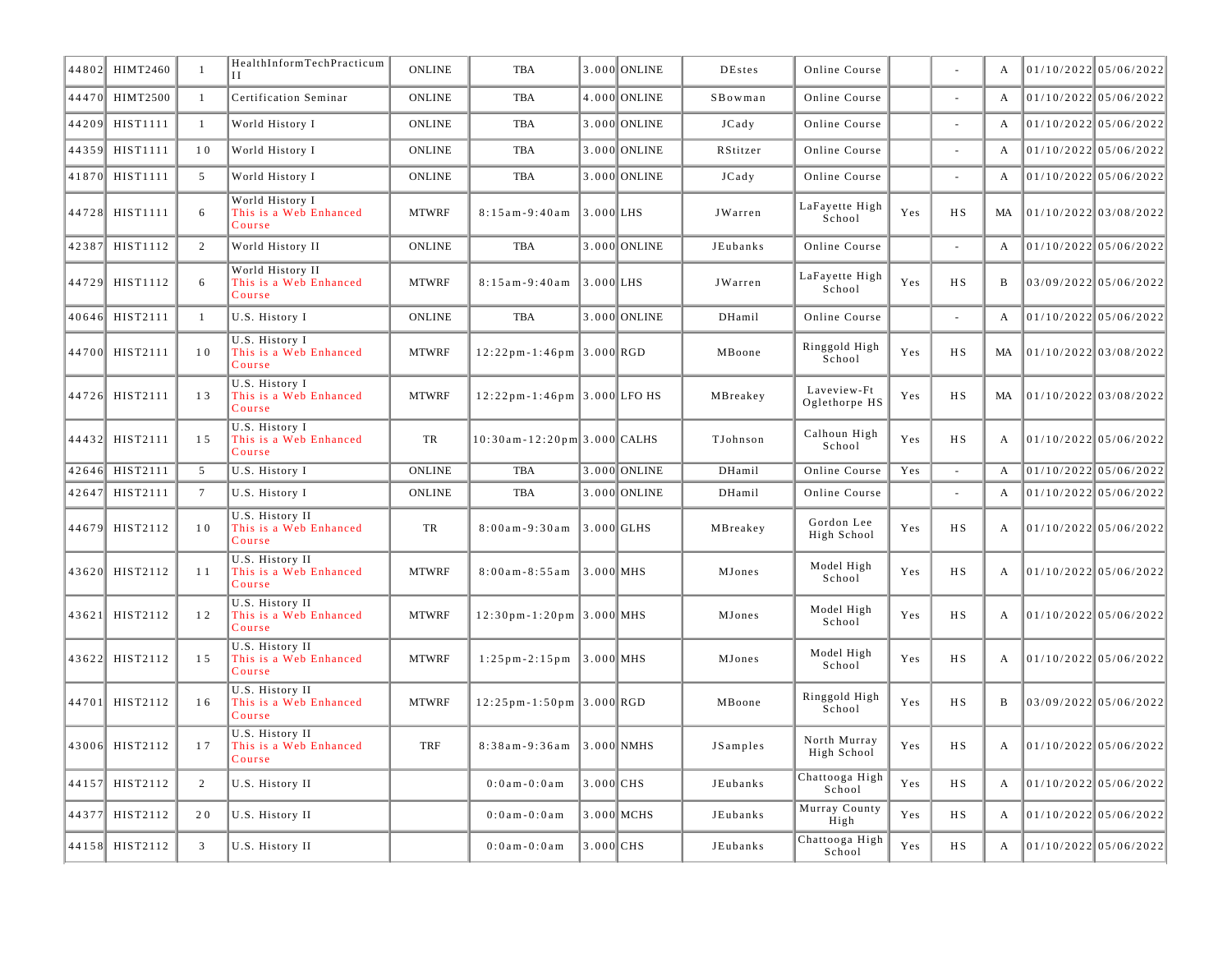| | | | | | | | | | | | | | | |
|---|---|---|---|---|---|---|---|---|---|---|---|---|---|---|
| 44802 | HIMT2460 | 1 | HealthInformTechPracticum II | ONLINE | TBA | 3.000 | ONLINE | DEstes | Online Course | | - | A | 01/10/2022 | 05/06/2022 |
| 44470 | HIMT2500 | 1 | Certification Seminar | ONLINE | TBA | 4.000 | ONLINE | SBowman | Online Course | | - | A | 01/10/2022 | 05/06/2022 |
| 44209 | HIST1111 | 1 | World History I | ONLINE | TBA | 3.000 | ONLINE | JCady | Online Course | | - | A | 01/10/2022 | 05/06/2022 |
| 44359 | HIST1111 | 10 | World History I | ONLINE | TBA | 3.000 | ONLINE | RStitzer | Online Course | | - | A | 01/10/2022 | 05/06/2022 |
| 41870 | HIST1111 | 5 | World History I | ONLINE | TBA | 3.000 | ONLINE | JCady | Online Course | | - | A | 01/10/2022 | 05/06/2022 |
| 44728 | HIST1111 | 6 | World History I This is a Web Enhanced Course | MTWRF | 8:15am-9:40am | 3.000 | LHS | JWarren | LaFayette High School | Yes | HS | MA | 01/10/2022 | 03/08/2022 |
| 42387 | HIST1112 | 2 | World History II | ONLINE | TBA | 3.000 | ONLINE | JEubanks | Online Course | | - | A | 01/10/2022 | 05/06/2022 |
| 44729 | HIST1112 | 6 | World History II This is a Web Enhanced Course | MTWRF | 8:15am-9:40am | 3.000 | LHS | JWarren | LaFayette High School | Yes | HS | B | 03/09/2022 | 05/06/2022 |
| 40646 | HIST2111 | 1 | U.S. History I | ONLINE | TBA | 3.000 | ONLINE | DHamil | Online Course | | - | A | 01/10/2022 | 05/06/2022 |
| 44700 | HIST2111 | 10 | U.S. History I This is a Web Enhanced Course | MTWRF | 12:22pm-1:46pm | 3.000 | RGD | MBoone | Ringgold High School | Yes | HS | MA | 01/10/2022 | 03/08/2022 |
| 44726 | HIST2111 | 13 | U.S. History I This is a Web Enhanced Course | MTWRF | 12:22pm-1:46pm | 3.000 | LFO HS | MBreakey | Laveview-Ft Oglethorpe HS | Yes | HS | MA | 01/10/2022 | 03/08/2022 |
| 44432 | HIST2111 | 15 | U.S. History I This is a Web Enhanced Course | TR | 10:30am-12:20pm | 3.000 | CALHS | TJohnson | Calhoun High School | Yes | HS | A | 01/10/2022 | 05/06/2022 |
| 42646 | HIST2111 | 5 | U.S. History I | ONLINE | TBA | 3.000 | ONLINE | DHamil | Online Course | Yes | - | A | 01/10/2022 | 05/06/2022 |
| 42647 | HIST2111 | 7 | U.S. History I | ONLINE | TBA | 3.000 | ONLINE | DHamil | Online Course | | - | A | 01/10/2022 | 05/06/2022 |
| 44679 | HIST2112 | 10 | U.S. History II This is a Web Enhanced Course | TR | 8:00am-9:30am | 3.000 | GLHS | MBreakey | Gordon Lee High School | Yes | HS | A | 01/10/2022 | 05/06/2022 |
| 43620 | HIST2112 | 11 | U.S. History II This is a Web Enhanced Course | MTWRF | 8:00am-8:55am | 3.000 | MHS | MJones | Model High School | Yes | HS | A | 01/10/2022 | 05/06/2022 |
| 43621 | HIST2112 | 12 | U.S. History II This is a Web Enhanced Course | MTWRF | 12:30pm-1:20pm | 3.000 | MHS | MJones | Model High School | Yes | HS | A | 01/10/2022 | 05/06/2022 |
| 43622 | HIST2112 | 15 | U.S. History II This is a Web Enhanced Course | MTWRF | 1:25pm-2:15pm | 3.000 | MHS | MJones | Model High School | Yes | HS | A | 01/10/2022 | 05/06/2022 |
| 44701 | HIST2112 | 16 | U.S. History II This is a Web Enhanced Course | MTWRF | 12:25pm-1:50pm | 3.000 | RGD | MBoone | Ringgold High School | Yes | HS | B | 03/09/2022 | 05/06/2022 |
| 43006 | HIST2112 | 17 | U.S. History II This is a Web Enhanced Course | TRF | 8:38am-9:36am | 3.000 | NMHS | JSamples | North Murray High School | Yes | HS | A | 01/10/2022 | 05/06/2022 |
| 44157 | HIST2112 | 2 | U.S. History II | | 0:0am-0:0am | 3.000 | CHS | JEubanks | Chattooga High School | Yes | HS | A | 01/10/2022 | 05/06/2022 |
| 44377 | HIST2112 | 20 | U.S. History II | | 0:0am-0:0am | 3.000 | MCHS | JEubanks | Murray County High | Yes | HS | A | 01/10/2022 | 05/06/2022 |
| 44158 | HIST2112 | 3 | U.S. History II | | 0:0am-0:0am | 3.000 | CHS | JEubanks | Chattooga High School | Yes | HS | A | 01/10/2022 | 05/06/2022 |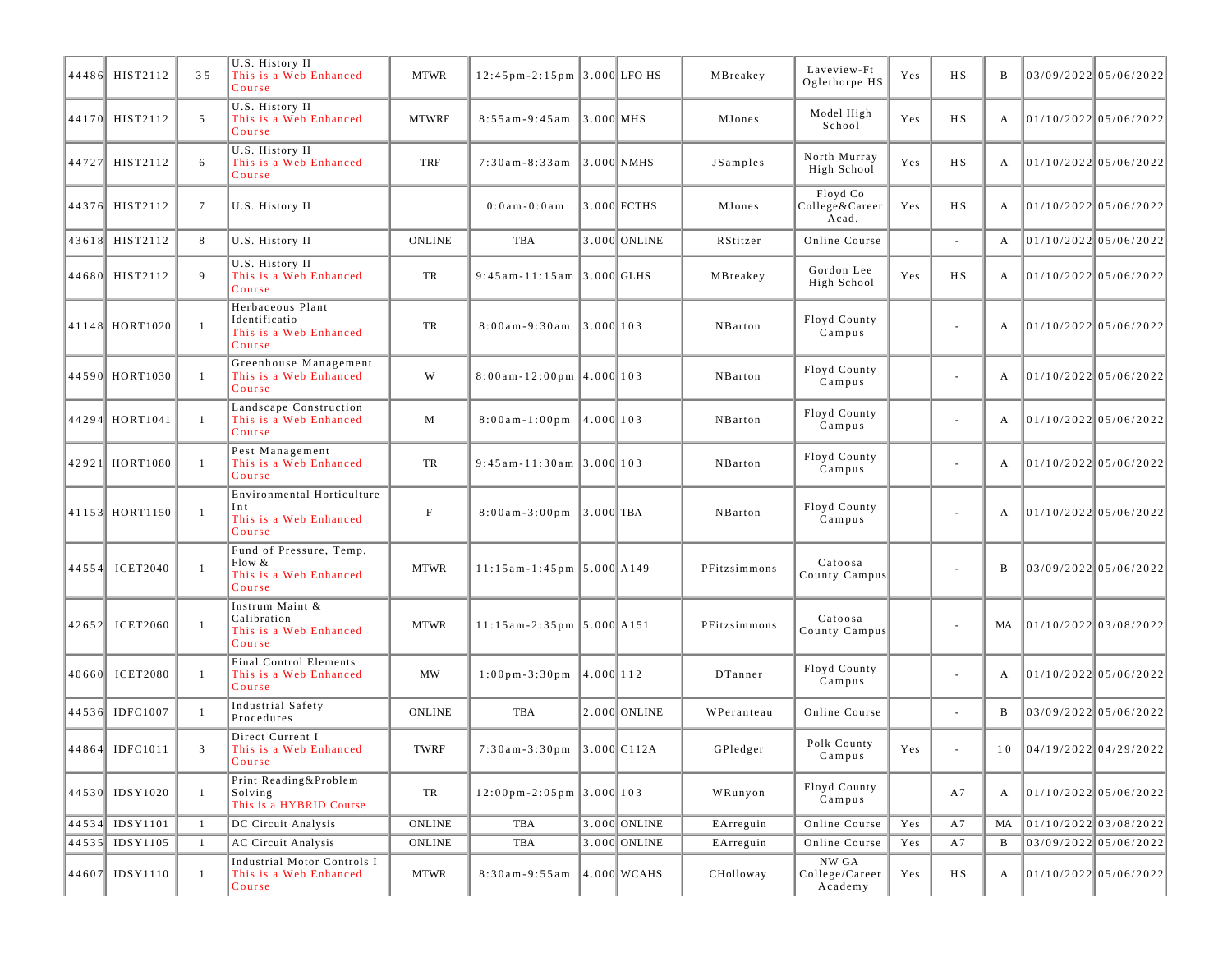| | | | | | | | | | | | | | | |
|---|---|---|---|---|---|---|---|---|---|---|---|---|---|---|
| 44486 | HIST2112 | 35 | U.S. History II This is a Web Enhanced Course | MTWR | 12:45pm-2:15pm | 3.000 | LFO HS | MBreakey | Laveview-Ft Oglethorpe HS | Yes | HS | B | 03/09/2022 | 05/06/2022 |
| 44170 | HIST2112 | 5 | U.S. History II This is a Web Enhanced Course | MTWRF | 8:55am-9:45am | 3.000 | MHS | MJones | Model High School | Yes | HS | A | 01/10/2022 | 05/06/2022 |
| 44727 | HIST2112 | 6 | U.S. History II This is a Web Enhanced Course | TRF | 7:30am-8:33am | 3.000 | NMHS | JSamples | North Murray High School | Yes | HS | A | 01/10/2022 | 05/06/2022 |
| 44376 | HIST2112 | 7 | U.S. History II | | 0:0am-0:0am | 3.000 | FCTHS | MJones | Floyd Co College&Career Acad. | Yes | HS | A | 01/10/2022 | 05/06/2022 |
| 43618 | HIST2112 | 8 | U.S. History II | ONLINE | TBA | 3.000 | ONLINE | RStitzer | Online Course | | - | A | 01/10/2022 | 05/06/2022 |
| 44680 | HIST2112 | 9 | U.S. History II This is a Web Enhanced Course | TR | 9:45am-11:15am | 3.000 | GLHS | MBreakey | Gordon Lee High School | Yes | HS | A | 01/10/2022 | 05/06/2022 |
| 41148 | HORT1020 | 1 | Herbaceous Plant Identificatio This is a Web Enhanced Course | TR | 8:00am-9:30am | 3.000 | 103 | NBarton | Floyd County Campus | | - | A | 01/10/2022 | 05/06/2022 |
| 44590 | HORT1030 | 1 | Greenhouse Management This is a Web Enhanced Course | W | 8:00am-12:00pm | 4.000 | 103 | NBarton | Floyd County Campus | | - | A | 01/10/2022 | 05/06/2022 |
| 44294 | HORT1041 | 1 | Landscape Construction This is a Web Enhanced Course | M | 8:00am-1:00pm | 4.000 | 103 | NBarton | Floyd County Campus | | - | A | 01/10/2022 | 05/06/2022 |
| 42921 | HORT1080 | 1 | Pest Management This is a Web Enhanced Course | TR | 9:45am-11:30am | 3.000 | 103 | NBarton | Floyd County Campus | | - | A | 01/10/2022 | 05/06/2022 |
| 41153 | HORT1150 | 1 | Environmental Horticulture Int This is a Web Enhanced Course | F | 8:00am-3:00pm | 3.000 | TBA | NBarton | Floyd County Campus | | - | A | 01/10/2022 | 05/06/2022 |
| 44554 | ICET2040 | 1 | Fund of Pressure, Temp, Flow & This is a Web Enhanced Course | MTWR | 11:15am-1:45pm | 5.000 | A149 | PFitzsimmons | Catoosa County Campus | | - | B | 03/09/2022 | 05/06/2022 |
| 42652 | ICET2060 | 1 | Instrum Maint & Calibration This is a Web Enhanced Course | MTWR | 11:15am-2:35pm | 5.000 | A151 | PFitzsimmons | Catoosa County Campus | | - | MA | 01/10/2022 | 03/08/2022 |
| 40660 | ICET2080 | 1 | Final Control Elements This is a Web Enhanced Course | MW | 1:00pm-3:30pm | 4.000 | 112 | DTanner | Floyd County Campus | | - | A | 01/10/2022 | 05/06/2022 |
| 44536 | IDFC1007 | 1 | Industrial Safety Procedures | ONLINE | TBA | 2.000 | ONLINE | WPeranteau | Online Course | | - | B | 03/09/2022 | 05/06/2022 |
| 44864 | IDFC1011 | 3 | Direct Current I This is a Web Enhanced Course | TWRF | 7:30am-3:30pm | 3.000 | C112A | GPledger | Polk County Campus | Yes | - | 10 | 04/19/2022 | 04/29/2022 |
| 44530 | IDSY1020 | 1 | Print Reading&Problem Solving This is a HYBRID Course | TR | 12:00pm-2:05pm | 3.000 | 103 | WRunyon | Floyd County Campus | | A7 | A | 01/10/2022 | 05/06/2022 |
| 44534 | IDSY1101 | 1 | DC Circuit Analysis | ONLINE | TBA | 3.000 | ONLINE | EArreguin | Online Course | Yes | A7 | MA | 01/10/2022 | 03/08/2022 |
| 44535 | IDSY1105 | 1 | AC Circuit Analysis | ONLINE | TBA | 3.000 | ONLINE | EArreguin | Online Course | Yes | A7 | B | 03/09/2022 | 05/06/2022 |
| 44607 | IDSY1110 | 1 | Industrial Motor Controls I This is a Web Enhanced Course | MTWR | 8:30am-9:55am | 4.000 | WCAHS | CHolloway | NW GA College/Career Academy | Yes | HS | A | 01/10/2022 | 05/06/2022 |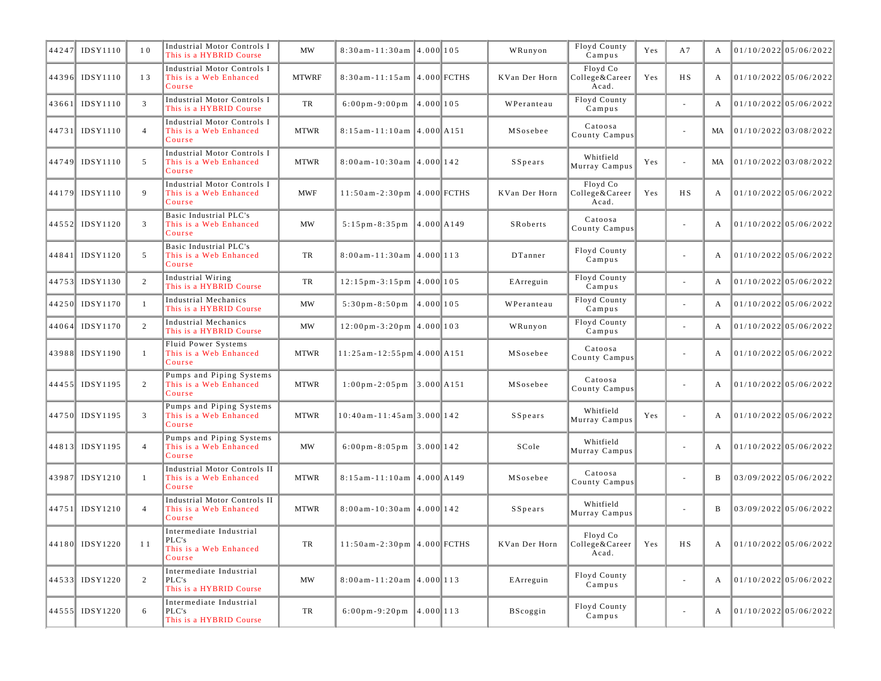| | | | | | | | | | | | | | |
|---|---|---|---|---|---|---|---|---|---|---|---|---|---|
| 44247 | IDSY1110 | 10 | Industrial Motor Controls I This is a HYBRID Course | MW | 8:30am-11:30am | 4.000 | 105 | WRunyon | Floyd County Campus | Yes | A7 | A | 01/10/2022 | 05/06/2022 |
| 44396 | IDSY1110 | 13 | Industrial Motor Controls I This is a Web Enhanced Course | MTWRF | 8:30am-11:15am | 4.000 | FCTHS | KVan Der Horn | Floyd Co College&Career Acad. | Yes | HS | A | 01/10/2022 | 05/06/2022 |
| 43661 | IDSY1110 | 3 | Industrial Motor Controls I This is a HYBRID Course | TR | 6:00pm-9:00pm | 4.000 | 105 | WPeranteau | Floyd County Campus | | - | A | 01/10/2022 | 05/06/2022 |
| 44731 | IDSY1110 | 4 | Industrial Motor Controls I This is a Web Enhanced Course | MTWR | 8:15am-11:10am | 4.000 | A151 | MSosebee | Catoosa County Campus | | - | MA | 01/10/2022 | 03/08/2022 |
| 44749 | IDSY1110 | 5 | Industrial Motor Controls I This is a Web Enhanced Course | MTWR | 8:00am-10:30am | 4.000 | 142 | SSpears | Whitfield Murray Campus | Yes | - | MA | 01/10/2022 | 03/08/2022 |
| 44179 | IDSY1110 | 9 | Industrial Motor Controls I This is a Web Enhanced Course | MWF | 11:50am-2:30pm | 4.000 | FCTHS | KVan Der Horn | Floyd Co College&Career Acad. | Yes | HS | A | 01/10/2022 | 05/06/2022 |
| 44552 | IDSY1120 | 3 | Basic Industrial PLC's This is a Web Enhanced Course | MW | 5:15pm-8:35pm | 4.000 | A149 | SRoberts | Catoosa County Campus | | - | A | 01/10/2022 | 05/06/2022 |
| 44841 | IDSY1120 | 5 | Basic Industrial PLC's This is a Web Enhanced Course | TR | 8:00am-11:30am | 4.000 | 113 | DTanner | Floyd County Campus | | - | A | 01/10/2022 | 05/06/2022 |
| 44753 | IDSY1130 | 2 | Industrial Wiring This is a HYBRID Course | TR | 12:15pm-3:15pm | 4.000 | 105 | EArreguin | Floyd County Campus | | - | A | 01/10/2022 | 05/06/2022 |
| 44250 | IDSY1170 | 1 | Industrial Mechanics This is a HYBRID Course | MW | 5:30pm-8:50pm | 4.000 | 105 | WPeranteau | Floyd County Campus | | - | A | 01/10/2022 | 05/06/2022 |
| 44064 | IDSY1170 | 2 | Industrial Mechanics This is a HYBRID Course | MW | 12:00pm-3:20pm | 4.000 | 103 | WRunyon | Floyd County Campus | | - | A | 01/10/2022 | 05/06/2022 |
| 43988 | IDSY1190 | 1 | Fluid Power Systems This is a Web Enhanced Course | MTWR | 11:25am-12:55pm | 4.000 | A151 | MSosebee | Catoosa County Campus | | - | A | 01/10/2022 | 05/06/2022 |
| 44455 | IDSY1195 | 2 | Pumps and Piping Systems This is a Web Enhanced Course | MTWR | 1:00pm-2:05pm | 3.000 | A151 | MSosebee | Catoosa County Campus | | - | A | 01/10/2022 | 05/06/2022 |
| 44750 | IDSY1195 | 3 | Pumps and Piping Systems This is a Web Enhanced Course | MTWR | 10:40am-11:45am | 3.000 | 142 | SSpears | Whitfield Murray Campus | Yes | - | A | 01/10/2022 | 05/06/2022 |
| 44813 | IDSY1195 | 4 | Pumps and Piping Systems This is a Web Enhanced Course | MW | 6:00pm-8:05pm | 3.000 | 142 | SCole | Whitfield Murray Campus | | - | A | 01/10/2022 | 05/06/2022 |
| 43987 | IDSY1210 | 1 | Industrial Motor Controls II This is a Web Enhanced Course | MTWR | 8:15am-11:10am | 4.000 | A149 | MSosebee | Catoosa County Campus | | - | B | 03/09/2022 | 05/06/2022 |
| 44751 | IDSY1210 | 4 | Industrial Motor Controls II This is a Web Enhanced Course | MTWR | 8:00am-10:30am | 4.000 | 142 | SSpears | Whitfield Murray Campus | | - | B | 03/09/2022 | 05/06/2022 |
| 44180 | IDSY1220 | 11 | Intermediate Industrial PLC's This is a Web Enhanced Course | TR | 11:50am-2:30pm | 4.000 | FCTHS | KVan Der Horn | Floyd Co College&Career Acad. | Yes | HS | A | 01/10/2022 | 05/06/2022 |
| 44533 | IDSY1220 | 2 | Intermediate Industrial PLC's This is a HYBRID Course | MW | 8:00am-11:20am | 4.000 | 113 | EArreguin | Floyd County Campus | | - | A | 01/10/2022 | 05/06/2022 |
| 44555 | IDSY1220 | 6 | Intermediate Industrial PLC's This is a HYBRID Course | TR | 6:00pm-9:20pm | 4.000 | 113 | BScoggin | Floyd County Campus | | - | A | 01/10/2022 | 05/06/2022 |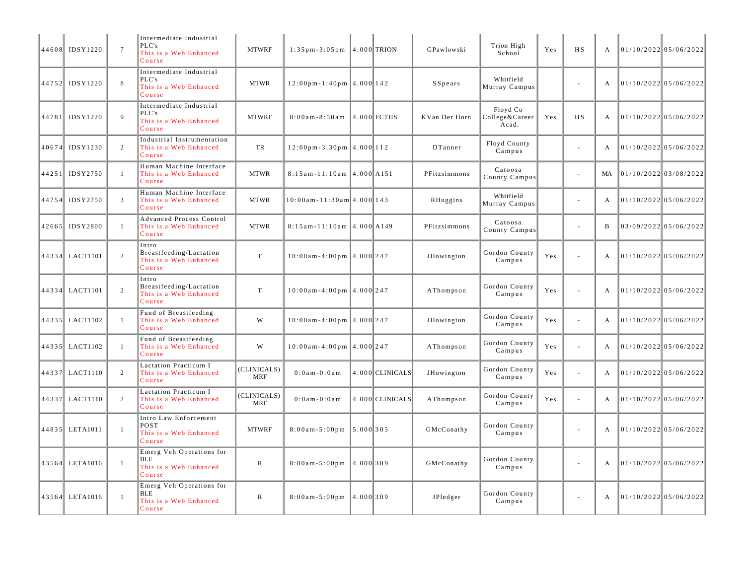| | | | | | | | | | | | | | | |
|---|---|---|---|---|---|---|---|---|---|---|---|---|---|---|
| 44608 | IDSY1220 | 7 | Intermediate Industrial PLC's This is a Web Enhanced Course | MTWRF | 1:35pm-3:05pm | 4.000 | TRION | GPawlowski | Trion High School | Yes | HS | A | 01/10/2022 | 05/06/2022 |
| 44752 | IDSY1220 | 8 | Intermediate Industrial PLC's This is a Web Enhanced Course | MTWR | 12:00pm-1:40pm | 4.000 | 142 | SSpears | Whitfield Murray Campus | | - | A | 01/10/2022 | 05/06/2022 |
| 44781 | IDSY1220 | 9 | Intermediate Industrial PLC's This is a Web Enhanced Course | MTWRF | 8:00am-8:50am | 4.000 | FCTHS | KVan Der Horn | Floyd Co College&Career Acad. | Yes | HS | A | 01/10/2022 | 05/06/2022 |
| 40674 | IDSY1230 | 2 | Industrial Instrumentation This is a Web Enhanced Course | TR | 12:00pm-3:30pm | 4.000 | 112 | DTanner | Floyd County Campus | | - | A | 01/10/2022 | 05/06/2022 |
| 44251 | IDSY2750 | 1 | Human Machine Interface This is a Web Enhanced Course | MTWR | 8:15am-11:10am | 4.000 | A151 | PFitzsimmons | Catoosa County Campus | | - | MA | 01/10/2022 | 03/08/2022 |
| 44754 | IDSY2750 | 3 | Human Machine Interface This is a Web Enhanced Course | MTWR | 10:00am-11:30am | 4.000 | 143 | RHuggins | Whitfield Murray Campus | | - | A | 01/10/2022 | 05/06/2022 |
| 42665 | IDSY2800 | 1 | Advanced Process Control This is a Web Enhanced Course | MTWR | 8:15am-11:10am | 4.000 | A149 | PFitzsimmons | Catoosa County Campus | | - | B | 03/09/2022 | 05/06/2022 |
| 44334 | LACT1101 | 2 | Intro Breastfeeding/Lactation This is a Web Enhanced Course | T | 10:00am-4:00pm | 4.000 | 247 | JHowington | Gordon County Campus | Yes | - | A | 01/10/2022 | 05/06/2022 |
| 44334 | LACT1101 | 2 | Intro Breastfeeding/Lactation This is a Web Enhanced Course | T | 10:00am-4:00pm | 4.000 | 247 | AThompson | Gordon County Campus | Yes | - | A | 01/10/2022 | 05/06/2022 |
| 44335 | LACT1102 | 1 | Fund of Breastfeeding This is a Web Enhanced Course | W | 10:00am-4:00pm | 4.000 | 247 | JHowington | Gordon County Campus | Yes | - | A | 01/10/2022 | 05/06/2022 |
| 44335 | LACT1102 | 1 | Fund of Breastfeeding This is a Web Enhanced Course | W | 10:00am-4:00pm | 4.000 | 247 | AThompson | Gordon County Campus | Yes | - | A | 01/10/2022 | 05/06/2022 |
| 44337 | LACT1110 | 2 | Lactation Practicum I This is a Web Enhanced Course | (CLINICALS) MRF | 0:0am-0:0am | 4.000 | CLINICALS | JHowington | Gordon County Campus | Yes | - | A | 01/10/2022 | 05/06/2022 |
| 44337 | LACT1110 | 2 | Lactation Practicum I This is a Web Enhanced Course | (CLINICALS) MRF | 0:0am-0:0am | 4.000 | CLINICALS | AThompson | Gordon County Campus | Yes | - | A | 01/10/2022 | 05/06/2022 |
| 44835 | LETA1011 | 1 | Intro Law Enforcement POST This is a Web Enhanced Course | MTWRF | 8:00am-5:00pm | 5.000 | 305 | GMcConathy | Gordon County Campus | | - | A | 01/10/2022 | 05/06/2022 |
| 43564 | LETA1016 | 1 | Emerg Veh Operations for BLE This is a Web Enhanced Course | R | 8:00am-5:00pm | 4.000 | 309 | GMcConathy | Gordon County Campus | | - | A | 01/10/2022 | 05/06/2022 |
| 43564 | LETA1016 | 1 | Emerg Veh Operations for BLE This is a Web Enhanced Course | R | 8:00am-5:00pm | 4.000 | 309 | JPledger | Gordon County Campus | | - | A | 01/10/2022 | 05/06/2022 |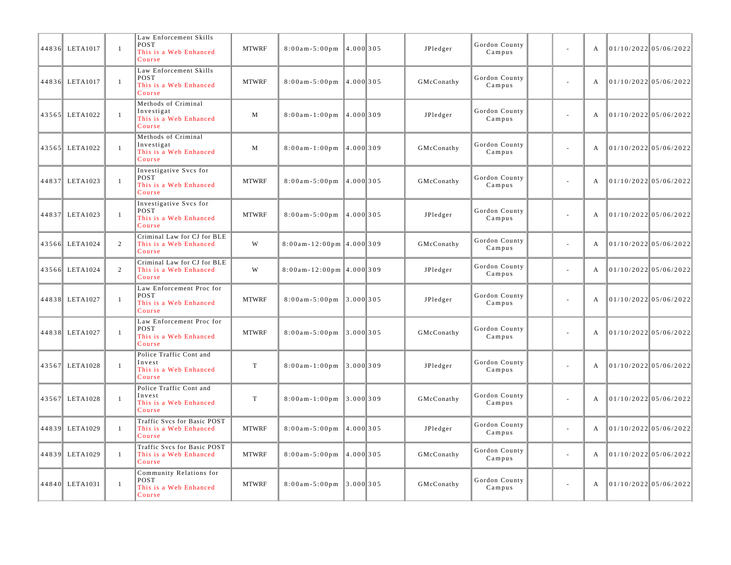| | | | | | | | | | | | | | | |
|---|---|---|---|---|---|---|---|---|---|---|---|---|---|---|
| 44836 | LETA1017 | 1 | Law Enforcement Skills POST<br>This is a Web Enhanced Course | MTWRF | 8:00am-5:00pm | 4.000 | 305 | JPledger | Gordon County Campus | | - | A | 01/10/2022 | 05/06/2022 |
| 44836 | LETA1017 | 1 | Law Enforcement Skills POST<br>This is a Web Enhanced Course | MTWRF | 8:00am-5:00pm | 4.000 | 305 | GMcConathy | Gordon County Campus | | - | A | 01/10/2022 | 05/06/2022 |
| 43565 | LETA1022 | 1 | Methods of Criminal Investigat<br>This is a Web Enhanced Course | M | 8:00am-1:00pm | 4.000 | 309 | JPledger | Gordon County Campus | | - | A | 01/10/2022 | 05/06/2022 |
| 43565 | LETA1022 | 1 | Methods of Criminal Investigat<br>This is a Web Enhanced Course | M | 8:00am-1:00pm | 4.000 | 309 | GMcConathy | Gordon County Campus | | - | A | 01/10/2022 | 05/06/2022 |
| 44837 | LETA1023 | 1 | Investigative Svcs for POST<br>This is a Web Enhanced Course | MTWRF | 8:00am-5:00pm | 4.000 | 305 | GMcConathy | Gordon County Campus | | - | A | 01/10/2022 | 05/06/2022 |
| 44837 | LETA1023 | 1 | Investigative Svcs for POST<br>This is a Web Enhanced Course | MTWRF | 8:00am-5:00pm | 4.000 | 305 | JPledger | Gordon County Campus | | - | A | 01/10/2022 | 05/06/2022 |
| 43566 | LETA1024 | 2 | Criminal Law for CJ for BLE<br>This is a Web Enhanced Course | W | 8:00am-12:00pm | 4.000 | 309 | GMcConathy | Gordon County Campus | | - | A | 01/10/2022 | 05/06/2022 |
| 43566 | LETA1024 | 2 | Criminal Law for CJ for BLE<br>This is a Web Enhanced Course | W | 8:00am-12:00pm | 4.000 | 309 | JPledger | Gordon County Campus | | - | A | 01/10/2022 | 05/06/2022 |
| 44838 | LETA1027 | 1 | Law Enforcement Proc for POST<br>This is a Web Enhanced Course | MTWRF | 8:00am-5:00pm | 3.000 | 305 | JPledger | Gordon County Campus | | - | A | 01/10/2022 | 05/06/2022 |
| 44838 | LETA1027 | 1 | Law Enforcement Proc for POST<br>This is a Web Enhanced Course | MTWRF | 8:00am-5:00pm | 3.000 | 305 | GMcConathy | Gordon County Campus | | - | A | 01/10/2022 | 05/06/2022 |
| 43567 | LETA1028 | 1 | Police Traffic Cont and Invest<br>This is a Web Enhanced Course | T | 8:00am-1:00pm | 3.000 | 309 | JPledger | Gordon County Campus | | - | A | 01/10/2022 | 05/06/2022 |
| 43567 | LETA1028 | 1 | Police Traffic Cont and Invest<br>This is a Web Enhanced Course | T | 8:00am-1:00pm | 3.000 | 309 | GMcConathy | Gordon County Campus | | - | A | 01/10/2022 | 05/06/2022 |
| 44839 | LETA1029 | 1 | Traffic Svcs for Basic POST<br>This is a Web Enhanced Course | MTWRF | 8:00am-5:00pm | 4.000 | 305 | JPledger | Gordon County Campus | | - | A | 01/10/2022 | 05/06/2022 |
| 44839 | LETA1029 | 1 | Traffic Svcs for Basic POST<br>This is a Web Enhanced Course | MTWRF | 8:00am-5:00pm | 4.000 | 305 | GMcConathy | Gordon County Campus | | - | A | 01/10/2022 | 05/06/2022 |
| 44840 | LETA1031 | 1 | Community Relations for POST<br>This is a Web Enhanced Course | MTWRF | 8:00am-5:00pm | 3.000 | 305 | GMcConathy | Gordon County Campus | | - | A | 01/10/2022 | 05/06/2022 |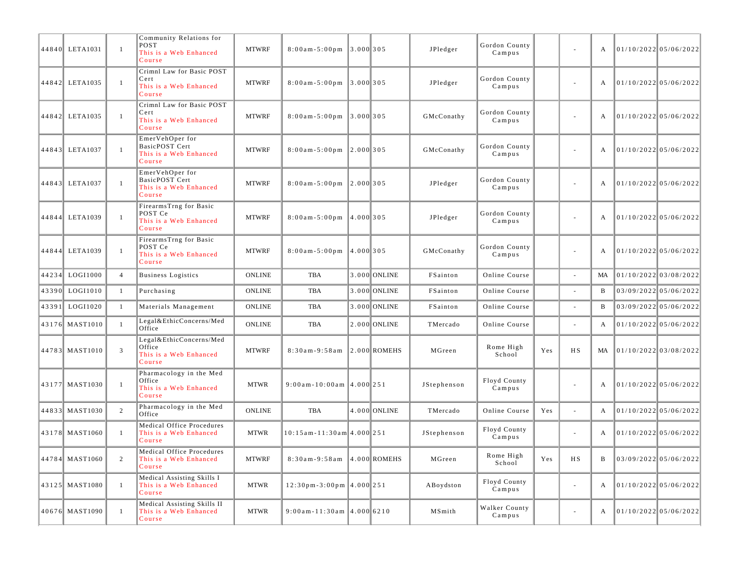| | | | | | | | | | | | | | | |
|---|---|---|---|---|---|---|---|---|---|---|---|---|---|---|
| 44840 | LETA1031 | 1 | Community Relations for POST This is a Web Enhanced Course | MTWRF | 8:00am-5:00pm | 3.000 | 305 | JPledger | Gordon County Campus | | - | A | 01/10/2022 | 05/06/2022 |
| 44842 | LETA1035 | 1 | Crimnl Law for Basic POST Cert This is a Web Enhanced Course | MTWRF | 8:00am-5:00pm | 3.000 | 305 | JPledger | Gordon County Campus | | - | A | 01/10/2022 | 05/06/2022 |
| 44842 | LETA1035 | 1 | Crimnl Law for Basic POST Cert This is a Web Enhanced Course | MTWRF | 8:00am-5:00pm | 3.000 | 305 | GMcConathy | Gordon County Campus | | - | A | 01/10/2022 | 05/06/2022 |
| 44843 | LETA1037 | 1 | EmerVehOper for BasicPOST Cert This is a Web Enhanced Course | MTWRF | 8:00am-5:00pm | 2.000 | 305 | GMcConathy | Gordon County Campus | | - | A | 01/10/2022 | 05/06/2022 |
| 44843 | LETA1037 | 1 | EmerVehOper for BasicPOST Cert This is a Web Enhanced Course | MTWRF | 8:00am-5:00pm | 2.000 | 305 | JPledger | Gordon County Campus | | - | A | 01/10/2022 | 05/06/2022 |
| 44844 | LETA1039 | 1 | FirearmsTrng for Basic POST Ce This is a Web Enhanced Course | MTWRF | 8:00am-5:00pm | 4.000 | 305 | JPledger | Gordon County Campus | | - | A | 01/10/2022 | 05/06/2022 |
| 44844 | LETA1039 | 1 | FirearmsTrng for Basic POST Ce This is a Web Enhanced Course | MTWRF | 8:00am-5:00pm | 4.000 | 305 | GMcConathy | Gordon County Campus | | - | A | 01/10/2022 | 05/06/2022 |
| 44234 | LOGI1000 | 4 | Business Logistics | ONLINE | TBA | 3.000 | ONLINE | FSainton | Online Course | | - | MA | 01/10/2022 | 03/08/2022 |
| 43390 | LOGI1010 | 1 | Purchasing | ONLINE | TBA | 3.000 | ONLINE | FSainton | Online Course | | - | B | 03/09/2022 | 05/06/2022 |
| 43391 | LOGI1020 | 1 | Materials Management | ONLINE | TBA | 3.000 | ONLINE | FSainton | Online Course | | - | B | 03/09/2022 | 05/06/2022 |
| 43176 | MAST1010 | 1 | Legal&EthicConcerns/Med Office | ONLINE | TBA | 2.000 | ONLINE | TMercado | Online Course | | - | A | 01/10/2022 | 05/06/2022 |
| 44783 | MAST1010 | 3 | Legal&EthicConcerns/Med Office This is a Web Enhanced Course | MTWRF | 8:30am-9:58am | 2.000 | ROMEHS | MGreen | Rome High School | Yes | HS | MA | 01/10/2022 | 03/08/2022 |
| 43177 | MAST1030 | 1 | Pharmacology in the Med Office This is a Web Enhanced Course | MTWR | 9:00am-10:00am | 4.000 | 251 | JStephenson | Floyd County Campus | | - | A | 01/10/2022 | 05/06/2022 |
| 44833 | MAST1030 | 2 | Pharmacology in the Med Office | ONLINE | TBA | 4.000 | ONLINE | TMercado | Online Course | Yes | - | A | 01/10/2022 | 05/06/2022 |
| 43178 | MAST1060 | 1 | Medical Office Procedures This is a Web Enhanced Course | MTWR | 10:15am-11:30am | 4.000 | 251 | JStephenson | Floyd County Campus | | - | A | 01/10/2022 | 05/06/2022 |
| 44784 | MAST1060 | 2 | Medical Office Procedures This is a Web Enhanced Course | MTWRF | 8:30am-9:58am | 4.000 | ROMEHS | MGreen | Rome High School | Yes | HS | B | 03/09/2022 | 05/06/2022 |
| 43125 | MAST1080 | 1 | Medical Assisting Skills I This is a Web Enhanced Course | MTWR | 12:30pm-3:00pm | 4.000 | 251 | ABoydston | Floyd County Campus | | - | A | 01/10/2022 | 05/06/2022 |
| 40676 | MAST1090 | 1 | Medical Assisting Skills II This is a Web Enhanced Course | MTWR | 9:00am-11:30am | 4.000 | 6210 | MSmith | Walker County Campus | | - | A | 01/10/2022 | 05/06/2022 |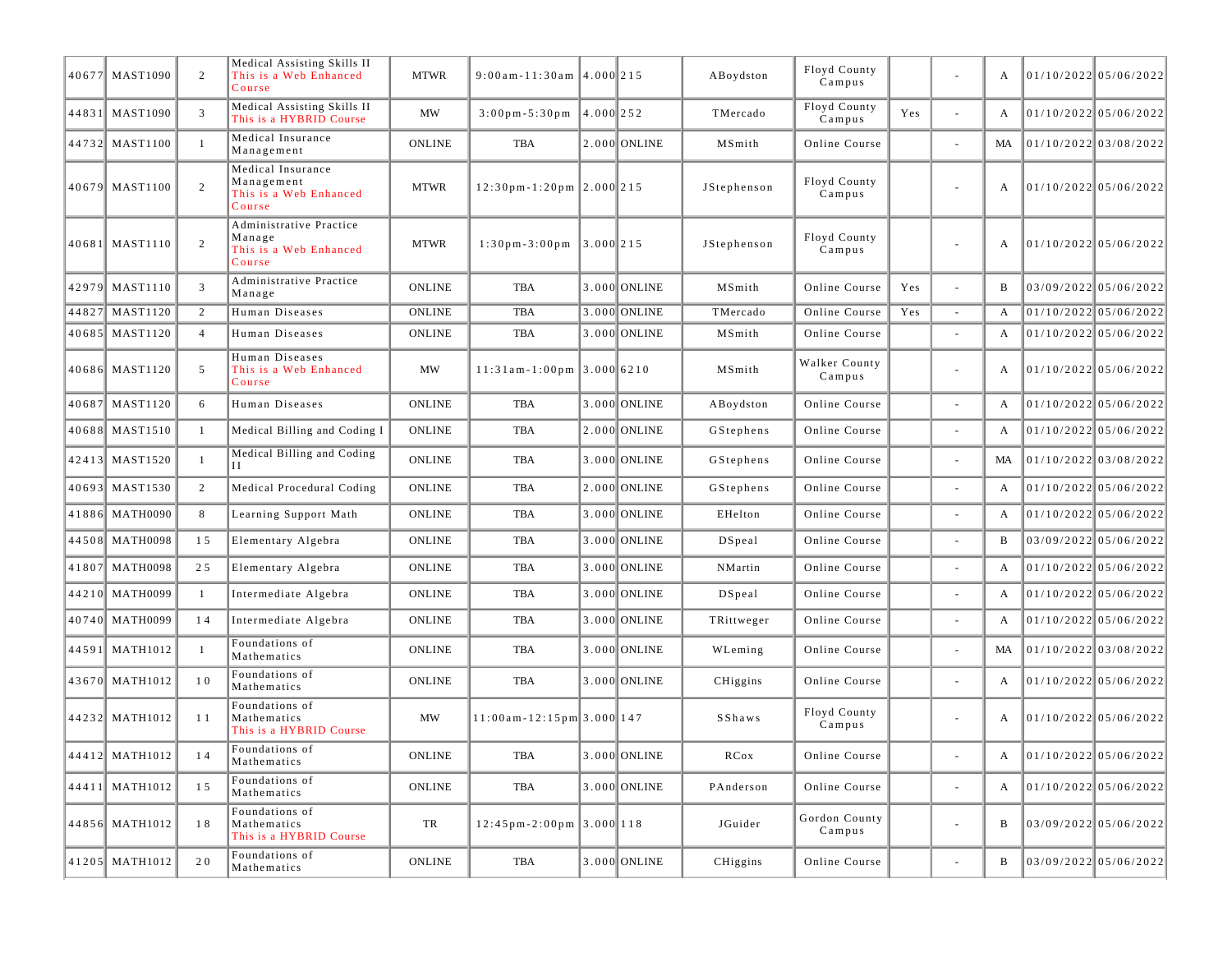| | | | | | | | | | | | | | | |
|---|---|---|---|---|---|---|---|---|---|---|---|---|---|---|
| 40677 | MAST1090 | 2 | Medical Assisting Skills II This is a Web Enhanced Course | MTWR | 9:00am-11:30am | 4.000 | 215 | ABoydston | Floyd County Campus | | - | A | 01/10/2022 | 05/06/2022 |
| 44831 | MAST1090 | 3 | Medical Assisting Skills II This is a HYBRID Course | MW | 3:00pm-5:30pm | 4.000 | 252 | TMercado | Floyd County Campus | Yes | - | A | 01/10/2022 | 05/06/2022 |
| 44732 | MAST1100 | 1 | Medical Insurance Management | ONLINE | TBA | 2.000 | ONLINE | MSmith | Online Course | | - | MA | 01/10/2022 | 03/08/2022 |
| 40679 | MAST1100 | 2 | Medical Insurance Management This is a Web Enhanced Course | MTWR | 12:30pm-1:20pm | 2.000 | 215 | JStephenson | Floyd County Campus | | - | A | 01/10/2022 | 05/06/2022 |
| 40681 | MAST1110 | 2 | Administrative Practice Manage This is a Web Enhanced Course | MTWR | 1:30pm-3:00pm | 3.000 | 215 | JStephenson | Floyd County Campus | | - | A | 01/10/2022 | 05/06/2022 |
| 42979 | MAST1110 | 3 | Administrative Practice Manage | ONLINE | TBA | 3.000 | ONLINE | MSmith | Online Course | Yes | - | B | 03/09/2022 | 05/06/2022 |
| 44827 | MAST1120 | 2 | Human Diseases | ONLINE | TBA | 3.000 | ONLINE | TMercado | Online Course | Yes | - | A | 01/10/2022 | 05/06/2022 |
| 40685 | MAST1120 | 4 | Human Diseases | ONLINE | TBA | 3.000 | ONLINE | MSmith | Online Course | | - | A | 01/10/2022 | 05/06/2022 |
| 40686 | MAST1120 | 5 | Human Diseases This is a Web Enhanced Course | MW | 11:31am-1:00pm | 3.000 | 6210 | MSmith | Walker County Campus | | - | A | 01/10/2022 | 05/06/2022 |
| 40687 | MAST1120 | 6 | Human Diseases | ONLINE | TBA | 3.000 | ONLINE | ABoydston | Online Course | | - | A | 01/10/2022 | 05/06/2022 |
| 40688 | MAST1510 | 1 | Medical Billing and Coding I | ONLINE | TBA | 2.000 | ONLINE | GStephens | Online Course | | - | A | 01/10/2022 | 05/06/2022 |
| 42413 | MAST1520 | 1 | Medical Billing and Coding II | ONLINE | TBA | 3.000 | ONLINE | GStephens | Online Course | | - | MA | 01/10/2022 | 03/08/2022 |
| 40693 | MAST1530 | 2 | Medical Procedural Coding | ONLINE | TBA | 2.000 | ONLINE | GStephens | Online Course | | - | A | 01/10/2022 | 05/06/2022 |
| 41886 | MATH0090 | 8 | Learning Support Math | ONLINE | TBA | 3.000 | ONLINE | EHelton | Online Course | | - | A | 01/10/2022 | 05/06/2022 |
| 44508 | MATH0098 | 15 | Elementary Algebra | ONLINE | TBA | 3.000 | ONLINE | DSpeal | Online Course | | - | B | 03/09/2022 | 05/06/2022 |
| 41807 | MATH0098 | 25 | Elementary Algebra | ONLINE | TBA | 3.000 | ONLINE | NMartin | Online Course | | - | A | 01/10/2022 | 05/06/2022 |
| 44210 | MATH0099 | 1 | Intermediate Algebra | ONLINE | TBA | 3.000 | ONLINE | DSpeal | Online Course | | - | A | 01/10/2022 | 05/06/2022 |
| 40740 | MATH0099 | 14 | Intermediate Algebra | ONLINE | TBA | 3.000 | ONLINE | TRittweger | Online Course | | - | A | 01/10/2022 | 05/06/2022 |
| 44591 | MATH1012 | 1 | Foundations of Mathematics | ONLINE | TBA | 3.000 | ONLINE | WLeming | Online Course | | - | MA | 01/10/2022 | 03/08/2022 |
| 43670 | MATH1012 | 10 | Foundations of Mathematics | ONLINE | TBA | 3.000 | ONLINE | CHiggins | Online Course | | - | A | 01/10/2022 | 05/06/2022 |
| 44232 | MATH1012 | 11 | Foundations of Mathematics This is a HYBRID Course | MW | 11:00am-12:15pm | 3.000 | 147 | SShaws | Floyd County Campus | | - | A | 01/10/2022 | 05/06/2022 |
| 44412 | MATH1012 | 14 | Foundations of Mathematics | ONLINE | TBA | 3.000 | ONLINE | RCox | Online Course | | - | A | 01/10/2022 | 05/06/2022 |
| 44411 | MATH1012 | 15 | Foundations of Mathematics | ONLINE | TBA | 3.000 | ONLINE | PAnderson | Online Course | | - | A | 01/10/2022 | 05/06/2022 |
| 44856 | MATH1012 | 18 | Foundations of Mathematics This is a HYBRID Course | TR | 12:45pm-2:00pm | 3.000 | 118 | JGuider | Gordon County Campus | | - | B | 03/09/2022 | 05/06/2022 |
| 41205 | MATH1012 | 20 | Foundations of Mathematics | ONLINE | TBA | 3.000 | ONLINE | CHiggins | Online Course | | - | B | 03/09/2022 | 05/06/2022 |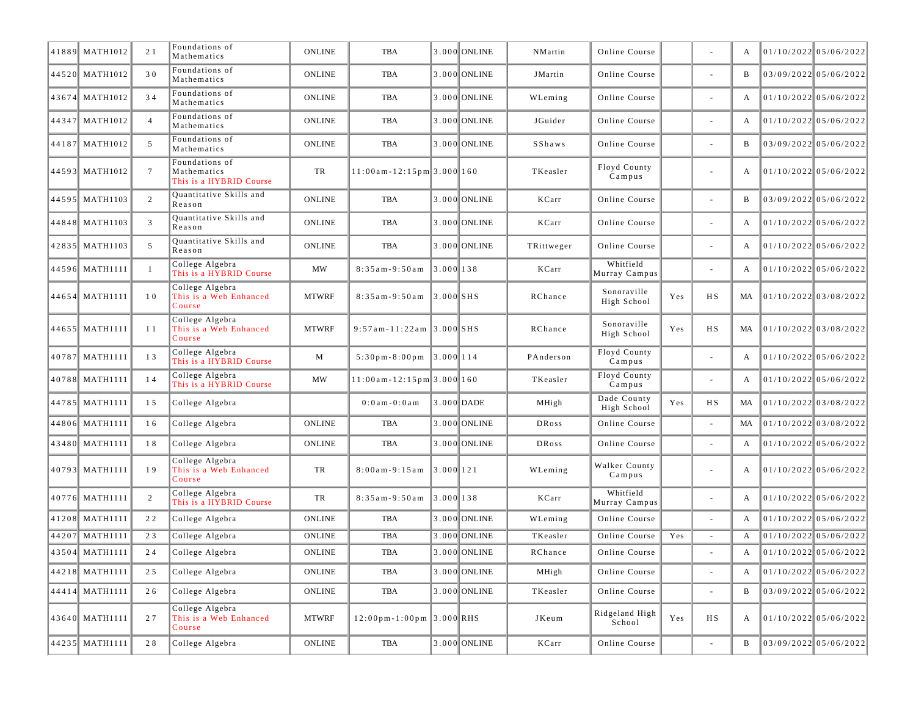| | | | | | | | | | | | | | | |
|---|---|---|---|---|---|---|---|---|---|---|---|---|---|---|
| 41889 | MATH1012 | 21 | Foundations of Mathematics | ONLINE | TBA | 3.000 | ONLINE | NMartin | Online Course | | - | A | 01/10/2022 | 05/06/2022 |
| 44520 | MATH1012 | 30 | Foundations of Mathematics | ONLINE | TBA | 3.000 | ONLINE | JMartin | Online Course | | - | B | 03/09/2022 | 05/06/2022 |
| 43674 | MATH1012 | 34 | Foundations of Mathematics | ONLINE | TBA | 3.000 | ONLINE | WLeming | Online Course | | - | A | 01/10/2022 | 05/06/2022 |
| 44347 | MATH1012 | 4 | Foundations of Mathematics | ONLINE | TBA | 3.000 | ONLINE | JGuider | Online Course | | - | A | 01/10/2022 | 05/06/2022 |
| 44187 | MATH1012 | 5 | Foundations of Mathematics | ONLINE | TBA | 3.000 | ONLINE | SShaws | Online Course | | - | B | 03/09/2022 | 05/06/2022 |
| 44593 | MATH1012 | 7 | Foundations of Mathematics This is a HYBRID Course | TR | 11:00am-12:15pm | 3.000 | 160 | TKeasler | Floyd County Campus | | - | A | 01/10/2022 | 05/06/2022 |
| 44595 | MATH1103 | 2 | Quantitative Skills and Reason | ONLINE | TBA | 3.000 | ONLINE | KCarr | Online Course | | - | B | 03/09/2022 | 05/06/2022 |
| 44848 | MATH1103 | 3 | Quantitative Skills and Reason | ONLINE | TBA | 3.000 | ONLINE | KCarr | Online Course | | - | A | 01/10/2022 | 05/06/2022 |
| 42835 | MATH1103 | 5 | Quantitative Skills and Reason | ONLINE | TBA | 3.000 | ONLINE | TRittweger | Online Course | | - | A | 01/10/2022 | 05/06/2022 |
| 44596 | MATH1111 | 1 | College Algebra This is a HYBRID Course | MW | 8:35am-9:50am | 3.000 | 138 | KCarr | Whitfield Murray Campus | | - | A | 01/10/2022 | 05/06/2022 |
| 44654 | MATH1111 | 10 | College Algebra This is a Web Enhanced Course | MTWRF | 8:35am-9:50am | 3.000 | SHS | RChance | Sonoraville High School | Yes | HS | MA | 01/10/2022 | 03/08/2022 |
| 44655 | MATH1111 | 11 | College Algebra This is a Web Enhanced Course | MTWRF | 9:57am-11:22am | 3.000 | SHS | RChance | Sonoraville High School | Yes | HS | MA | 01/10/2022 | 03/08/2022 |
| 40787 | MATH1111 | 13 | College Algebra This is a HYBRID Course | M | 5:30pm-8:00pm | 3.000 | 114 | PAnderson | Floyd County Campus | | - | A | 01/10/2022 | 05/06/2022 |
| 40788 | MATH1111 | 14 | College Algebra This is a HYBRID Course | MW | 11:00am-12:15pm | 3.000 | 160 | TKeasler | Floyd County Campus | | - | A | 01/10/2022 | 05/06/2022 |
| 44785 | MATH1111 | 15 | College Algebra | | 0:0am-0:0am | 3.000 | DADE | MHigh | Dade County High School | Yes | HS | MA | 01/10/2022 | 03/08/2022 |
| 44806 | MATH1111 | 16 | College Algebra | ONLINE | TBA | 3.000 | ONLINE | DRoss | Online Course | | - | MA | 01/10/2022 | 03/08/2022 |
| 43480 | MATH1111 | 18 | College Algebra | ONLINE | TBA | 3.000 | ONLINE | DRoss | Online Course | | - | A | 01/10/2022 | 05/06/2022 |
| 40793 | MATH1111 | 19 | College Algebra This is a Web Enhanced Course | TR | 8:00am-9:15am | 3.000 | 121 | WLeming | Walker County Campus | | - | A | 01/10/2022 | 05/06/2022 |
| 40776 | MATH1111 | 2 | College Algebra This is a HYBRID Course | TR | 8:35am-9:50am | 3.000 | 138 | KCarr | Whitfield Murray Campus | | - | A | 01/10/2022 | 05/06/2022 |
| 41208 | MATH1111 | 22 | College Algebra | ONLINE | TBA | 3.000 | ONLINE | WLeming | Online Course | | - | A | 01/10/2022 | 05/06/2022 |
| 44207 | MATH1111 | 23 | College Algebra | ONLINE | TBA | 3.000 | ONLINE | TKeasler | Online Course | Yes | - | A | 01/10/2022 | 05/06/2022 |
| 43504 | MATH1111 | 24 | College Algebra | ONLINE | TBA | 3.000 | ONLINE | RChance | Online Course | | - | A | 01/10/2022 | 05/06/2022 |
| 44218 | MATH1111 | 25 | College Algebra | ONLINE | TBA | 3.000 | ONLINE | MHigh | Online Course | | - | A | 01/10/2022 | 05/06/2022 |
| 44414 | MATH1111 | 26 | College Algebra | ONLINE | TBA | 3.000 | ONLINE | TKeasler | Online Course | | - | B | 03/09/2022 | 05/06/2022 |
| 43640 | MATH1111 | 27 | College Algebra This is a Web Enhanced Course | MTWRF | 12:00pm-1:00pm | 3.000 | RHS | JKeum | Ridgeland High School | Yes | HS | A | 01/10/2022 | 05/06/2022 |
| 44235 | MATH1111 | 28 | College Algebra | ONLINE | TBA | 3.000 | ONLINE | KCarr | Online Course | | - | B | 03/09/2022 | 05/06/2022 |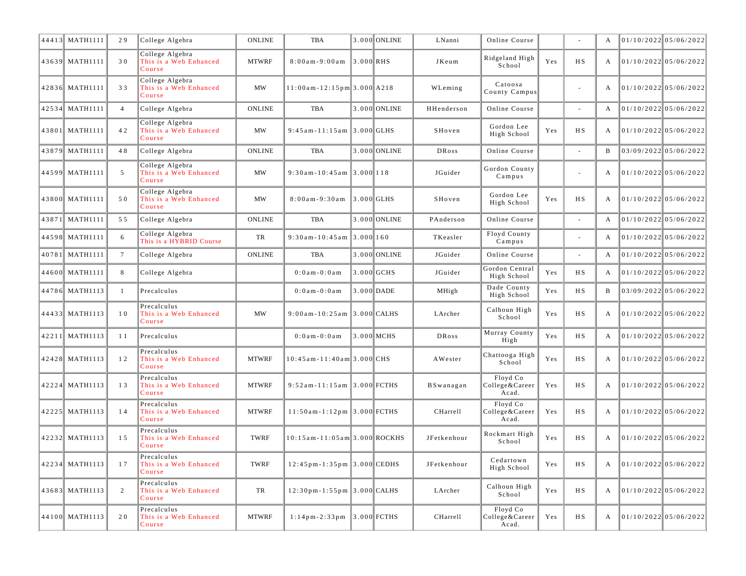| | | | | | | | | | | | | | | |
|---|---|---|---|---|---|---|---|---|---|---|---|---|---|---|
| 44413 | MATH1111 | 29 | College Algebra | ONLINE | TBA | 3.000 | ONLINE | LNanni | Online Course | | - | A | 01/10/2022 | 05/06/2022 |
| 43639 | MATH1111 | 30 | College Algebra This is a Web Enhanced Course | MTWRF | 8:00am-9:00am | 3.000 | RHS | JKeum | Ridgeland High School | Yes | HS | A | 01/10/2022 | 05/06/2022 |
| 42836 | MATH1111 | 33 | College Algebra This is a Web Enhanced Course | MW | 11:00am-12:15pm | 3.000 | A218 | WLeming | Catoosa County Campus | | - | A | 01/10/2022 | 05/06/2022 |
| 42534 | MATH1111 | 4 | College Algebra | ONLINE | TBA | 3.000 | ONLINE | HHenderson | Online Course | | - | A | 01/10/2022 | 05/06/2022 |
| 43801 | MATH1111 | 42 | College Algebra This is a Web Enhanced Course | MW | 9:45am-11:15am | 3.000 | GLHS | SHoven | Gordon Lee High School | Yes | HS | A | 01/10/2022 | 05/06/2022 |
| 43879 | MATH1111 | 48 | College Algebra | ONLINE | TBA | 3.000 | ONLINE | DRoss | Online Course | | - | B | 03/09/2022 | 05/06/2022 |
| 44599 | MATH1111 | 5 | College Algebra This is a Web Enhanced Course | MW | 9:30am-10:45am | 3.000 | 118 | JGuider | Gordon County Campus | | - | A | 01/10/2022 | 05/06/2022 |
| 43800 | MATH1111 | 50 | College Algebra This is a Web Enhanced Course | MW | 8:00am-9:30am | 3.000 | GLHS | SHoven | Gordon Lee High School | Yes | HS | A | 01/10/2022 | 05/06/2022 |
| 43871 | MATH1111 | 55 | College Algebra | ONLINE | TBA | 3.000 | ONLINE | PAnderson | Online Course | | - | A | 01/10/2022 | 05/06/2022 |
| 44598 | MATH1111 | 6 | College Algebra This is a HYBRID Course | TR | 9:30am-10:45am | 3.000 | 160 | TKeasler | Floyd County Campus | | - | A | 01/10/2022 | 05/06/2022 |
| 40781 | MATH1111 | 7 | College Algebra | ONLINE | TBA | 3.000 | ONLINE | JGuider | Online Course | | - | A | 01/10/2022 | 05/06/2022 |
| 44600 | MATH1111 | 8 | College Algebra | | 0:0am-0:0am | 3.000 | GCHS | JGuider | Gordon Central High School | Yes | HS | A | 01/10/2022 | 05/06/2022 |
| 44786 | MATH1113 | 1 | Precalculus | | 0:0am-0:0am | 3.000 | DADE | MHigh | Dade County High School | Yes | HS | B | 03/09/2022 | 05/06/2022 |
| 44433 | MATH1113 | 10 | Precalculus This is a Web Enhanced Course | MW | 9:00am-10:25am | 3.000 | CALHS | LArcher | Calhoun High School | Yes | HS | A | 01/10/2022 | 05/06/2022 |
| 42211 | MATH1113 | 11 | Precalculus | | 0:0am-0:0am | 3.000 | MCHS | DRoss | Murray County High | Yes | HS | A | 01/10/2022 | 05/06/2022 |
| 42428 | MATH1113 | 12 | Precalculus This is a Web Enhanced Course | MTWRF | 10:45am-11:40am | 3.000 | CHS | AWester | Chattooga High School | Yes | HS | A | 01/10/2022 | 05/06/2022 |
| 42224 | MATH1113 | 13 | Precalculus This is a Web Enhanced Course | MTWRF | 9:52am-11:15am | 3.000 | FCTHS | BSwanagan | Floyd Co College&Career Acad. | Yes | HS | A | 01/10/2022 | 05/06/2022 |
| 42225 | MATH1113 | 14 | Precalculus This is a Web Enhanced Course | MTWRF | 11:50am-1:12pm | 3.000 | FCTHS | CHarrell | Floyd Co College&Career Acad. | Yes | HS | A | 01/10/2022 | 05/06/2022 |
| 42232 | MATH1113 | 15 | Precalculus This is a Web Enhanced Course | TWRF | 10:15am-11:05am | 3.000 | ROCKHS | JFetkenhour | Rockmart High School | Yes | HS | A | 01/10/2022 | 05/06/2022 |
| 42234 | MATH1113 | 17 | Precalculus This is a Web Enhanced Course | TWRF | 12:45pm-1:35pm | 3.000 | CEDHS | JFetkenhour | Cedartown High School | Yes | HS | A | 01/10/2022 | 05/06/2022 |
| 43683 | MATH1113 | 2 | Precalculus This is a Web Enhanced Course | TR | 12:30pm-1:55pm | 3.000 | CALHS | LArcher | Calhoun High School | Yes | HS | A | 01/10/2022 | 05/06/2022 |
| 44100 | MATH1113 | 20 | Precalculus This is a Web Enhanced Course | MTWRF | 1:14pm-2:33pm | 3.000 | FCTHS | CHarrell | Floyd Co College&Career Acad. | Yes | HS | A | 01/10/2022 | 05/06/2022 |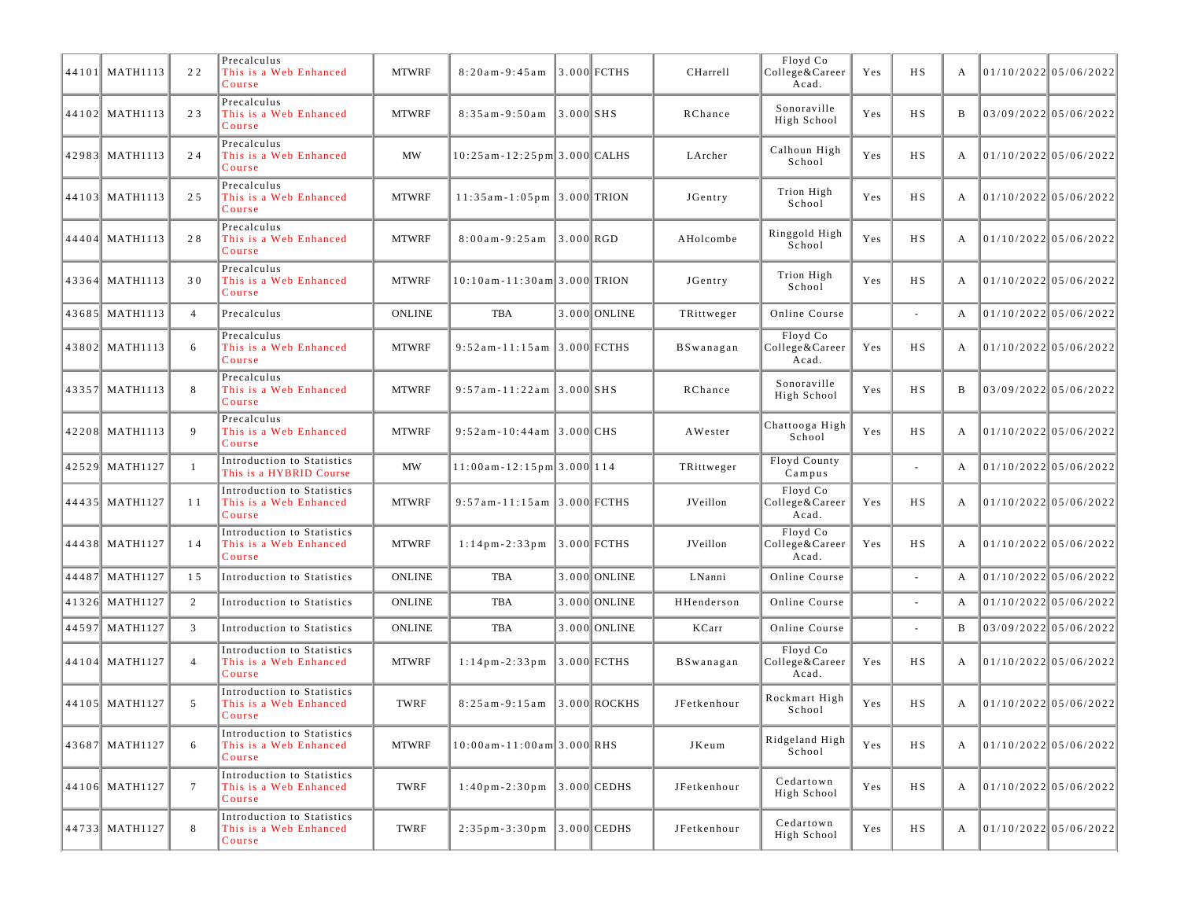| 44101 | MATH1113 | 22 | Precalculus This is a Web Enhanced Course | MTWRF | 8:20am-9:45am | 3.000 | FCTHS | CHarrell | Floyd Co College&Career Acad. | Yes | HS | A | 01/10/2022 | 05/06/2022 |
|---|---|---|---|---|---|---|---|---|---|---|---|---|---|---|
| 44102 | MATH1113 | 23 | Precalculus This is a Web Enhanced Course | MTWRF | 8:35am-9:50am | 3.000 | SHS | RChance | Sonoraville High School | Yes | HS | B | 03/09/2022 | 05/06/2022 |
| 42983 | MATH1113 | 24 | Precalculus This is a Web Enhanced Course | MW | 10:25am-12:25pm | 3.000 | CALHS | LArcher | Calhoun High School | Yes | HS | A | 01/10/2022 | 05/06/2022 |
| 44103 | MATH1113 | 25 | Precalculus This is a Web Enhanced Course | MTWRF | 11:35am-1:05pm | 3.000 | TRION | JGentry | Trion High School | Yes | HS | A | 01/10/2022 | 05/06/2022 |
| 44404 | MATH1113 | 28 | Precalculus This is a Web Enhanced Course | MTWRF | 8:00am-9:25am | 3.000 | RGD | AHolcombe | Ringgold High School | Yes | HS | A | 01/10/2022 | 05/06/2022 |
| 43364 | MATH1113 | 30 | Precalculus This is a Web Enhanced Course | MTWRF | 10:10am-11:30am | 3.000 | TRION | JGentry | Trion High School | Yes | HS | A | 01/10/2022 | 05/06/2022 |
| 43685 | MATH1113 | 4 | Precalculus | ONLINE | TBA | 3.000 | ONLINE | TRittweger | Online Course | | - | A | 01/10/2022 | 05/06/2022 |
| 43802 | MATH1113 | 6 | Precalculus This is a Web Enhanced Course | MTWRF | 9:52am-11:15am | 3.000 | FCTHS | BSwanagan | Floyd Co College&Career Acad. | Yes | HS | A | 01/10/2022 | 05/06/2022 |
| 43357 | MATH1113 | 8 | Precalculus This is a Web Enhanced Course | MTWRF | 9:57am-11:22am | 3.000 | SHS | RChance | Sonoraville High School | Yes | HS | B | 03/09/2022 | 05/06/2022 |
| 42208 | MATH1113 | 9 | Precalculus This is a Web Enhanced Course | MTWRF | 9:52am-10:44am | 3.000 | CHS | AWester | Chattooga High School | Yes | HS | A | 01/10/2022 | 05/06/2022 |
| 42529 | MATH1127 | 1 | Introduction to Statistics This is a HYBRID Course | MW | 11:00am-12:15pm | 3.000 | 114 | TRittweger | Floyd County Campus | | - | A | 01/10/2022 | 05/06/2022 |
| 44435 | MATH1127 | 11 | Introduction to Statistics This is a Web Enhanced Course | MTWRF | 9:57am-11:15am | 3.000 | FCTHS | JVeillon | Floyd Co College&Career Acad. | Yes | HS | A | 01/10/2022 | 05/06/2022 |
| 44438 | MATH1127 | 14 | Introduction to Statistics This is a Web Enhanced Course | MTWRF | 1:14pm-2:33pm | 3.000 | FCTHS | JVeillon | Floyd Co College&Career Acad. | Yes | HS | A | 01/10/2022 | 05/06/2022 |
| 44487 | MATH1127 | 15 | Introduction to Statistics | ONLINE | TBA | 3.000 | ONLINE | LNanni | Online Course | | - | A | 01/10/2022 | 05/06/2022 |
| 41326 | MATH1127 | 2 | Introduction to Statistics | ONLINE | TBA | 3.000 | ONLINE | HHenderson | Online Course | | - | A | 01/10/2022 | 05/06/2022 |
| 44597 | MATH1127 | 3 | Introduction to Statistics | ONLINE | TBA | 3.000 | ONLINE | KCarr | Online Course | | - | B | 03/09/2022 | 05/06/2022 |
| 44104 | MATH1127 | 4 | Introduction to Statistics This is a Web Enhanced Course | MTWRF | 1:14pm-2:33pm | 3.000 | FCTHS | BSwanagan | Floyd Co College&Career Acad. | Yes | HS | A | 01/10/2022 | 05/06/2022 |
| 44105 | MATH1127 | 5 | Introduction to Statistics This is a Web Enhanced Course | TWRF | 8:25am-9:15am | 3.000 | ROCKHS | JFetkenhour | Rockmart High School | Yes | HS | A | 01/10/2022 | 05/06/2022 |
| 43687 | MATH1127 | 6 | Introduction to Statistics This is a Web Enhanced Course | MTWRF | 10:00am-11:00am | 3.000 | RHS | JKeum | Ridgeland High School | Yes | HS | A | 01/10/2022 | 05/06/2022 |
| 44106 | MATH1127 | 7 | Introduction to Statistics This is a Web Enhanced Course | TWRF | 1:40pm-2:30pm | 3.000 | CEDHS | JFetkenhour | Cedartown High School | Yes | HS | A | 01/10/2022 | 05/06/2022 |
| 44733 | MATH1127 | 8 | Introduction to Statistics This is a Web Enhanced Course | TWRF | 2:35pm-3:30pm | 3.000 | CEDHS | JFetkenhour | Cedartown High School | Yes | HS | A | 01/10/2022 | 05/06/2022 |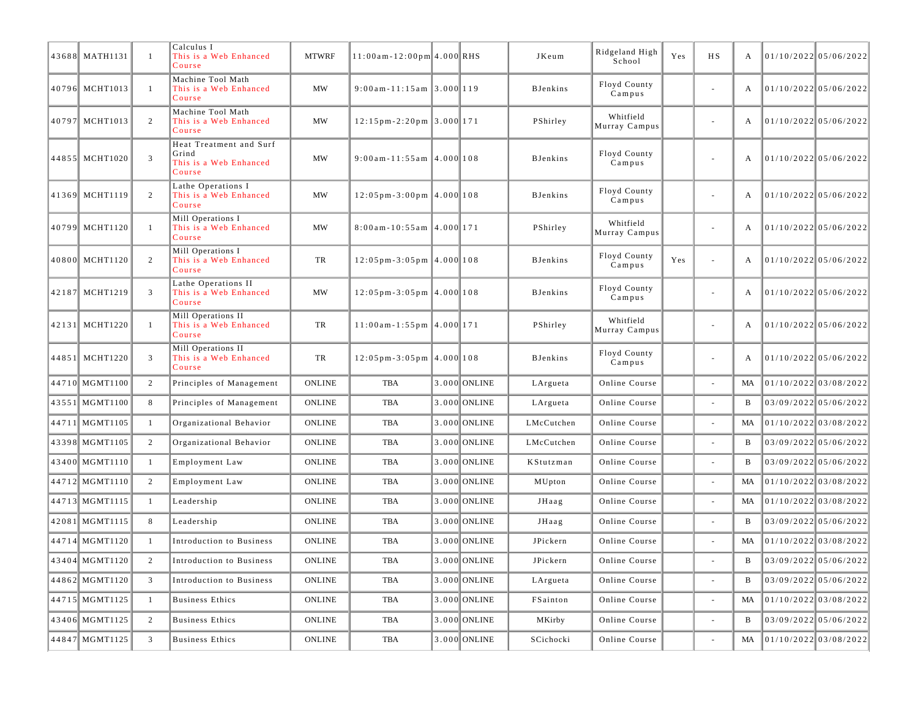| | | | | | | | | | | | | | | |
|---|---|---|---|---|---|---|---|---|---|---|---|---|---|---|
| 43688 | MATH1131 | 1 | Calculus I This is a Web Enhanced Course | MTWRF | 11:00am-12:00pm | 4.000 | RHS | JKeum | Ridgeland High School | Yes | HS | A | 01/10/2022 | 05/06/2022 |
| 40796 | MCHT1013 | 1 | Machine Tool Math This is a Web Enhanced Course | MW | 9:00am-11:15am | 3.000 | 119 | BJenkins | Floyd County Campus | | - | A | 01/10/2022 | 05/06/2022 |
| 40797 | MCHT1013 | 2 | Machine Tool Math This is a Web Enhanced Course | MW | 12:15pm-2:20pm | 3.000 | 171 | PShirley | Whitfield Murray Campus | | - | A | 01/10/2022 | 05/06/2022 |
| 44855 | MCHT1020 | 3 | Heat Treatment and Surf Grind This is a Web Enhanced Course | MW | 9:00am-11:55am | 4.000 | 108 | BJenkins | Floyd County Campus | | - | A | 01/10/2022 | 05/06/2022 |
| 41369 | MCHT1119 | 2 | Lathe Operations I This is a Web Enhanced Course | MW | 12:05pm-3:00pm | 4.000 | 108 | BJenkins | Floyd County Campus | | - | A | 01/10/2022 | 05/06/2022 |
| 40799 | MCHT1120 | 1 | Mill Operations I This is a Web Enhanced Course | MW | 8:00am-10:55am | 4.000 | 171 | PShirley | Whitfield Murray Campus | | - | A | 01/10/2022 | 05/06/2022 |
| 40800 | MCHT1120 | 2 | Mill Operations I This is a Web Enhanced Course | TR | 12:05pm-3:05pm | 4.000 | 108 | BJenkins | Floyd County Campus | Yes | - | A | 01/10/2022 | 05/06/2022 |
| 42187 | MCHT1219 | 3 | Lathe Operations II This is a Web Enhanced Course | MW | 12:05pm-3:05pm | 4.000 | 108 | BJenkins | Floyd County Campus | | - | A | 01/10/2022 | 05/06/2022 |
| 42131 | MCHT1220 | 1 | Mill Operations II This is a Web Enhanced Course | TR | 11:00am-1:55pm | 4.000 | 171 | PShirley | Whitfield Murray Campus | | - | A | 01/10/2022 | 05/06/2022 |
| 44851 | MCHT1220 | 3 | Mill Operations II This is a Web Enhanced Course | TR | 12:05pm-3:05pm | 4.000 | 108 | BJenkins | Floyd County Campus | | - | A | 01/10/2022 | 05/06/2022 |
| 44710 | MGMT1100 | 2 | Principles of Management | ONLINE | TBA | 3.000 | ONLINE | LArgueta | Online Course | | - | MA | 01/10/2022 | 03/08/2022 |
| 43551 | MGMT1100 | 8 | Principles of Management | ONLINE | TBA | 3.000 | ONLINE | LArgueta | Online Course | | - | B | 03/09/2022 | 05/06/2022 |
| 44711 | MGMT1105 | 1 | Organizational Behavior | ONLINE | TBA | 3.000 | ONLINE | LMcCutchen | Online Course | | - | MA | 01/10/2022 | 03/08/2022 |
| 43398 | MGMT1105 | 2 | Organizational Behavior | ONLINE | TBA | 3.000 | ONLINE | LMcCutchen | Online Course | | - | B | 03/09/2022 | 05/06/2022 |
| 43400 | MGMT1110 | 1 | Employment Law | ONLINE | TBA | 3.000 | ONLINE | KStutzman | Online Course | | - | B | 03/09/2022 | 05/06/2022 |
| 44712 | MGMT1110 | 2 | Employment Law | ONLINE | TBA | 3.000 | ONLINE | MUpton | Online Course | | - | MA | 01/10/2022 | 03/08/2022 |
| 44713 | MGMT1115 | 1 | Leadership | ONLINE | TBA | 3.000 | ONLINE | JHaag | Online Course | | - | MA | 01/10/2022 | 03/08/2022 |
| 42081 | MGMT1115 | 8 | Leadership | ONLINE | TBA | 3.000 | ONLINE | JHaag | Online Course | | - | B | 03/09/2022 | 05/06/2022 |
| 44714 | MGMT1120 | 1 | Introduction to Business | ONLINE | TBA | 3.000 | ONLINE | JPickern | Online Course | | - | MA | 01/10/2022 | 03/08/2022 |
| 43404 | MGMT1120 | 2 | Introduction to Business | ONLINE | TBA | 3.000 | ONLINE | JPickern | Online Course | | - | B | 03/09/2022 | 05/06/2022 |
| 44862 | MGMT1120 | 3 | Introduction to Business | ONLINE | TBA | 3.000 | ONLINE | LArgueta | Online Course | | - | B | 03/09/2022 | 05/06/2022 |
| 44715 | MGMT1125 | 1 | Business Ethics | ONLINE | TBA | 3.000 | ONLINE | FSainton | Online Course | | - | MA | 01/10/2022 | 03/08/2022 |
| 43406 | MGMT1125 | 2 | Business Ethics | ONLINE | TBA | 3.000 | ONLINE | MKirby | Online Course | | - | B | 03/09/2022 | 05/06/2022 |
| 44847 | MGMT1125 | 3 | Business Ethics | ONLINE | TBA | 3.000 | ONLINE | SCichocki | Online Course | | - | MA | 01/10/2022 | 03/08/2022 |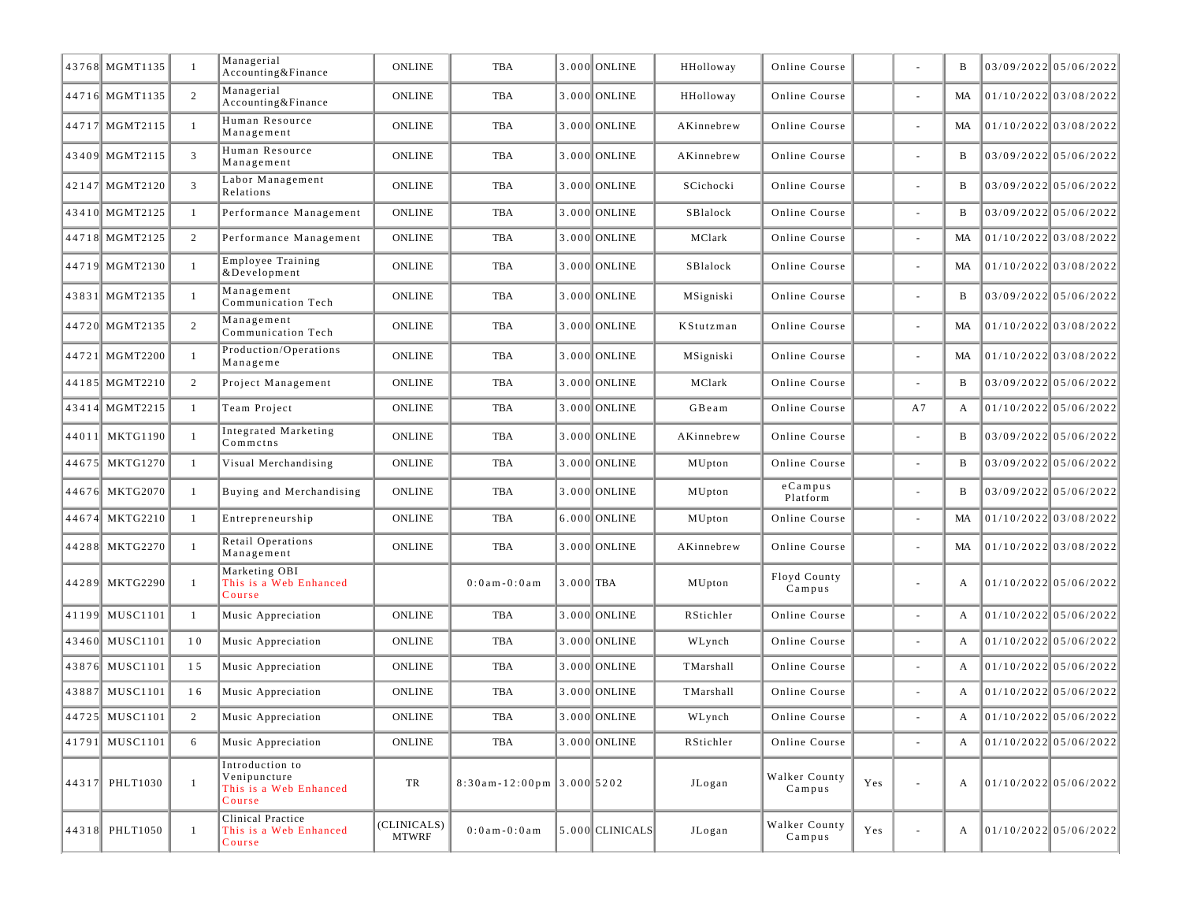| | | | | | | | | | | | | | | |
|---|---|---|---|---|---|---|---|---|---|---|---|---|---|---|
| 43768 | MGMT1135 | 1 | Managerial Accounting&Finance | ONLINE | TBA | 3.000 | ONLINE | HHolloway | Online Course | | - | B | 03/09/2022 | 05/06/2022 |
| 44716 | MGMT1135 | 2 | Managerial Accounting&Finance | ONLINE | TBA | 3.000 | ONLINE | HHolloway | Online Course | | - | MA | 01/10/2022 | 03/08/2022 |
| 44717 | MGMT2115 | 1 | Human Resource Management | ONLINE | TBA | 3.000 | ONLINE | AKinnebrew | Online Course | | - | MA | 01/10/2022 | 03/08/2022 |
| 43409 | MGMT2115 | 3 | Human Resource Management | ONLINE | TBA | 3.000 | ONLINE | AKinnebrew | Online Course | | - | B | 03/09/2022 | 05/06/2022 |
| 42147 | MGMT2120 | 3 | Labor Management Relations | ONLINE | TBA | 3.000 | ONLINE | SCichocki | Online Course | | - | B | 03/09/2022 | 05/06/2022 |
| 43410 | MGMT2125 | 1 | Performance Management | ONLINE | TBA | 3.000 | ONLINE | SBlalock | Online Course | | - | B | 03/09/2022 | 05/06/2022 |
| 44718 | MGMT2125 | 2 | Performance Management | ONLINE | TBA | 3.000 | ONLINE | MClark | Online Course | | - | MA | 01/10/2022 | 03/08/2022 |
| 44719 | MGMT2130 | 1 | Employee Training &Development | ONLINE | TBA | 3.000 | ONLINE | SBlalock | Online Course | | - | MA | 01/10/2022 | 03/08/2022 |
| 43831 | MGMT2135 | 1 | Management Communication Tech | ONLINE | TBA | 3.000 | ONLINE | MSigniski | Online Course | | - | B | 03/09/2022 | 05/06/2022 |
| 44720 | MGMT2135 | 2 | Management Communication Tech | ONLINE | TBA | 3.000 | ONLINE | KStutzman | Online Course | | - | MA | 01/10/2022 | 03/08/2022 |
| 44721 | MGMT2200 | 1 | Production/Operations Manageme | ONLINE | TBA | 3.000 | ONLINE | MSigniski | Online Course | | - | MA | 01/10/2022 | 03/08/2022 |
| 44185 | MGMT2210 | 2 | Project Management | ONLINE | TBA | 3.000 | ONLINE | MClark | Online Course | | - | B | 03/09/2022 | 05/06/2022 |
| 43414 | MGMT2215 | 1 | Team Project | ONLINE | TBA | 3.000 | ONLINE | GBeam | Online Course | | A7 | A | 01/10/2022 | 05/06/2022 |
| 44011 | MKTG1190 | 1 | Integrated Marketing Commctns | ONLINE | TBA | 3.000 | ONLINE | AKinnebrew | Online Course | | - | B | 03/09/2022 | 05/06/2022 |
| 44675 | MKTG1270 | 1 | Visual Merchandising | ONLINE | TBA | 3.000 | ONLINE | MUpton | Online Course | | - | B | 03/09/2022 | 05/06/2022 |
| 44676 | MKTG2070 | 1 | Buying and Merchandising | ONLINE | TBA | 3.000 | ONLINE | MUpton | eCampus Platform | | - | B | 03/09/2022 | 05/06/2022 |
| 44674 | MKTG2210 | 1 | Entrepreneurship | ONLINE | TBA | 6.000 | ONLINE | MUpton | Online Course | | - | MA | 01/10/2022 | 03/08/2022 |
| 44288 | MKTG2270 | 1 | Retail Operations Management | ONLINE | TBA | 3.000 | ONLINE | AKinnebrew | Online Course | | - | MA | 01/10/2022 | 03/08/2022 |
| 44289 | MKTG2290 | 1 | Marketing OBI This is a Web Enhanced Course | | 0:0am-0:0am | 3.000 | TBA | MUpton | Floyd County Campus | | - | A | 01/10/2022 | 05/06/2022 |
| 41199 | MUSC1101 | 1 | Music Appreciation | ONLINE | TBA | 3.000 | ONLINE | RStichler | Online Course | | - | A | 01/10/2022 | 05/06/2022 |
| 43460 | MUSC1101 | 10 | Music Appreciation | ONLINE | TBA | 3.000 | ONLINE | WLynch | Online Course | | - | A | 01/10/2022 | 05/06/2022 |
| 43876 | MUSC1101 | 15 | Music Appreciation | ONLINE | TBA | 3.000 | ONLINE | TMarshall | Online Course | | - | A | 01/10/2022 | 05/06/2022 |
| 43887 | MUSC1101 | 16 | Music Appreciation | ONLINE | TBA | 3.000 | ONLINE | TMarshall | Online Course | | - | A | 01/10/2022 | 05/06/2022 |
| 44725 | MUSC1101 | 2 | Music Appreciation | ONLINE | TBA | 3.000 | ONLINE | WLynch | Online Course | | - | A | 01/10/2022 | 05/06/2022 |
| 41791 | MUSC1101 | 6 | Music Appreciation | ONLINE | TBA | 3.000 | ONLINE | RStichler | Online Course | | - | A | 01/10/2022 | 05/06/2022 |
| 44317 | PHLT1030 | 1 | Introduction to Venipuncture This is a Web Enhanced Course | TR | 8:30am-12:00pm | 3.000 | 5202 | JLogan | Walker County Campus | Yes | - | A | 01/10/2022 | 05/06/2022 |
| 44318 | PHLT1050 | 1 | Clinical Practice This is a Web Enhanced Course | (CLINICALS) MTWRF | 0:0am-0:0am | 5.000 | CLINICALS | JLogan | Walker County Campus | Yes | - | A | 01/10/2022 | 05/06/2022 |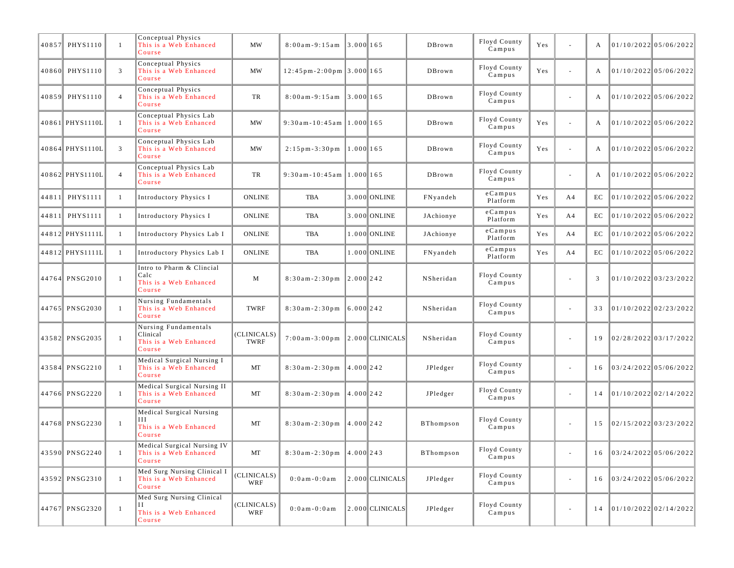| | | | | | | | | | | | | | | |
|---|---|---|---|---|---|---|---|---|---|---|---|---|---|---|
| 40857 | PHYS1110 | 1 | Conceptual Physics This is a Web Enhanced Course | MW | 8:00am-9:15am | 3.000 | 165 | DBrown | Floyd County Campus | Yes | - | A | 01/10/2022 | 05/06/2022 |
| 40860 | PHYS1110 | 3 | Conceptual Physics This is a Web Enhanced Course | MW | 12:45pm-2:00pm | 3.000 | 165 | DBrown | Floyd County Campus | Yes | - | A | 01/10/2022 | 05/06/2022 |
| 40859 | PHYS1110 | 4 | Conceptual Physics This is a Web Enhanced Course | TR | 8:00am-9:15am | 3.000 | 165 | DBrown | Floyd County Campus | | - | A | 01/10/2022 | 05/06/2022 |
| 40861 | PHYS1110L | 1 | Conceptual Physics Lab This is a Web Enhanced Course | MW | 9:30am-10:45am | 1.000 | 165 | DBrown | Floyd County Campus | Yes | - | A | 01/10/2022 | 05/06/2022 |
| 40864 | PHYS1110L | 3 | Conceptual Physics Lab This is a Web Enhanced Course | MW | 2:15pm-3:30pm | 1.000 | 165 | DBrown | Floyd County Campus | Yes | - | A | 01/10/2022 | 05/06/2022 |
| 40862 | PHYS1110L | 4 | Conceptual Physics Lab This is a Web Enhanced Course | TR | 9:30am-10:45am | 1.000 | 165 | DBrown | Floyd County Campus | | - | A | 01/10/2022 | 05/06/2022 |
| 44811 | PHYS1111 | 1 | Introductory Physics I | ONLINE | TBA | 3.000 | ONLINE | FNyandeh | eCampus Platform | Yes | A4 | EC | 01/10/2022 | 05/06/2022 |
| 44811 | PHYS1111 | 1 | Introductory Physics I | ONLINE | TBA | 3.000 | ONLINE | JAchionye | eCampus Platform | Yes | A4 | EC | 01/10/2022 | 05/06/2022 |
| 44812 | PHYS1111L | 1 | Introductory Physics Lab I | ONLINE | TBA | 1.000 | ONLINE | JAchionye | eCampus Platform | Yes | A4 | EC | 01/10/2022 | 05/06/2022 |
| 44812 | PHYS1111L | 1 | Introductory Physics Lab I | ONLINE | TBA | 1.000 | ONLINE | FNyandeh | eCampus Platform | Yes | A4 | EC | 01/10/2022 | 05/06/2022 |
| 44764 | PNSG2010 | 1 | Intro to Pharm & Clincial Calc This is a Web Enhanced Course | M | 8:30am-2:30pm | 2.000 | 242 | NSheridan | Floyd County Campus | | - | 3 | 01/10/2022 | 03/23/2022 |
| 44765 | PNSG2030 | 1 | Nursing Fundamentals This is a Web Enhanced Course | TWRF | 8:30am-2:30pm | 6.000 | 242 | NSheridan | Floyd County Campus | | - | 33 | 01/10/2022 | 02/23/2022 |
| 43582 | PNSG2035 | 1 | Nursing Fundamentals Clinical This is a Web Enhanced Course | (CLINICALS) TWRF | 7:00am-3:00pm | 2.000 | CLINICALS | NSheridan | Floyd County Campus | | - | 19 | 02/28/2022 | 03/17/2022 |
| 43584 | PNSG2210 | 1 | Medical Surgical Nursing I This is a Web Enhanced Course | MT | 8:30am-2:30pm | 4.000 | 242 | JPledger | Floyd County Campus | | - | 16 | 03/24/2022 | 05/06/2022 |
| 44766 | PNSG2220 | 1 | Medical Surgical Nursing II This is a Web Enhanced Course | MT | 8:30am-2:30pm | 4.000 | 242 | JPledger | Floyd County Campus | | - | 14 | 01/10/2022 | 02/14/2022 |
| 44768 | PNSG2230 | 1 | Medical Surgical Nursing III This is a Web Enhanced Course | MT | 8:30am-2:30pm | 4.000 | 242 | BThompson | Floyd County Campus | | - | 15 | 02/15/2022 | 03/23/2022 |
| 43590 | PNSG2240 | 1 | Medical Surgical Nursing IV This is a Web Enhanced Course | MT | 8:30am-2:30pm | 4.000 | 243 | BThompson | Floyd County Campus | | - | 16 | 03/24/2022 | 05/06/2022 |
| 43592 | PNSG2310 | 1 | Med Surg Nursing Clinical I This is a Web Enhanced Course | (CLINICALS) WRF | 0:0am-0:0am | 2.000 | CLINICALS | JPledger | Floyd County Campus | | - | 16 | 03/24/2022 | 05/06/2022 |
| 44767 | PNSG2320 | 1 | Med Surg Nursing Clinical II This is a Web Enhanced Course | (CLINICALS) WRF | 0:0am-0:0am | 2.000 | CLINICALS | JPledger | Floyd County Campus | | - | 14 | 01/10/2022 | 02/14/2022 |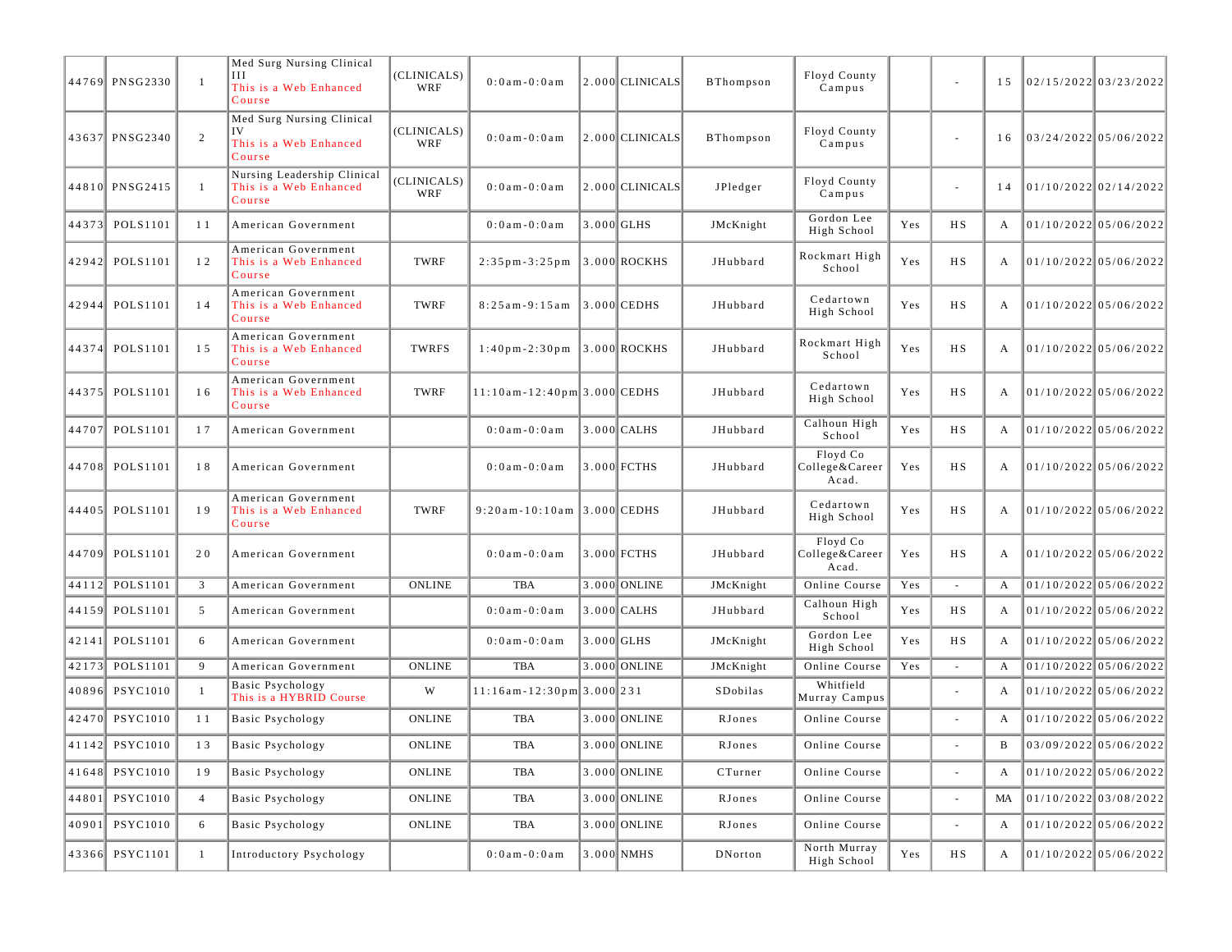| | | | | | | | | | | | | | | |
|---|---|---|---|---|---|---|---|---|---|---|---|---|---|---|
| 44769 | PNSG2330 | 1 | Med Surg Nursing Clinical III This is a Web Enhanced Course | (CLINICALS) WRF | 0:0am-0:0am | 2.000 | CLINICALS | BThompson | Floyd County Campus | | - | 15 | 02/15/2022 | 03/23/2022 |
| 43637 | PNSG2340 | 2 | Med Surg Nursing Clinical IV This is a Web Enhanced Course | (CLINICALS) WRF | 0:0am-0:0am | 2.000 | CLINICALS | BThompson | Floyd County Campus | | - | 16 | 03/24/2022 | 05/06/2022 |
| 44810 | PNSG2415 | 1 | Nursing Leadership Clinical This is a Web Enhanced Course | (CLINICALS) WRF | 0:0am-0:0am | 2.000 | CLINICALS | JPledger | Floyd County Campus | | - | 14 | 01/10/2022 | 02/14/2022 |
| 44373 | POLS1101 | 11 | American Government | | 0:0am-0:0am | 3.000 | GLHS | JMcKnight | Gordon Lee High School | Yes | HS | A | 01/10/2022 | 05/06/2022 |
| 42942 | POLS1101 | 12 | American Government This is a Web Enhanced Course | TWRF | 2:35pm-3:25pm | 3.000 | ROCKHS | JHubbard | Rockmart High School | Yes | HS | A | 01/10/2022 | 05/06/2022 |
| 42944 | POLS1101 | 14 | American Government This is a Web Enhanced Course | TWRF | 8:25am-9:15am | 3.000 | CEDHS | JHubbard | Cedartown High School | Yes | HS | A | 01/10/2022 | 05/06/2022 |
| 44374 | POLS1101 | 15 | American Government This is a Web Enhanced Course | TWRFS | 1:40pm-2:30pm | 3.000 | ROCKHS | JHubbard | Rockmart High School | Yes | HS | A | 01/10/2022 | 05/06/2022 |
| 44375 | POLS1101 | 16 | American Government This is a Web Enhanced Course | TWRF | 11:10am-12:40pm | 3.000 | CEDHS | JHubbard | Cedartown High School | Yes | HS | A | 01/10/2022 | 05/06/2022 |
| 44707 | POLS1101 | 17 | American Government | | 0:0am-0:0am | 3.000 | CALHS | JHubbard | Calhoun High School | Yes | HS | A | 01/10/2022 | 05/06/2022 |
| 44708 | POLS1101 | 18 | American Government | | 0:0am-0:0am | 3.000 | FCTHS | JHubbard | Floyd Co College&Career Acad. | Yes | HS | A | 01/10/2022 | 05/06/2022 |
| 44405 | POLS1101 | 19 | American Government This is a Web Enhanced Course | TWRF | 9:20am-10:10am | 3.000 | CEDHS | JHubbard | Cedartown High School | Yes | HS | A | 01/10/2022 | 05/06/2022 |
| 44709 | POLS1101 | 20 | American Government | | 0:0am-0:0am | 3.000 | FCTHS | JHubbard | Floyd Co College&Career Acad. | Yes | HS | A | 01/10/2022 | 05/06/2022 |
| 44112 | POLS1101 | 3 | American Government | ONLINE | TBA | 3.000 | ONLINE | JMcKnight | Online Course | Yes | - | A | 01/10/2022 | 05/06/2022 |
| 44159 | POLS1101 | 5 | American Government | | 0:0am-0:0am | 3.000 | CALHS | JHubbard | Calhoun High School | Yes | HS | A | 01/10/2022 | 05/06/2022 |
| 42141 | POLS1101 | 6 | American Government | | 0:0am-0:0am | 3.000 | GLHS | JMcKnight | Gordon Lee High School | Yes | HS | A | 01/10/2022 | 05/06/2022 |
| 42173 | POLS1101 | 9 | American Government | ONLINE | TBA | 3.000 | ONLINE | JMcKnight | Online Course | Yes | - | A | 01/10/2022 | 05/06/2022 |
| 40896 | PSYC1010 | 1 | Basic Psychology This is a HYBRID Course | W | 11:16am-12:30pm | 3.000 | 231 | SDobilas | Whitfield Murray Campus | | - | A | 01/10/2022 | 05/06/2022 |
| 42470 | PSYC1010 | 11 | Basic Psychology | ONLINE | TBA | 3.000 | ONLINE | RJones | Online Course | | - | A | 01/10/2022 | 05/06/2022 |
| 41142 | PSYC1010 | 13 | Basic Psychology | ONLINE | TBA | 3.000 | ONLINE | RJones | Online Course | | - | B | 03/09/2022 | 05/06/2022 |
| 41648 | PSYC1010 | 19 | Basic Psychology | ONLINE | TBA | 3.000 | ONLINE | CTurner | Online Course | | - | A | 01/10/2022 | 05/06/2022 |
| 44801 | PSYC1010 | 4 | Basic Psychology | ONLINE | TBA | 3.000 | ONLINE | RJones | Online Course | | - | MA | 01/10/2022 | 03/08/2022 |
| 40901 | PSYC1010 | 6 | Basic Psychology | ONLINE | TBA | 3.000 | ONLINE | RJones | Online Course | | - | A | 01/10/2022 | 05/06/2022 |
| 43366 | PSYC1101 | 1 | Introductory Psychology | | 0:0am-0:0am | 3.000 | NMHS | DNorton | North Murray High School | Yes | HS | A | 01/10/2022 | 05/06/2022 |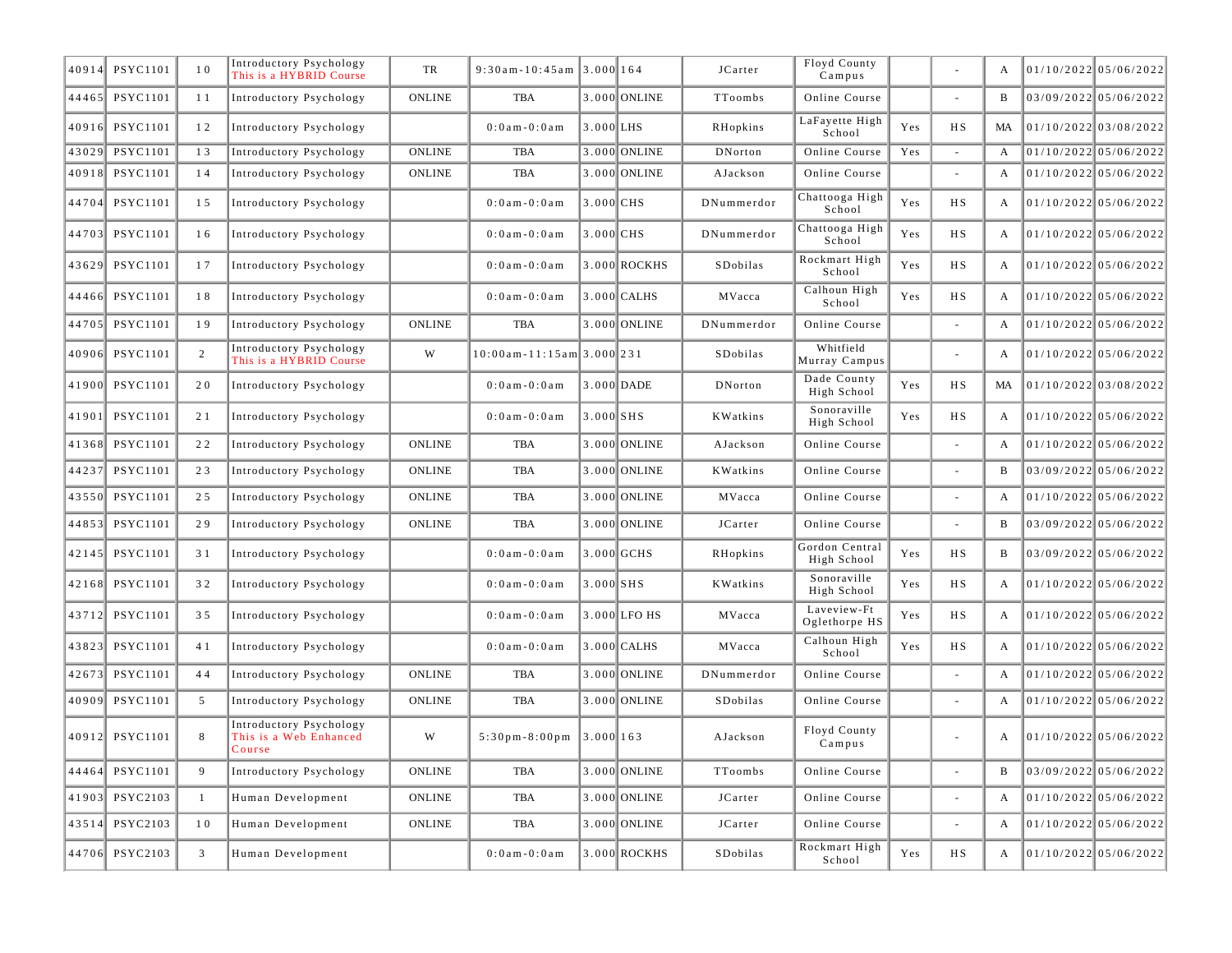| | | | | | | | | | | | | | | |
|---|---|---|---|---|---|---|---|---|---|---|---|---|---|---|
| 40914 | PSYC1101 | 10 | Introductory Psychology This is a HYBRID Course | TR | 9:30am-10:45am | 3.000 | 164 | JCarter | Floyd County Campus | | - | A | 01/10/2022 | 05/06/2022 |
| 44465 | PSYC1101 | 11 | Introductory Psychology | ONLINE | TBA | 3.000 | ONLINE | TToombs | Online Course | | - | B | 03/09/2022 | 05/06/2022 |
| 40916 | PSYC1101 | 12 | Introductory Psychology | | 0:0am-0:0am | 3.000 | LHS | RHopkins | LaFayette High School | Yes | HS | MA | 01/10/2022 | 03/08/2022 |
| 43029 | PSYC1101 | 13 | Introductory Psychology | ONLINE | TBA | 3.000 | ONLINE | DNorton | Online Course | Yes | - | A | 01/10/2022 | 05/06/2022 |
| 40918 | PSYC1101 | 14 | Introductory Psychology | ONLINE | TBA | 3.000 | ONLINE | AJackson | Online Course | | - | A | 01/10/2022 | 05/06/2022 |
| 44704 | PSYC1101 | 15 | Introductory Psychology | | 0:0am-0:0am | 3.000 | CHS | DNummerdor | Chattooga High School | Yes | HS | A | 01/10/2022 | 05/06/2022 |
| 44703 | PSYC1101 | 16 | Introductory Psychology | | 0:0am-0:0am | 3.000 | CHS | DNummerdor | Chattooga High School | Yes | HS | A | 01/10/2022 | 05/06/2022 |
| 43629 | PSYC1101 | 17 | Introductory Psychology | | 0:0am-0:0am | 3.000 | ROCKHS | SDobilas | Rockmart High School | Yes | HS | A | 01/10/2022 | 05/06/2022 |
| 44466 | PSYC1101 | 18 | Introductory Psychology | | 0:0am-0:0am | 3.000 | CALHS | MVacca | Calhoun High School | Yes | HS | A | 01/10/2022 | 05/06/2022 |
| 44705 | PSYC1101 | 19 | Introductory Psychology | ONLINE | TBA | 3.000 | ONLINE | DNummerdor | Online Course | | - | A | 01/10/2022 | 05/06/2022 |
| 40906 | PSYC1101 | 2 | Introductory Psychology This is a HYBRID Course | W | 10:00am-11:15am | 3.000 | 231 | SDobilas | Whitfield Murray Campus | | - | A | 01/10/2022 | 05/06/2022 |
| 41900 | PSYC1101 | 20 | Introductory Psychology | | 0:0am-0:0am | 3.000 | DADE | DNorton | Dade County High School | Yes | HS | MA | 01/10/2022 | 03/08/2022 |
| 41901 | PSYC1101 | 21 | Introductory Psychology | | 0:0am-0:0am | 3.000 | SHS | KWatkins | Sonoraville High School | Yes | HS | A | 01/10/2022 | 05/06/2022 |
| 41368 | PSYC1101 | 22 | Introductory Psychology | ONLINE | TBA | 3.000 | ONLINE | AJackson | Online Course | | - | A | 01/10/2022 | 05/06/2022 |
| 44237 | PSYC1101 | 23 | Introductory Psychology | ONLINE | TBA | 3.000 | ONLINE | KWatkins | Online Course | | - | B | 03/09/2022 | 05/06/2022 |
| 43550 | PSYC1101 | 25 | Introductory Psychology | ONLINE | TBA | 3.000 | ONLINE | MVacca | Online Course | | - | A | 01/10/2022 | 05/06/2022 |
| 44853 | PSYC1101 | 29 | Introductory Psychology | ONLINE | TBA | 3.000 | ONLINE | JCarter | Online Course | | - | B | 03/09/2022 | 05/06/2022 |
| 42145 | PSYC1101 | 31 | Introductory Psychology | | 0:0am-0:0am | 3.000 | GCHS | RHopkins | Gordon Central High School | Yes | HS | B | 03/09/2022 | 05/06/2022 |
| 42168 | PSYC1101 | 32 | Introductory Psychology | | 0:0am-0:0am | 3.000 | SHS | KWatkins | Sonoraville High School | Yes | HS | A | 01/10/2022 | 05/06/2022 |
| 43712 | PSYC1101 | 35 | Introductory Psychology | | 0:0am-0:0am | 3.000 | LFO HS | MVacca | Laveview-Ft Oglethorpe HS | Yes | HS | A | 01/10/2022 | 05/06/2022 |
| 43823 | PSYC1101 | 41 | Introductory Psychology | | 0:0am-0:0am | 3.000 | CALHS | MVacca | Calhoun High School | Yes | HS | A | 01/10/2022 | 05/06/2022 |
| 42673 | PSYC1101 | 44 | Introductory Psychology | ONLINE | TBA | 3.000 | ONLINE | DNummerdor | Online Course | | - | A | 01/10/2022 | 05/06/2022 |
| 40909 | PSYC1101 | 5 | Introductory Psychology | ONLINE | TBA | 3.000 | ONLINE | SDobilas | Online Course | | - | A | 01/10/2022 | 05/06/2022 |
| 40912 | PSYC1101 | 8 | Introductory Psychology This is a Web Enhanced Course | W | 5:30pm-8:00pm | 3.000 | 163 | AJackson | Floyd County Campus | | - | A | 01/10/2022 | 05/06/2022 |
| 44464 | PSYC1101 | 9 | Introductory Psychology | ONLINE | TBA | 3.000 | ONLINE | TToombs | Online Course | | - | B | 03/09/2022 | 05/06/2022 |
| 41903 | PSYC2103 | 1 | Human Development | ONLINE | TBA | 3.000 | ONLINE | JCarter | Online Course | | - | A | 01/10/2022 | 05/06/2022 |
| 43514 | PSYC2103 | 10 | Human Development | ONLINE | TBA | 3.000 | ONLINE | JCarter | Online Course | | - | A | 01/10/2022 | 05/06/2022 |
| 44706 | PSYC2103 | 3 | Human Development | | 0:0am-0:0am | 3.000 | ROCKHS | SDobilas | Rockmart High School | Yes | HS | A | 01/10/2022 | 05/06/2022 |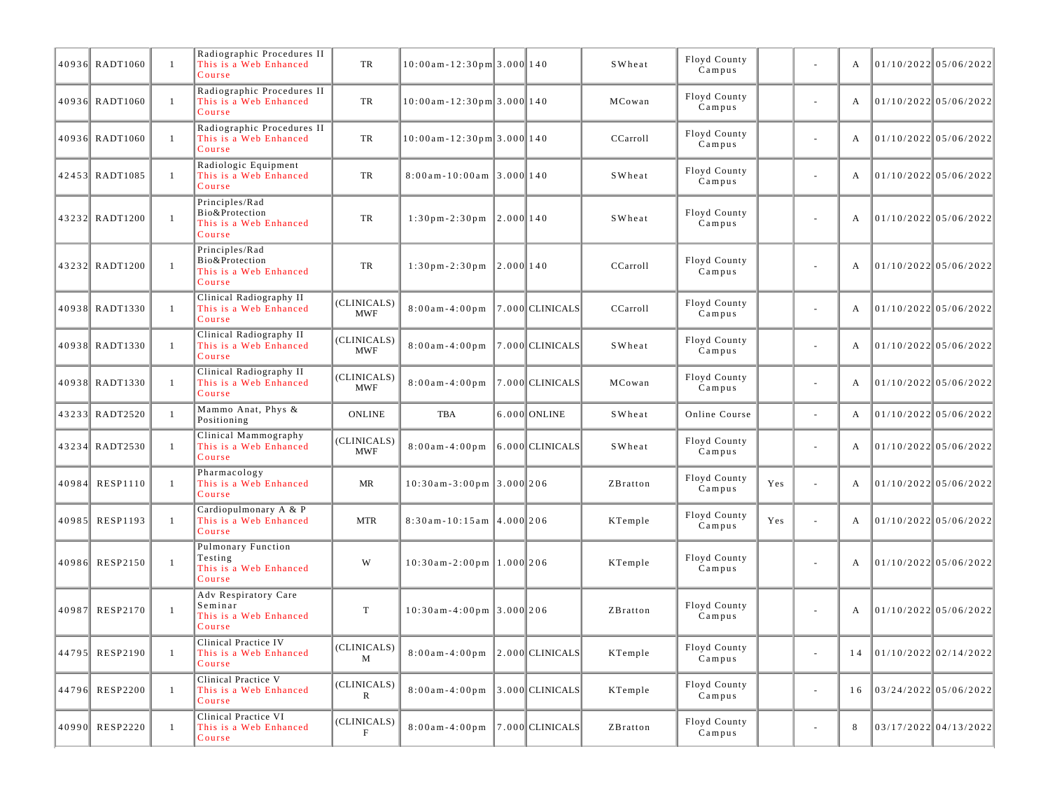| | | | | | | | | | | | | | | | |
|---|---|---|---|---|---|---|---|---|---|---|---|---|---|---|---|
| 40936 | RADT1060 | 1 | Radiographic Procedures II This is a Web Enhanced Course | TR | 10:00am-12:30pm | 3.000 | 140 | SWheat | Floyd County Campus | | - | A | 01/10/2022 | 05/06/2022 |
| 40936 | RADT1060 | 1 | Radiographic Procedures II This is a Web Enhanced Course | TR | 10:00am-12:30pm | 3.000 | 140 | MCowan | Floyd County Campus | | - | A | 01/10/2022 | 05/06/2022 |
| 40936 | RADT1060 | 1 | Radiographic Procedures II This is a Web Enhanced Course | TR | 10:00am-12:30pm | 3.000 | 140 | CCarroll | Floyd County Campus | | - | A | 01/10/2022 | 05/06/2022 |
| 42453 | RADT1085 | 1 | Radiologic Equipment This is a Web Enhanced Course | TR | 8:00am-10:00am | 3.000 | 140 | SWheat | Floyd County Campus | | - | A | 01/10/2022 | 05/06/2022 |
| 43232 | RADT1200 | 1 | Principles/Rad Bio&Protection This is a Web Enhanced Course | TR | 1:30pm-2:30pm | 2.000 | 140 | SWheat | Floyd County Campus | | - | A | 01/10/2022 | 05/06/2022 |
| 43232 | RADT1200 | 1 | Principles/Rad Bio&Protection This is a Web Enhanced Course | TR | 1:30pm-2:30pm | 2.000 | 140 | CCarroll | Floyd County Campus | | - | A | 01/10/2022 | 05/06/2022 |
| 40938 | RADT1330 | 1 | Clinical Radiography II This is a Web Enhanced Course | (CLINICALS) MWF | 8:00am-4:00pm | 7.000 | CLINICALS | CCarroll | Floyd County Campus | | - | A | 01/10/2022 | 05/06/2022 |
| 40938 | RADT1330 | 1 | Clinical Radiography II This is a Web Enhanced Course | (CLINICALS) MWF | 8:00am-4:00pm | 7.000 | CLINICALS | SWheat | Floyd County Campus | | - | A | 01/10/2022 | 05/06/2022 |
| 40938 | RADT1330 | 1 | Clinical Radiography II This is a Web Enhanced Course | (CLINICALS) MWF | 8:00am-4:00pm | 7.000 | CLINICALS | MCowan | Floyd County Campus | | - | A | 01/10/2022 | 05/06/2022 |
| 43233 | RADT2520 | 1 | Mammo Anat, Phys & Positioning | ONLINE | TBA | 6.000 | ONLINE | SWheat | Online Course | | - | A | 01/10/2022 | 05/06/2022 |
| 43234 | RADT2530 | 1 | Clinical Mammography This is a Web Enhanced Course | (CLINICALS) MWF | 8:00am-4:00pm | 6.000 | CLINICALS | SWheat | Floyd County Campus | | - | A | 01/10/2022 | 05/06/2022 |
| 40984 | RESP1110 | 1 | Pharmacology This is a Web Enhanced Course | MR | 10:30am-3:00pm | 3.000 | 206 | ZBratton | Floyd County Campus | Yes | - | A | 01/10/2022 | 05/06/2022 |
| 40985 | RESP1193 | 1 | Cardiopulmonary A & P This is a Web Enhanced Course | MTR | 8:30am-10:15am | 4.000 | 206 | KTemple | Floyd County Campus | Yes | - | A | 01/10/2022 | 05/06/2022 |
| 40986 | RESP2150 | 1 | Pulmonary Function Testing This is a Web Enhanced Course | W | 10:30am-2:00pm | 1.000 | 206 | KTemple | Floyd County Campus | | - | A | 01/10/2022 | 05/06/2022 |
| 40987 | RESP2170 | 1 | Adv Respiratory Care Seminar This is a Web Enhanced Course | T | 10:30am-4:00pm | 3.000 | 206 | ZBratton | Floyd County Campus | | - | A | 01/10/2022 | 05/06/2022 |
| 44795 | RESP2190 | 1 | Clinical Practice IV This is a Web Enhanced Course | (CLINICALS) M | 8:00am-4:00pm | 2.000 | CLINICALS | KTemple | Floyd County Campus | | - | 14 | 01/10/2022 | 02/14/2022 |
| 44796 | RESP2200 | 1 | Clinical Practice V This is a Web Enhanced Course | (CLINICALS) R | 8:00am-4:00pm | 3.000 | CLINICALS | KTemple | Floyd County Campus | | - | 16 | 03/24/2022 | 05/06/2022 |
| 40990 | RESP2220 | 1 | Clinical Practice VI This is a Web Enhanced Course | (CLINICALS) F | 8:00am-4:00pm | 7.000 | CLINICALS | ZBratton | Floyd County Campus | | - | 8 | 03/17/2022 | 04/13/2022 |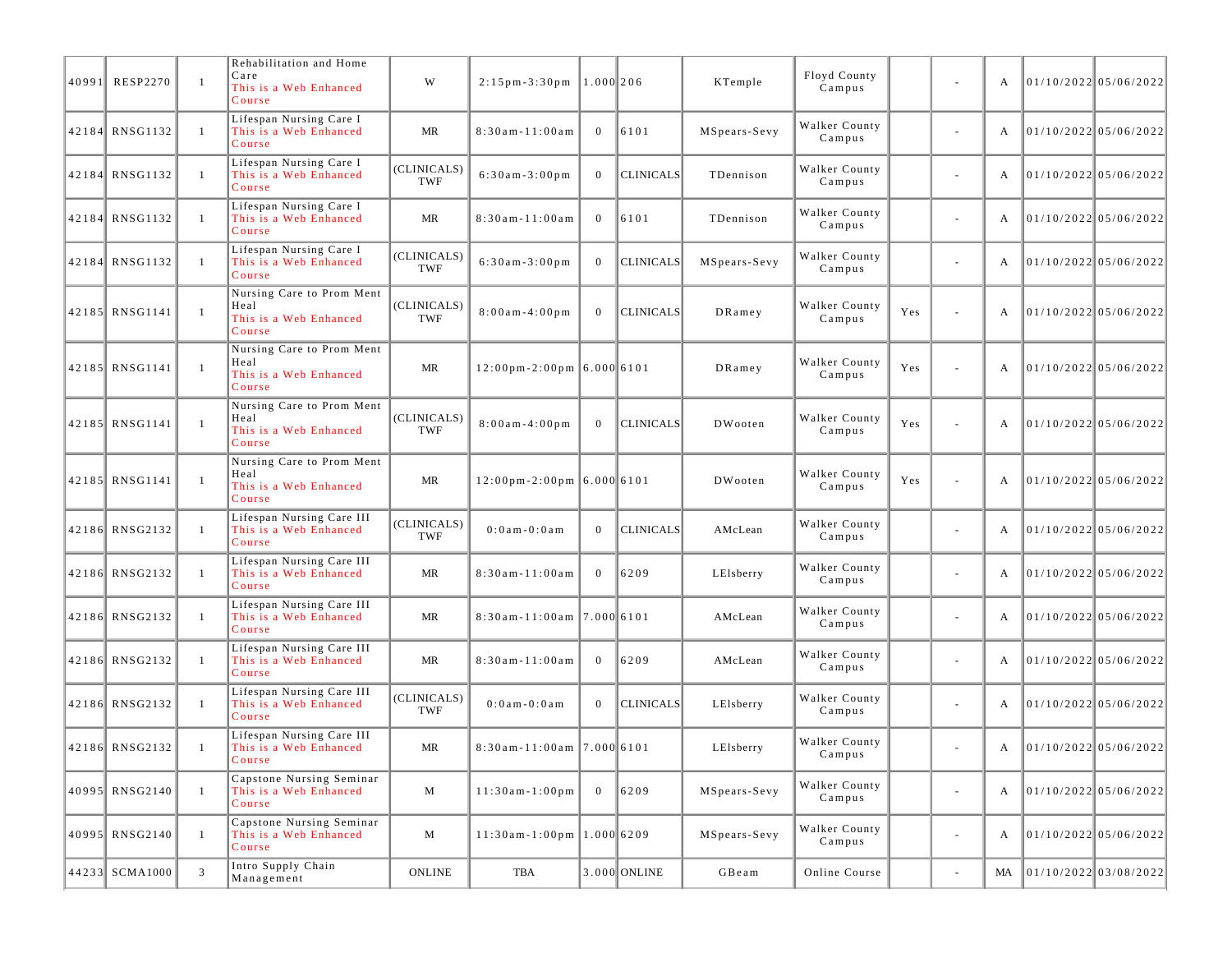| | | | | | | | | | | | | | | | |
|---|---|---|---|---|---|---|---|---|---|---|---|---|---|---|---|
| 40991 | RESP2270 | 1 | Rehabilitation and Home Care<br>This is a Web Enhanced Course | W | 2:15pm-3:30pm | 1.000 | 206 | KTemple | Floyd County Campus | | - | A | 01/10/2022 | 05/06/2022 |
| 42184 | RNSG1132 | 1 | Lifespan Nursing Care I<br>This is a Web Enhanced Course | MR | 8:30am-11:00am | 0 | 6101 | MSpears-Sevy | Walker County Campus | | - | A | 01/10/2022 | 05/06/2022 |
| 42184 | RNSG1132 | 1 | Lifespan Nursing Care I<br>This is a Web Enhanced Course | (CLINICALS) TWF | 6:30am-3:00pm | 0 | CLINICALS | TDennison | Walker County Campus | | - | A | 01/10/2022 | 05/06/2022 |
| 42184 | RNSG1132 | 1 | Lifespan Nursing Care I<br>This is a Web Enhanced Course | MR | 8:30am-11:00am | 0 | 6101 | TDennison | Walker County Campus | | - | A | 01/10/2022 | 05/06/2022 |
| 42184 | RNSG1132 | 1 | Lifespan Nursing Care I<br>This is a Web Enhanced Course | (CLINICALS) TWF | 6:30am-3:00pm | 0 | CLINICALS | MSpears-Sevy | Walker County Campus | | - | A | 01/10/2022 | 05/06/2022 |
| 42185 | RNSG1141 | 1 | Nursing Care to Prom Ment Heal<br>This is a Web Enhanced Course | (CLINICALS) TWF | 8:00am-4:00pm | 0 | CLINICALS | DRamey | Walker County Campus | Yes | - | A | 01/10/2022 | 05/06/2022 |
| 42185 | RNSG1141 | 1 | Nursing Care to Prom Ment Heal<br>This is a Web Enhanced Course | MR | 12:00pm-2:00pm | 6.000 | 6101 | DRamey | Walker County Campus | Yes | - | A | 01/10/2022 | 05/06/2022 |
| 42185 | RNSG1141 | 1 | Nursing Care to Prom Ment Heal<br>This is a Web Enhanced Course | (CLINICALS) TWF | 8:00am-4:00pm | 0 | CLINICALS | DWooten | Walker County Campus | Yes | - | A | 01/10/2022 | 05/06/2022 |
| 42185 | RNSG1141 | 1 | Nursing Care to Prom Ment Heal<br>This is a Web Enhanced Course | MR | 12:00pm-2:00pm | 6.000 | 6101 | DWooten | Walker County Campus | Yes | - | A | 01/10/2022 | 05/06/2022 |
| 42186 | RNSG2132 | 1 | Lifespan Nursing Care III<br>This is a Web Enhanced Course | (CLINICALS) TWF | 0:0am-0:0am | 0 | CLINICALS | AMcLean | Walker County Campus | | - | A | 01/10/2022 | 05/06/2022 |
| 42186 | RNSG2132 | 1 | Lifespan Nursing Care III<br>This is a Web Enhanced Course | MR | 8:30am-11:00am | 0 | 6209 | LElsberry | Walker County Campus | | - | A | 01/10/2022 | 05/06/2022 |
| 42186 | RNSG2132 | 1 | Lifespan Nursing Care III<br>This is a Web Enhanced Course | MR | 8:30am-11:00am | 7.000 | 6101 | AMcLean | Walker County Campus | | - | A | 01/10/2022 | 05/06/2022 |
| 42186 | RNSG2132 | 1 | Lifespan Nursing Care III<br>This is a Web Enhanced Course | MR | 8:30am-11:00am | 0 | 6209 | AMcLean | Walker County Campus | | - | A | 01/10/2022 | 05/06/2022 |
| 42186 | RNSG2132 | 1 | Lifespan Nursing Care III<br>This is a Web Enhanced Course | (CLINICALS) TWF | 0:0am-0:0am | 0 | CLINICALS | LElsberry | Walker County Campus | | - | A | 01/10/2022 | 05/06/2022 |
| 42186 | RNSG2132 | 1 | Lifespan Nursing Care III<br>This is a Web Enhanced Course | MR | 8:30am-11:00am | 7.000 | 6101 | LElsberry | Walker County Campus | | - | A | 01/10/2022 | 05/06/2022 |
| 40995 | RNSG2140 | 1 | Capstone Nursing Seminar<br>This is a Web Enhanced Course | M | 11:30am-1:00pm | 0 | 6209 | MSpears-Sevy | Walker County Campus | | - | A | 01/10/2022 | 05/06/2022 |
| 40995 | RNSG2140 | 1 | Capstone Nursing Seminar<br>This is a Web Enhanced Course | M | 11:30am-1:00pm | 1.000 | 6209 | MSpears-Sevy | Walker County Campus | | - | A | 01/10/2022 | 05/06/2022 |
| 44233 | SCMA1000 | 3 | Intro Supply Chain Management | ONLINE | TBA | 3.000 | ONLINE | GBeam | Online Course | | - | MA | 01/10/2022 | 03/08/2022 |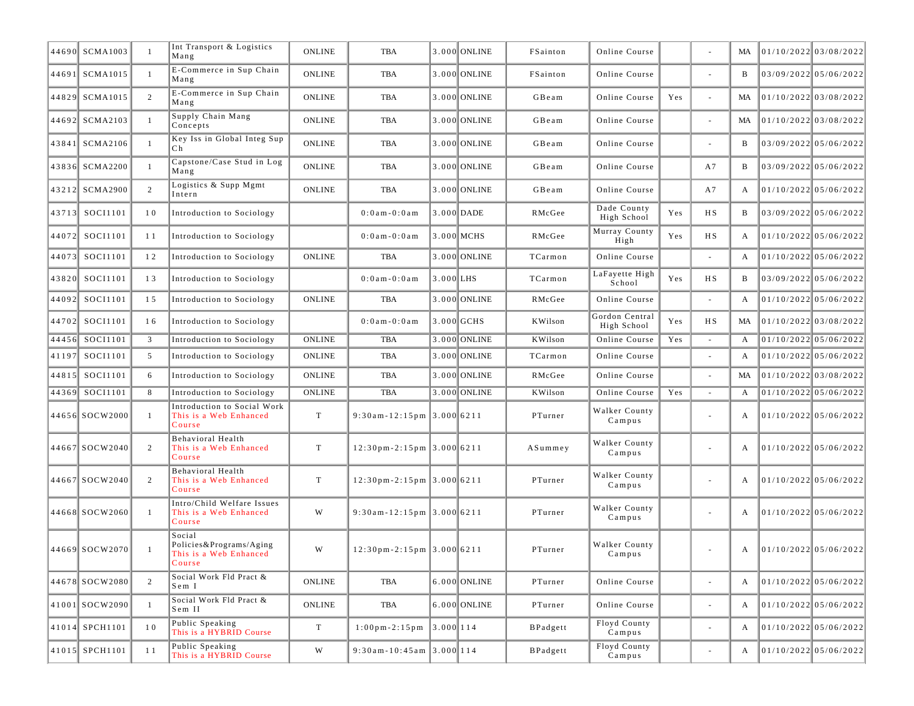| | | | | | | | | | | | | | | |
|---|---|---|---|---|---|---|---|---|---|---|---|---|---|---|
| 44690 | SCMA1003 | 1 | Int Transport & Logistics Mang | ONLINE | TBA | 3.000 | ONLINE | FSainton | Online Course | | - | MA | 01/10/2022 | 03/08/2022 |
| 44691 | SCMA1015 | 1 | E-Commerce in Sup Chain Mang | ONLINE | TBA | 3.000 | ONLINE | FSainton | Online Course | | - | B | 03/09/2022 | 05/06/2022 |
| 44829 | SCMA1015 | 2 | E-Commerce in Sup Chain Mang | ONLINE | TBA | 3.000 | ONLINE | GBeam | Online Course | Yes | - | MA | 01/10/2022 | 03/08/2022 |
| 44692 | SCMA2103 | 1 | Supply Chain Mang Concepts | ONLINE | TBA | 3.000 | ONLINE | GBeam | Online Course | | - | MA | 01/10/2022 | 03/08/2022 |
| 43841 | SCMA2106 | 1 | Key Iss in Global Integ Sup Ch | ONLINE | TBA | 3.000 | ONLINE | GBeam | Online Course | | - | B | 03/09/2022 | 05/06/2022 |
| 43836 | SCMA2200 | 1 | Capstone/Case Stud in Log Mang | ONLINE | TBA | 3.000 | ONLINE | GBeam | Online Course | | A7 | B | 03/09/2022 | 05/06/2022 |
| 43212 | SCMA2900 | 2 | Logistics & Supp Mgmt Intern | ONLINE | TBA | 3.000 | ONLINE | GBeam | Online Course | | A7 | A | 01/10/2022 | 05/06/2022 |
| 43713 | SOCI1101 | 10 | Introduction to Sociology | | 0:0am-0:0am | 3.000 | DADE | RMcGee | Dade County High School | Yes | HS | B | 03/09/2022 | 05/06/2022 |
| 44072 | SOCI1101 | 11 | Introduction to Sociology | | 0:0am-0:0am | 3.000 | MCHS | RMcGee | Murray County High | Yes | HS | A | 01/10/2022 | 05/06/2022 |
| 44073 | SOCI1101 | 12 | Introduction to Sociology | ONLINE | TBA | 3.000 | ONLINE | TCarmon | Online Course | | - | A | 01/10/2022 | 05/06/2022 |
| 43820 | SOCI1101 | 13 | Introduction to Sociology | | 0:0am-0:0am | 3.000 | LHS | TCarmon | LaFayette High School | Yes | HS | B | 03/09/2022 | 05/06/2022 |
| 44092 | SOCI1101 | 15 | Introduction to Sociology | ONLINE | TBA | 3.000 | ONLINE | RMcGee | Online Course | | - | A | 01/10/2022 | 05/06/2022 |
| 44702 | SOCI1101 | 16 | Introduction to Sociology | | 0:0am-0:0am | 3.000 | GCHS | KWilson | Gordon Central High School | Yes | HS | MA | 01/10/2022 | 03/08/2022 |
| 44456 | SOCI1101 | 3 | Introduction to Sociology | ONLINE | TBA | 3.000 | ONLINE | KWilson | Online Course | Yes | - | A | 01/10/2022 | 05/06/2022 |
| 41197 | SOCI1101 | 5 | Introduction to Sociology | ONLINE | TBA | 3.000 | ONLINE | TCarmon | Online Course | | - | A | 01/10/2022 | 05/06/2022 |
| 44815 | SOCI1101 | 6 | Introduction to Sociology | ONLINE | TBA | 3.000 | ONLINE | RMcGee | Online Course | | - | MA | 01/10/2022 | 03/08/2022 |
| 44369 | SOCI1101 | 8 | Introduction to Sociology | ONLINE | TBA | 3.000 | ONLINE | KWilson | Online Course | Yes | - | A | 01/10/2022 | 05/06/2022 |
| 44656 | SOCW2000 | 1 | Introduction to Social Work This is a Web Enhanced Course | T | 9:30am-12:15pm | 3.000 | 6211 | PTurner | Walker County Campus | | - | A | 01/10/2022 | 05/06/2022 |
| 44667 | SOCW2040 | 2 | Behavioral Health This is a Web Enhanced Course | T | 12:30pm-2:15pm | 3.000 | 6211 | ASummey | Walker County Campus | | - | A | 01/10/2022 | 05/06/2022 |
| 44667 | SOCW2040 | 2 | Behavioral Health This is a Web Enhanced Course | T | 12:30pm-2:15pm | 3.000 | 6211 | PTurner | Walker County Campus | | - | A | 01/10/2022 | 05/06/2022 |
| 44668 | SOCW2060 | 1 | Intro/Child Welfare Issues This is a Web Enhanced Course | W | 9:30am-12:15pm | 3.000 | 6211 | PTurner | Walker County Campus | | - | A | 01/10/2022 | 05/06/2022 |
| 44669 | SOCW2070 | 1 | Social Policies&Programs/Aging This is a Web Enhanced Course | W | 12:30pm-2:15pm | 3.000 | 6211 | PTurner | Walker County Campus | | - | A | 01/10/2022 | 05/06/2022 |
| 44678 | SOCW2080 | 2 | Social Work Fld Pract & Sem I | ONLINE | TBA | 6.000 | ONLINE | PTurner | Online Course | | - | A | 01/10/2022 | 05/06/2022 |
| 41001 | SOCW2090 | 1 | Social Work Fld Pract & Sem II | ONLINE | TBA | 6.000 | ONLINE | PTurner | Online Course | | - | A | 01/10/2022 | 05/06/2022 |
| 41014 | SPCH1101 | 10 | Public Speaking This is a HYBRID Course | T | 1:00pm-2:15pm | 3.000 | 114 | BPadgett | Floyd County Campus | | - | A | 01/10/2022 | 05/06/2022 |
| 41015 | SPCH1101 | 11 | Public Speaking This is a HYBRID Course | W | 9:30am-10:45am | 3.000 | 114 | BPadgett | Floyd County Campus | | - | A | 01/10/2022 | 05/06/2022 |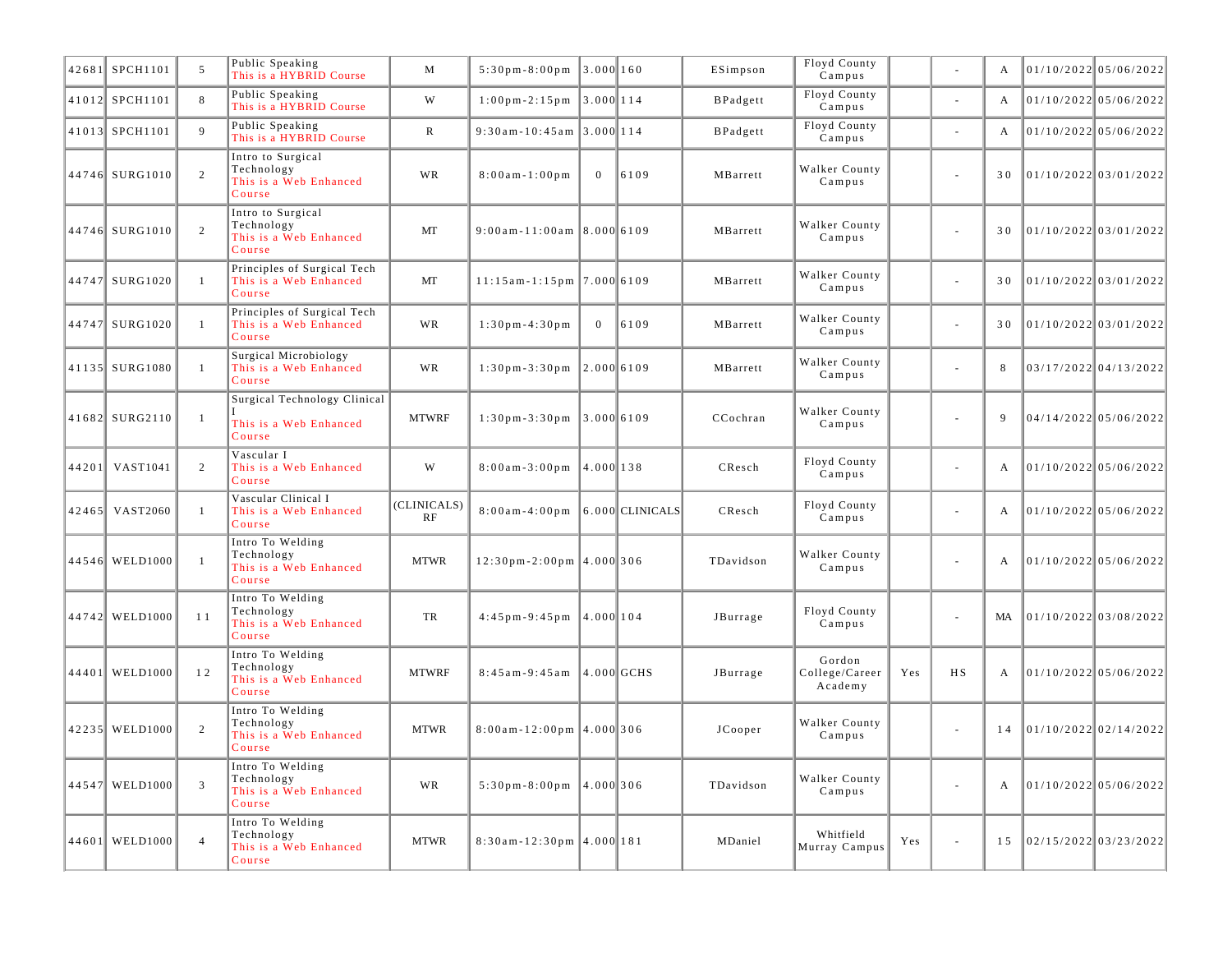| | | | | | | | | | | | | | | |
|---|---|---|---|---|---|---|---|---|---|---|---|---|---|---|
| 42681 | SPCH1101 | 5 | Public Speaking This is a HYBRID Course | M | 5:30pm-8:00pm | 3.000 | 160 | ESimpson | Floyd County Campus | | - | A | 01/10/2022 | 05/06/2022 |
| 41012 | SPCH1101 | 8 | Public Speaking This is a HYBRID Course | W | 1:00pm-2:15pm | 3.000 | 114 | BPadgett | Floyd County Campus | | - | A | 01/10/2022 | 05/06/2022 |
| 41013 | SPCH1101 | 9 | Public Speaking This is a HYBRID Course | R | 9:30am-10:45am | 3.000 | 114 | BPadgett | Floyd County Campus | | - | A | 01/10/2022 | 05/06/2022 |
| 44746 | SURG1010 | 2 | Intro to Surgical Technology This is a Web Enhanced Course | WR | 8:00am-1:00pm | 0 | 6109 | MBarrett | Walker County Campus | | - | 30 | 01/10/2022 | 03/01/2022 |
| 44746 | SURG1010 | 2 | Intro to Surgical Technology This is a Web Enhanced Course | MT | 9:00am-11:00am | 8.000 | 6109 | MBarrett | Walker County Campus | | - | 30 | 01/10/2022 | 03/01/2022 |
| 44747 | SURG1020 | 1 | Principles of Surgical Tech This is a Web Enhanced Course | MT | 11:15am-1:15pm | 7.000 | 6109 | MBarrett | Walker County Campus | | - | 30 | 01/10/2022 | 03/01/2022 |
| 44747 | SURG1020 | 1 | Principles of Surgical Tech This is a Web Enhanced Course | WR | 1:30pm-4:30pm | 0 | 6109 | MBarrett | Walker County Campus | | - | 30 | 01/10/2022 | 03/01/2022 |
| 41135 | SURG1080 | 1 | Surgical Microbiology This is a Web Enhanced Course | WR | 1:30pm-3:30pm | 2.000 | 6109 | MBarrett | Walker County Campus | | - | 8 | 03/17/2022 | 04/13/2022 |
| 41682 | SURG2110 | 1 | Surgical Technology Clinical I This is a Web Enhanced Course | MTWRF | 1:30pm-3:30pm | 3.000 | 6109 | CCochran | Walker County Campus | | - | 9 | 04/14/2022 | 05/06/2022 |
| 44201 | VAST1041 | 2 | Vascular I This is a Web Enhanced Course | W | 8:00am-3:00pm | 4.000 | 138 | CResch | Floyd County Campus | | - | A | 01/10/2022 | 05/06/2022 |
| 42465 | VAST2060 | 1 | Vascular Clinical I This is a Web Enhanced Course | (CLINICALS) RF | 8:00am-4:00pm | 6.000 | CLINICALS | CResch | Floyd County Campus | | - | A | 01/10/2022 | 05/06/2022 |
| 44546 | WELD1000 | 1 | Intro To Welding Technology This is a Web Enhanced Course | MTWR | 12:30pm-2:00pm | 4.000 | 306 | TDavidson | Walker County Campus | | - | A | 01/10/2022 | 05/06/2022 |
| 44742 | WELD1000 | 11 | Intro To Welding Technology This is a Web Enhanced Course | TR | 4:45pm-9:45pm | 4.000 | 104 | JBurrage | Floyd County Campus | | - | MA | 01/10/2022 | 03/08/2022 |
| 44401 | WELD1000 | 12 | Intro To Welding Technology This is a Web Enhanced Course | MTWRF | 8:45am-9:45am | 4.000 | GCHS | JBurrage | Gordon College/Career Academy | Yes | HS | A | 01/10/2022 | 05/06/2022 |
| 42235 | WELD1000 | 2 | Intro To Welding Technology This is a Web Enhanced Course | MTWR | 8:00am-12:00pm | 4.000 | 306 | JCooper | Walker County Campus | | - | 14 | 01/10/2022 | 02/14/2022 |
| 44547 | WELD1000 | 3 | Intro To Welding Technology This is a Web Enhanced Course | WR | 5:30pm-8:00pm | 4.000 | 306 | TDavidson | Walker County Campus | | - | A | 01/10/2022 | 05/06/2022 |
| 44601 | WELD1000 | 4 | Intro To Welding Technology This is a Web Enhanced Course | MTWR | 8:30am-12:30pm | 4.000 | 181 | MDaniel | Whitfield Murray Campus | Yes | - | 15 | 02/15/2022 | 03/23/2022 |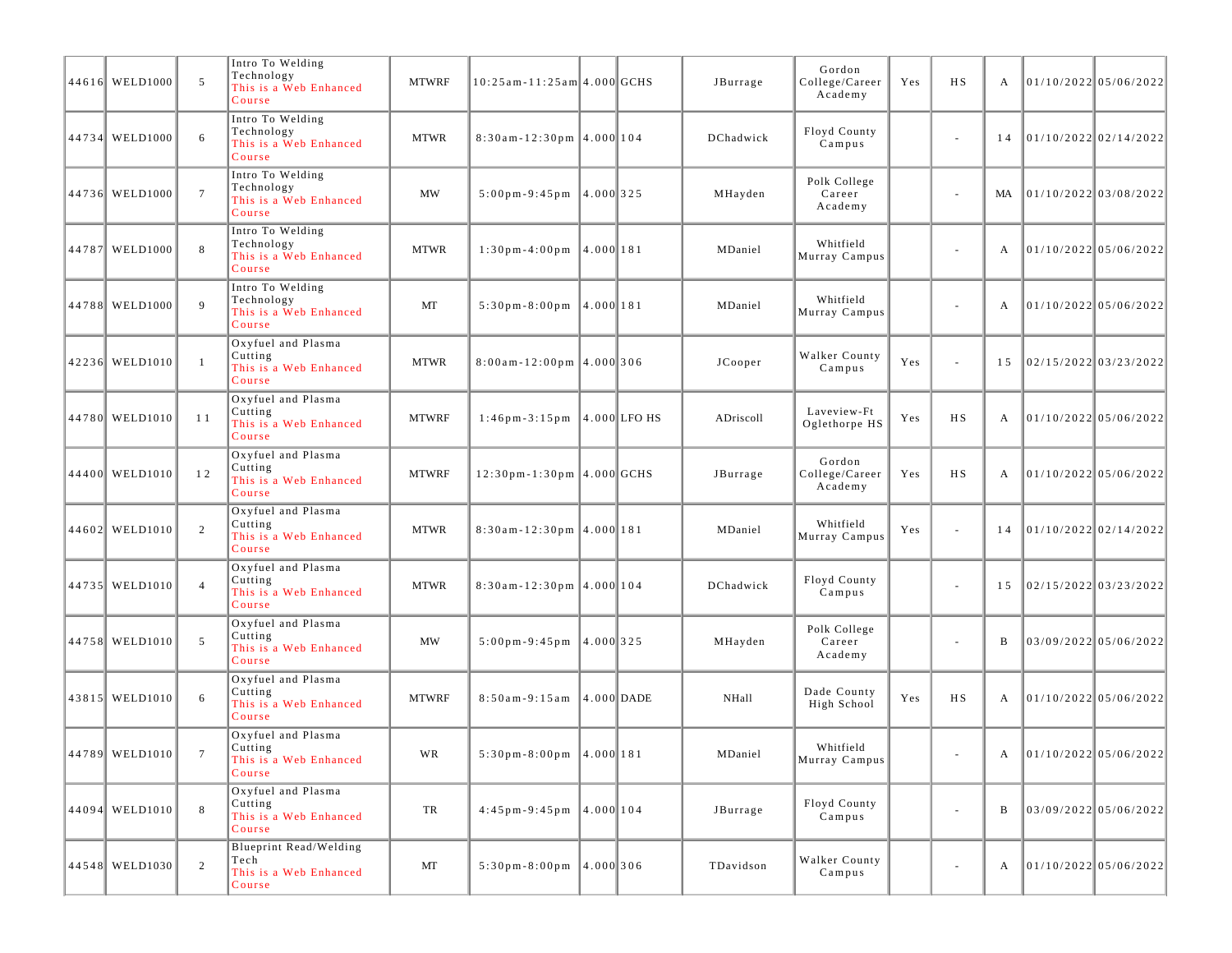| | | | | | | | | | | | | | | |
|---|---|---|---|---|---|---|---|---|---|---|---|---|---|---|
| 44616 | WELD1000 | 5 | Intro To Welding Technology This is a Web Enhanced Course | MTWRF | 10:25am-11:25am | 4.000 | GCHS | JBurrage | Gordon College/Career Academy | Yes | HS | A | 01/10/2022 | 05/06/2022 |
| 44734 | WELD1000 | 6 | Intro To Welding Technology This is a Web Enhanced Course | MTWR | 8:30am-12:30pm | 4.000 | 104 | DChadwick | Floyd County Campus | | - | 14 | 01/10/2022 | 02/14/2022 |
| 44736 | WELD1000 | 7 | Intro To Welding Technology This is a Web Enhanced Course | MW | 5:00pm-9:45pm | 4.000 | 325 | MHayden | Polk College Career Academy | | - | MA | 01/10/2022 | 03/08/2022 |
| 44787 | WELD1000 | 8 | Intro To Welding Technology This is a Web Enhanced Course | MTWR | 1:30pm-4:00pm | 4.000 | 181 | MDaniel | Whitfield Murray Campus | | - | A | 01/10/2022 | 05/06/2022 |
| 44788 | WELD1000 | 9 | Intro To Welding Technology This is a Web Enhanced Course | MT | 5:30pm-8:00pm | 4.000 | 181 | MDaniel | Whitfield Murray Campus | | - | A | 01/10/2022 | 05/06/2022 |
| 42236 | WELD1010 | 1 | Oxyfuel and Plasma Cutting This is a Web Enhanced Course | MTWR | 8:00am-12:00pm | 4.000 | 306 | JCooper | Walker County Campus | Yes | - | 15 | 02/15/2022 | 03/23/2022 |
| 44780 | WELD1010 | 11 | Oxyfuel and Plasma Cutting This is a Web Enhanced Course | MTWRF | 1:46pm-3:15pm | 4.000 | LFO HS | ADriscoll | Laveview-Ft Oglethorpe HS | Yes | HS | A | 01/10/2022 | 05/06/2022 |
| 44400 | WELD1010 | 12 | Oxyfuel and Plasma Cutting This is a Web Enhanced Course | MTWRF | 12:30pm-1:30pm | 4.000 | GCHS | JBurrage | Gordon College/Career Academy | Yes | HS | A | 01/10/2022 | 05/06/2022 |
| 44602 | WELD1010 | 2 | Oxyfuel and Plasma Cutting This is a Web Enhanced Course | MTWR | 8:30am-12:30pm | 4.000 | 181 | MDaniel | Whitfield Murray Campus | Yes | - | 14 | 01/10/2022 | 02/14/2022 |
| 44735 | WELD1010 | 4 | Oxyfuel and Plasma Cutting This is a Web Enhanced Course | MTWR | 8:30am-12:30pm | 4.000 | 104 | DChadwick | Floyd County Campus | | - | 15 | 02/15/2022 | 03/23/2022 |
| 44758 | WELD1010 | 5 | Oxyfuel and Plasma Cutting This is a Web Enhanced Course | MW | 5:00pm-9:45pm | 4.000 | 325 | MHayden | Polk College Career Academy | | - | B | 03/09/2022 | 05/06/2022 |
| 43815 | WELD1010 | 6 | Oxyfuel and Plasma Cutting This is a Web Enhanced Course | MTWRF | 8:50am-9:15am | 4.000 | DADE | NHall | Dade County High School | Yes | HS | A | 01/10/2022 | 05/06/2022 |
| 44789 | WELD1010 | 7 | Oxyfuel and Plasma Cutting This is a Web Enhanced Course | WR | 5:30pm-8:00pm | 4.000 | 181 | MDaniel | Whitfield Murray Campus | | - | A | 01/10/2022 | 05/06/2022 |
| 44094 | WELD1010 | 8 | Oxyfuel and Plasma Cutting This is a Web Enhanced Course | TR | 4:45pm-9:45pm | 4.000 | 104 | JBurrage | Floyd County Campus | | - | B | 03/09/2022 | 05/06/2022 |
| 44548 | WELD1030 | 2 | Blueprint Read/Welding Tech This is a Web Enhanced Course | MT | 5:30pm-8:00pm | 4.000 | 306 | TDavidson | Walker County Campus | | - | A | 01/10/2022 | 05/06/2022 |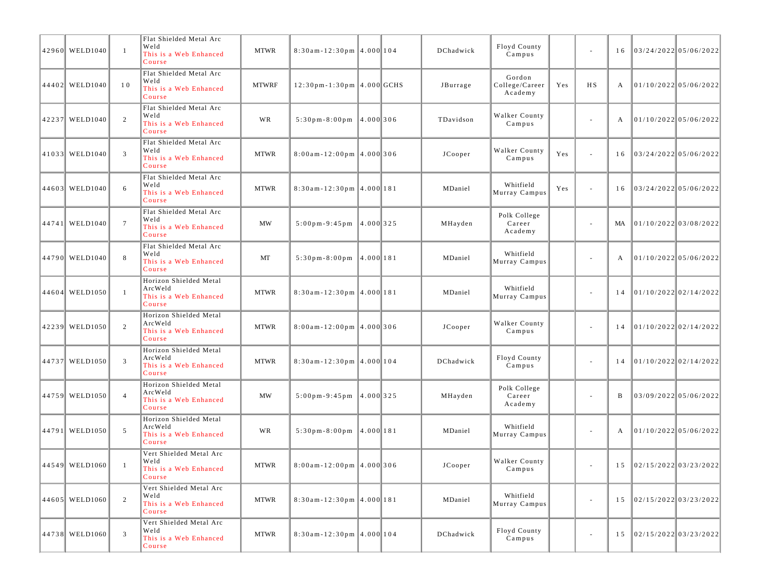| | | | | | | | | | | | | | | |
|---|---|---|---|---|---|---|---|---|---|---|---|---|---|---|
| 42960 | WELD1040 | 1 | Flat Shielded Metal Arc Weld This is a Web Enhanced Course | MTWR | 8:30am-12:30pm | 4.000 | 104 | DChadwick | Floyd County Campus | | - | 16 | 03/24/2022 | 05/06/2022 |
| 44402 | WELD1040 | 10 | Flat Shielded Metal Arc Weld This is a Web Enhanced Course | MTWRF | 12:30pm-1:30pm | 4.000 | GCHS | JBurrage | Gordon College/Career Academy | Yes | HS | A | 01/10/2022 | 05/06/2022 |
| 42237 | WELD1040 | 2 | Flat Shielded Metal Arc Weld This is a Web Enhanced Course | WR | 5:30pm-8:00pm | 4.000 | 306 | TDavidson | Walker County Campus | | - | A | 01/10/2022 | 05/06/2022 |
| 41033 | WELD1040 | 3 | Flat Shielded Metal Arc Weld This is a Web Enhanced Course | MTWR | 8:00am-12:00pm | 4.000 | 306 | JCooper | Walker County Campus | Yes | - | 16 | 03/24/2022 | 05/06/2022 |
| 44603 | WELD1040 | 6 | Flat Shielded Metal Arc Weld This is a Web Enhanced Course | MTWR | 8:30am-12:30pm | 4.000 | 181 | MDaniel | Whitfield Murray Campus | Yes | - | 16 | 03/24/2022 | 05/06/2022 |
| 44741 | WELD1040 | 7 | Flat Shielded Metal Arc Weld This is a Web Enhanced Course | MW | 5:00pm-9:45pm | 4.000 | 325 | MHayden | Polk College Career Academy | | - | MA | 01/10/2022 | 03/08/2022 |
| 44790 | WELD1040 | 8 | Flat Shielded Metal Arc Weld This is a Web Enhanced Course | MT | 5:30pm-8:00pm | 4.000 | 181 | MDaniel | Whitfield Murray Campus | | - | A | 01/10/2022 | 05/06/2022 |
| 44604 | WELD1050 | 1 | Horizon Shielded Metal ArcWeld This is a Web Enhanced Course | MTWR | 8:30am-12:30pm | 4.000 | 181 | MDaniel | Whitfield Murray Campus | | - | 14 | 01/10/2022 | 02/14/2022 |
| 42239 | WELD1050 | 2 | Horizon Shielded Metal ArcWeld This is a Web Enhanced Course | MTWR | 8:00am-12:00pm | 4.000 | 306 | JCooper | Walker County Campus | | - | 14 | 01/10/2022 | 02/14/2022 |
| 44737 | WELD1050 | 3 | Horizon Shielded Metal ArcWeld This is a Web Enhanced Course | MTWR | 8:30am-12:30pm | 4.000 | 104 | DChadwick | Floyd County Campus | | - | 14 | 01/10/2022 | 02/14/2022 |
| 44759 | WELD1050 | 4 | Horizon Shielded Metal ArcWeld This is a Web Enhanced Course | MW | 5:00pm-9:45pm | 4.000 | 325 | MHayden | Polk College Career Academy | | - | B | 03/09/2022 | 05/06/2022 |
| 44791 | WELD1050 | 5 | Horizon Shielded Metal ArcWeld This is a Web Enhanced Course | WR | 5:30pm-8:00pm | 4.000 | 181 | MDaniel | Whitfield Murray Campus | | - | A | 01/10/2022 | 05/06/2022 |
| 44549 | WELD1060 | 1 | Vert Shielded Metal Arc Weld This is a Web Enhanced Course | MTWR | 8:00am-12:00pm | 4.000 | 306 | JCooper | Walker County Campus | | - | 15 | 02/15/2022 | 03/23/2022 |
| 44605 | WELD1060 | 2 | Vert Shielded Metal Arc Weld This is a Web Enhanced Course | MTWR | 8:30am-12:30pm | 4.000 | 181 | MDaniel | Whitfield Murray Campus | | - | 15 | 02/15/2022 | 03/23/2022 |
| 44738 | WELD1060 | 3 | Vert Shielded Metal Arc Weld This is a Web Enhanced Course | MTWR | 8:30am-12:30pm | 4.000 | 104 | DChadwick | Floyd County Campus | | - | 15 | 02/15/2022 | 03/23/2022 |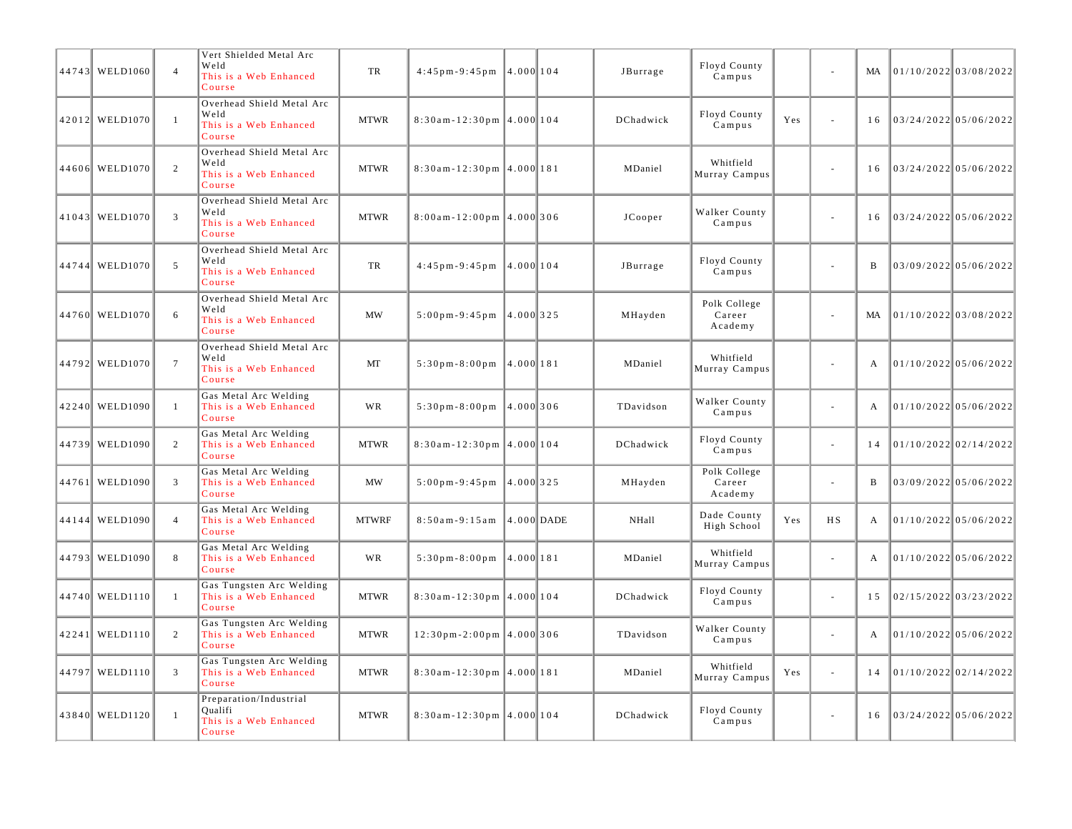| | | | | | | | | | | | | | | |
|---|---|---|---|---|---|---|---|---|---|---|---|---|---|---|
| 44743 | WELD1060 | 4 | Vert Shielded Metal Arc Weld This is a Web Enhanced Course | TR | 4:45pm-9:45pm | 4.000 | 104 | JBurrage | Floyd County Campus | | - | MA | 01/10/2022 | 03/08/2022 |
| 42012 | WELD1070 | 1 | Overhead Shield Metal Arc Weld This is a Web Enhanced Course | MTWR | 8:30am-12:30pm | 4.000 | 104 | DChadwick | Floyd County Campus | Yes | - | 16 | 03/24/2022 | 05/06/2022 |
| 44606 | WELD1070 | 2 | Overhead Shield Metal Arc Weld This is a Web Enhanced Course | MTWR | 8:30am-12:30pm | 4.000 | 181 | MDaniel | Whitfield Murray Campus | | - | 16 | 03/24/2022 | 05/06/2022 |
| 41043 | WELD1070 | 3 | Overhead Shield Metal Arc Weld This is a Web Enhanced Course | MTWR | 8:00am-12:00pm | 4.000 | 306 | JCooper | Walker County Campus | | - | 16 | 03/24/2022 | 05/06/2022 |
| 44744 | WELD1070 | 5 | Overhead Shield Metal Arc Weld This is a Web Enhanced Course | TR | 4:45pm-9:45pm | 4.000 | 104 | JBurrage | Floyd County Campus | | - | B | 03/09/2022 | 05/06/2022 |
| 44760 | WELD1070 | 6 | Overhead Shield Metal Arc Weld This is a Web Enhanced Course | MW | 5:00pm-9:45pm | 4.000 | 325 | MHayden | Polk College Career Academy | | - | MA | 01/10/2022 | 03/08/2022 |
| 44792 | WELD1070 | 7 | Overhead Shield Metal Arc Weld This is a Web Enhanced Course | MT | 5:30pm-8:00pm | 4.000 | 181 | MDaniel | Whitfield Murray Campus | | - | A | 01/10/2022 | 05/06/2022 |
| 42240 | WELD1090 | 1 | Gas Metal Arc Welding This is a Web Enhanced Course | WR | 5:30pm-8:00pm | 4.000 | 306 | TDavidson | Walker County Campus | | - | A | 01/10/2022 | 05/06/2022 |
| 44739 | WELD1090 | 2 | Gas Metal Arc Welding This is a Web Enhanced Course | MTWR | 8:30am-12:30pm | 4.000 | 104 | DChadwick | Floyd County Campus | | - | 14 | 01/10/2022 | 02/14/2022 |
| 44761 | WELD1090 | 3 | Gas Metal Arc Welding This is a Web Enhanced Course | MW | 5:00pm-9:45pm | 4.000 | 325 | MHayden | Polk College Career Academy | | - | B | 03/09/2022 | 05/06/2022 |
| 44144 | WELD1090 | 4 | Gas Metal Arc Welding This is a Web Enhanced Course | MTWRF | 8:50am-9:15am | 4.000 | DADE | NHall | Dade County High School | Yes | HS | A | 01/10/2022 | 05/06/2022 |
| 44793 | WELD1090 | 8 | Gas Metal Arc Welding This is a Web Enhanced Course | WR | 5:30pm-8:00pm | 4.000 | 181 | MDaniel | Whitfield Murray Campus | | - | A | 01/10/2022 | 05/06/2022 |
| 44740 | WELD1110 | 1 | Gas Tungsten Arc Welding This is a Web Enhanced Course | MTWR | 8:30am-12:30pm | 4.000 | 104 | DChadwick | Floyd County Campus | | - | 15 | 02/15/2022 | 03/23/2022 |
| 42241 | WELD1110 | 2 | Gas Tungsten Arc Welding This is a Web Enhanced Course | MTWR | 12:30pm-2:00pm | 4.000 | 306 | TDavidson | Walker County Campus | | - | A | 01/10/2022 | 05/06/2022 |
| 44797 | WELD1110 | 3 | Gas Tungsten Arc Welding This is a Web Enhanced Course | MTWR | 8:30am-12:30pm | 4.000 | 181 | MDaniel | Whitfield Murray Campus | Yes | - | 14 | 01/10/2022 | 02/14/2022 |
| 43840 | WELD1120 | 1 | Preparation/Industrial Qualifi This is a Web Enhanced Course | MTWR | 8:30am-12:30pm | 4.000 | 104 | DChadwick | Floyd County Campus | | - | 16 | 03/24/2022 | 05/06/2022 |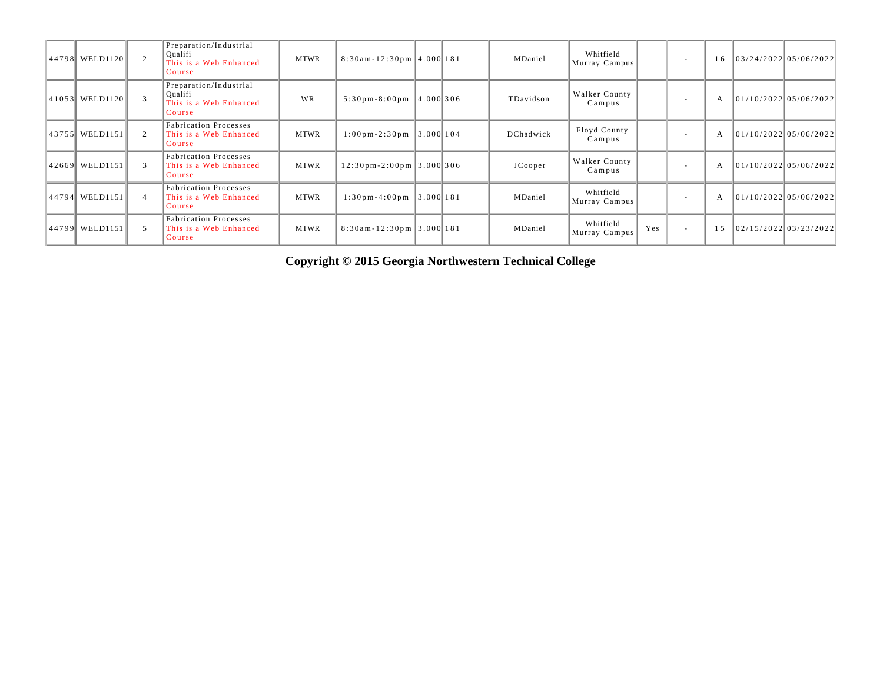| | | | | | | | | | | | | | | | |
|---|---|---|---|---|---|---|---|---|---|---|---|---|---|---|---|
| 44798 | WELD1120 | 2 | Preparation/Industrial Qualifi This is a Web Enhanced Course | MTWR | 8:30am-12:30pm | 4.000 | 181 | | MDaniel | Whitfield Murray Campus | | - | 16 | 03/24/2022 | 05/06/2022 |
| 41053 | WELD1120 | 3 | Preparation/Industrial Qualifi This is a Web Enhanced Course | WR | 5:30pm-8:00pm | 4.000 | 306 | | TDavidson | Walker County Campus | | - | A | 01/10/2022 | 05/06/2022 |
| 43755 | WELD1151 | 2 | Fabrication Processes This is a Web Enhanced Course | MTWR | 1:00pm-2:30pm | 3.000 | 104 | | DChadwick | Floyd County Campus | | - | A | 01/10/2022 | 05/06/2022 |
| 42669 | WELD1151 | 3 | Fabrication Processes This is a Web Enhanced Course | MTWR | 12:30pm-2:00pm | 3.000 | 306 | | JCooper | Walker County Campus | | - | A | 01/10/2022 | 05/06/2022 |
| 44794 | WELD1151 | 4 | Fabrication Processes This is a Web Enhanced Course | MTWR | 1:30pm-4:00pm | 3.000 | 181 | | MDaniel | Whitfield Murray Campus | | - | A | 01/10/2022 | 05/06/2022 |
| 44799 | WELD1151 | 5 | Fabrication Processes This is a Web Enhanced Course | MTWR | 8:30am-12:30pm | 3.000 | 181 | | MDaniel | Whitfield Murray Campus | Yes | - | 15 | 02/15/2022 | 03/23/2022 |

**Copyright © 2015 Georgia Northwestern Technical College**